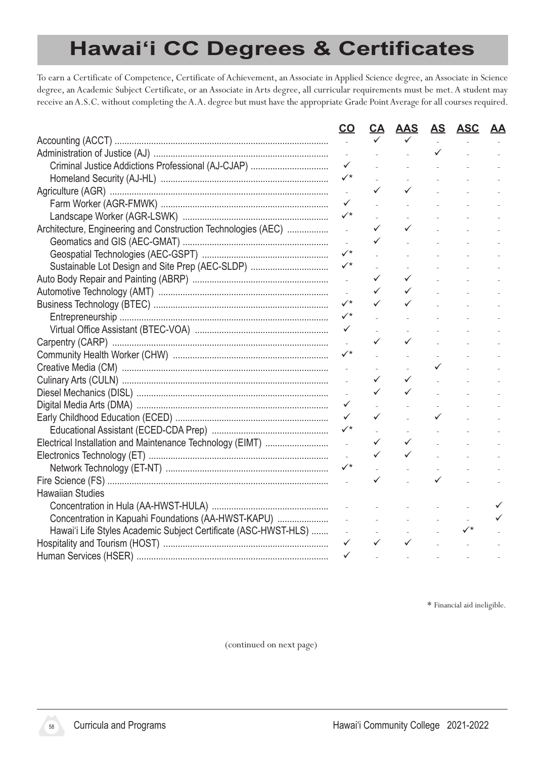# Hawai'i CC Degrees & Certificates

To earn a Certificate of Competence, Certificate of Achievement, an Associate in Applied Science degree, an Associate in Science degree, an Academic Subject Certificate, or an Associate in Arts degree, all curricular requirements must be met. A student may receive an A.S.C. without completing the A.A. degree but must have the appropriate Grade Point Average for all courses required.

| | CO | CA | AAS | AS | ASC | AA |
|---|---|---|---|---|---|---|
| Accounting (ACCT) | - | ✓ | ✓ | - | - | - |
| Administration of Justice (AJ) | - | - | - | ✓ | - | - |
| Criminal Justice Addictions Professional (AJ-CJAP) | ✓ | - | - | - | - | - |
| Homeland Security (AJ-HL) | ✓* | - | - | - | - | - |
| Agriculture (AGR) | - | ✓ | ✓ | - | - | - |
| Farm Worker (AGR-FMWK) | ✓ | - | - | - | - | - |
| Landscape Worker (AGR-LSWK) | ✓* | - | - | - | - | - |
| Architecture, Engineering and Construction Technologies (AEC) | - | ✓ | ✓ | - | - | - |
| Geomatics and GIS (AEC-GMAT) | - | ✓ | - | - | - | - |
| Geospatial Technologies (AEC-GSPT) | ✓* | - | - | - | - | - |
| Sustainable Lot Design and Site Prep (AEC-SLDP) | ✓* | - | - | - | - | - |
| Auto Body Repair and Painting (ABRP) | - | ✓ | ✓ | - | - | - |
| Automotive Technology (AMT) | - | ✓ | ✓ | - | - | - |
| Business Technology (BTEC) | ✓* | ✓ | ✓ | - | - | - |
| Entrepreneurship | ✓* | - | - | - | - | - |
| Virtual Office Assistant (BTEC-VOA) | ✓ | - | - | - | - | - |
| Carpentry (CARP) | - | ✓ | ✓ | - | - | - |
| Community Health Worker (CHW) | ✓* | - | - | - | - | - |
| Creative Media (CM) | - | - | - | ✓ | - | - |
| Culinary Arts (CULN) | - | ✓ | ✓ | - | - | - |
| Diesel Mechanics (DISL) | - | ✓ | ✓ | - | - | - |
| Digital Media Arts (DMA) | ✓ | - | - | - | - | - |
| Early Childhood Education (ECED) | ✓ | ✓ | - | ✓ | - | - |
| Educational Assistant (ECED-CDA Prep) | ✓* | - | - | - | - | - |
| Electrical Installation and Maintenance Technology (EIMT) | - | ✓ | ✓ | - | - | - |
| Electronics Technology (ET) | - | ✓ | ✓ | - | - | - |
| Network Technology (ET-NT) | ✓* | - | - | - | - | - |
| Fire Science (FS) | - | ✓ | - | ✓ | - | - |
| Hawaiian Studies | | | | | | |
| Concentration in Hula (AA-HWST-HULA) | - | - | - | - | - | ✓ |
| Concentration in Kapuahi Foundations (AA-HWST-KAPU) | - | - | - | - | - | ✓ |
| Hawai'i Life Styles Academic Subject Certificate (ASC-HWST-HLS) | - | - | - | - | ✓* | - |
| Hospitality and Tourism (HOST) | ✓ | ✓ | ✓ | - | - | - |
| Human Services (HSER) | ✓ | - | - | - | - | - |

\* Financial aid ineligible.

(continued on next page)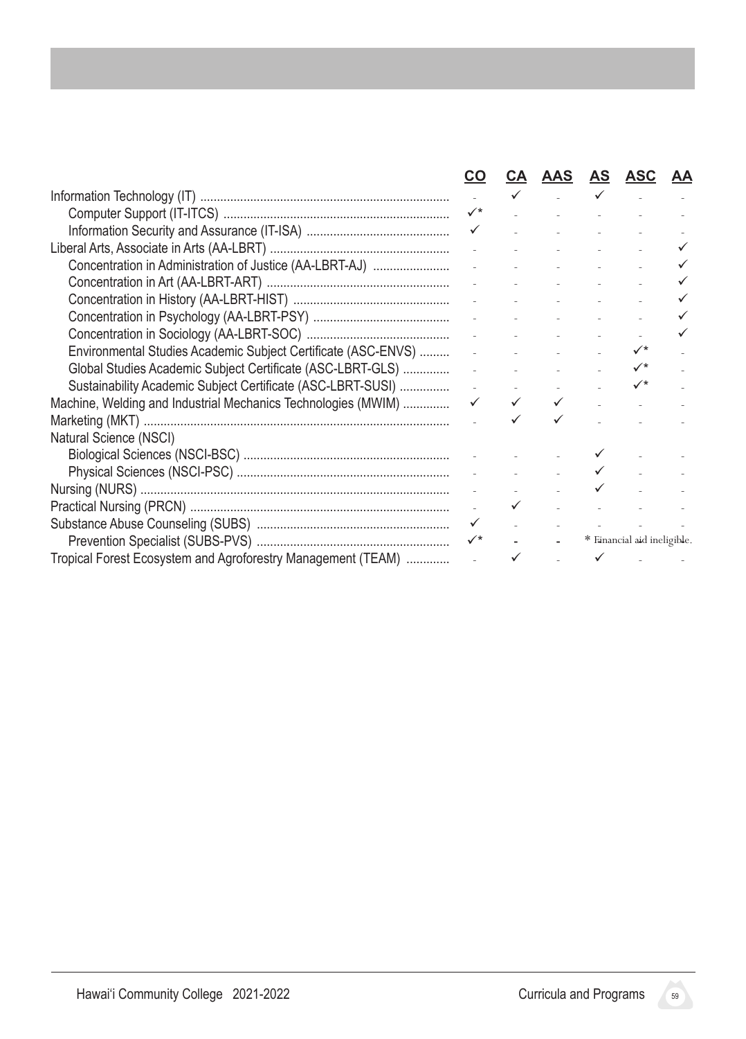| | CO | CA | AAS | AS | ASC | AA |
|---|---|---|---|---|---|---|
| Information Technology (IT) | - | ✓ | - | ✓ | - | - |
| Computer Support (IT-ITCS) | ✓* | - | - | - | - | - |
| Information Security and Assurance (IT-ISA) | ✓ | - | - | - | - | - |
| Liberal Arts, Associate in Arts (AA-LBRT) | - | - | - | - | - | ✓ |
| Concentration in Administration of Justice (AA-LBRT-AJ) | - | - | - | - | - | ✓ |
| Concentration in Art (AA-LBRT-ART) | - | - | - | - | - | ✓ |
| Concentration in History (AA-LBRT-HIST) | - | - | - | - | - | ✓ |
| Concentration in Psychology (AA-LBRT-PSY) | - | - | - | - | - | ✓ |
| Concentration in Sociology (AA-LBRT-SOC) | - | - | - | - | - | ✓ |
| Environmental Studies Academic Subject Certificate (ASC-ENVS) | - | - | - | - | ✓* | - |
| Global Studies Academic Subject Certificate (ASC-LBRT-GLS) | - | - | - | - | ✓* | - |
| Sustainability Academic Subject Certificate (ASC-LBRT-SUSI) | - | - | - | - | ✓* | - |
| Machine, Welding and Industrial Mechanics Technologies (MWIM) | ✓ | ✓ | ✓ | - | - | - |
| Marketing (MKT) | - | ✓ | ✓ | - | - | - |
| Natural Science (NSCI) | | | | | | |
| Biological Sciences (NSCI-BSC) | - | - | - | ✓ | - | - |
| Physical Sciences (NSCI-PSC) | - | - | - | ✓ | - | - |
| Nursing (NURS) | - | - | - | ✓ | - | - |
| Practical Nursing (PRCN) | - | ✓ | - | - | - | - |
| Substance Abuse Counseling (SUBS) | ✓ | - | - | - | - | - |
| Prevention Specialist (SUBS-PVS) | ✓* | - | - | | | |
| Tropical Forest Ecosystem and Agroforestry Management (TEAM) | - | ✓ | - | ✓ | - | - |

* Financial aid ineligible.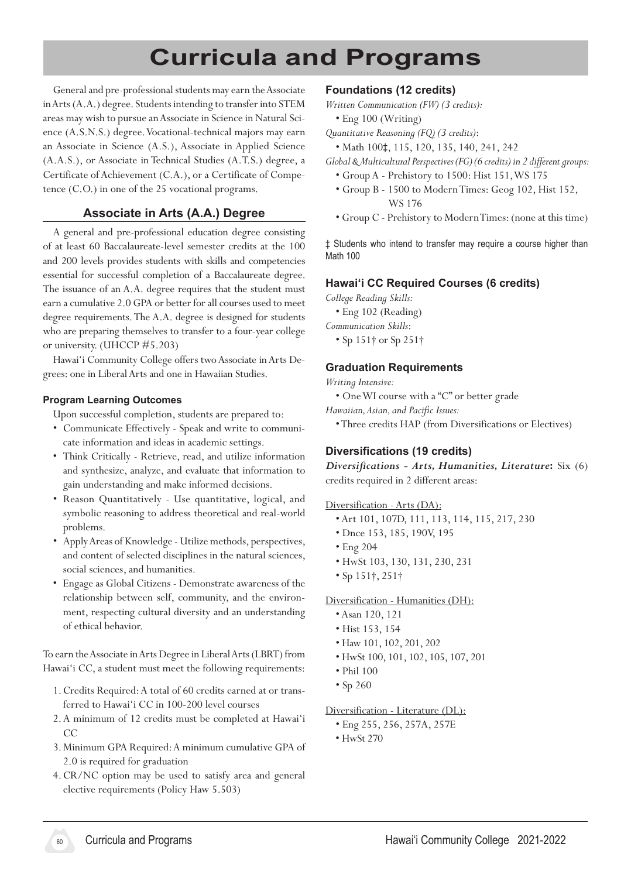# Curricula and Programs

General and pre-professional students may earn the Associate in Arts (A.A.) degree. Students intending to transfer into STEM areas may wish to pursue an Associate in Science in Natural Science (A.S.N.S.) degree. Vocational-technical majors may earn an Associate in Science (A.S.), Associate in Applied Science (A.A.S.), or Associate in Technical Studies (A.T.S.) degree, a Certificate of Achievement (C.A.), or a Certificate of Competence (C.O.) in one of the 25 vocational programs.

## Associate in Arts (A.A.) Degree

A general and pre-professional education degree consisting of at least 60 Baccalaureate-level semester credits at the 100 and 200 levels provides students with skills and competencies essential for successful completion of a Baccalaureate degree. The issuance of an A.A. degree requires that the student must earn a cumulative 2.0 GPA or better for all courses used to meet degree requirements. The A.A. degree is designed for students who are preparing themselves to transfer to a four-year college or university. (UHCCP #5.203)

Hawai'i Community College offers two Associate in Arts Degrees: one in Liberal Arts and one in Hawaiian Studies.

#### Program Learning Outcomes

Upon successful completion, students are prepared to:

- Communicate Effectively - Speak and write to communicate information and ideas in academic settings.
- Think Critically - Retrieve, read, and utilize information and synthesize, analyze, and evaluate that information to gain understanding and make informed decisions.
- Reason Quantitatively - Use quantitative, logical, and symbolic reasoning to address theoretical and real-world problems.
- Apply Areas of Knowledge - Utilize methods, perspectives, and content of selected disciplines in the natural sciences, social sciences, and humanities.
- Engage as Global Citizens - Demonstrate awareness of the relationship between self, community, and the environment, respecting cultural diversity and an understanding of ethical behavior.

To earn the Associate in Arts Degree in Liberal Arts (LBRT) from Hawai'i CC, a student must meet the following requirements:

1. Credits Required: A total of 60 credits earned at or transferred to Hawai'i CC in 100-200 level courses
2. A minimum of 12 credits must be completed at Hawai'i CC
3. Minimum GPA Required: A minimum cumulative GPA of 2.0 is required for graduation
4. CR/NC option may be used to satisfy area and general elective requirements (Policy Haw 5.503)

### Foundations (12 credits)

*Written Communication (FW) (3 credits):*
- Eng 100 (Writing)

*Quantitative Reasoning (FQ) (3 credits)*:
- Math 100‡, 115, 120, 135, 140, 241, 242

*Global & Multicultural Perspectives (FG) (6 credits) in 2 different groups:*
- Group A - Prehistory to 1500: Hist 151, WS 175
- Group B - 1500 to Modern Times: Geog 102, Hist 152, WS 176
- Group C - Prehistory to Modern Times: (none at this time)

‡ Students who intend to transfer may require a course higher than Math 100

### Hawai'i CC Required Courses (6 credits)

*College Reading Skills:*
- Eng 102 (Reading)

*Communication Skills*:
- Sp 151† or Sp 251†

### Graduation Requirements

*Writing Intensive:*
- One WI course with a "C" or better grade

*Hawaiian, Asian, and Pacific Issues:*
- Three credits HAP (from Diversifications or Electives)

### Diversifications (19 credits)

***Diversifications - Arts, Humanities, Literature*:** Six (6) credits required in 2 different areas:

Diversification - Arts (DA):
- Art 101, 107D, 111, 113, 114, 115, 217, 230
- Dnce 153, 185, 190V, 195
- Eng 204
- HwSt 103, 130, 131, 230, 231
- Sp 151†, 251†

Diversification - Humanities (DH):
- Asan 120, 121
- Hist 153, 154
- Haw 101, 102, 201, 202
- HwSt 100, 101, 102, 105, 107, 201
- Phil 100
- Sp 260

Diversification - Literature (DL):
- Eng 255, 256, 257A, 257E
- HwSt 270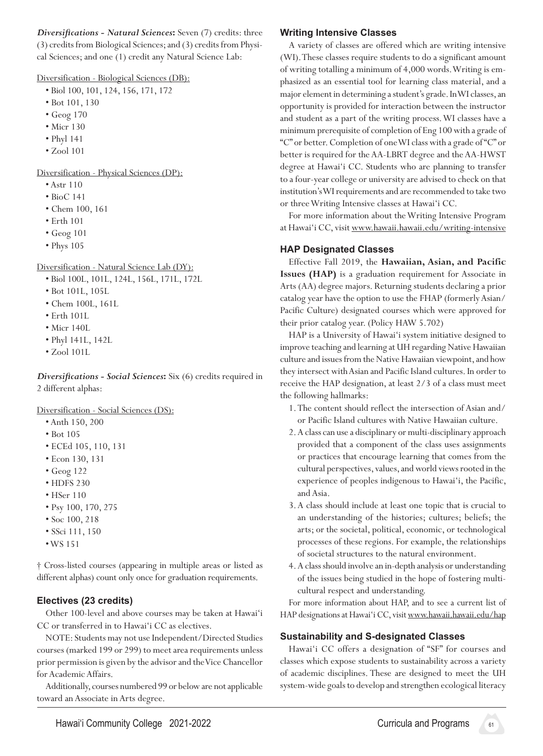***Diversifications - Natural Sciences*:** Seven (7) credits: three (3) credits from Biological Sciences; and (3) credits from Physical Sciences; and one (1) credit any Natural Science Lab:

Diversification - Biological Sciences (DB):

- Biol 100, 101, 124, 156, 171, 172
- Bot 101, 130
- Geog 170
- Micr 130
- Phyl 141
- Zool 101

Diversification - Physical Sciences (DP):

- Astr 110
- BioC 141
- Chem 100, 161
- Erth 101
- Geog 101
- Phys 105

Diversification - Natural Science Lab (DY):

- Biol 100L, 101L, 124L, 156L, 171L, 172L
- Bot 101L, 105L
- Chem 100L, 161L
- Erth 101L
- Micr 140L
- Phyl 141L, 142L
- Zool 101L

***Diversifications - Social Sciences*:** Six (6) credits required in 2 different alphas:

Diversification - Social Sciences (DS):

- Anth 150, 200
- Bot 105
- ECEd 105, 110, 131
- Econ 130, 131
- Geog 122
- HDFS 230
- HSer 110
- Psy 100, 170, 275
- Soc 100, 218
- SSci 111, 150
- WS 151

† Cross-listed courses (appearing in multiple areas or listed as different alphas) count only once for graduation requirements.

### Electives (23 credits)

Other 100-level and above courses may be taken at Hawaiʻi CC or transferred in to Hawaiʻi CC as electives.

NOTE: Students may not use Independent/Directed Studies courses (marked 199 or 299) to meet area requirements unless prior permission is given by the advisor and the Vice Chancellor for Academic Affairs.

Additionally, courses numbered 99 or below are not applicable toward an Associate in Arts degree.

### Writing Intensive Classes

A variety of classes are offered which are writing intensive (WI). These classes require students to do a significant amount of writing totalling a minimum of 4,000 words. Writing is emphasized as an essential tool for learning class material, and a major element in determining a student's grade. In WI classes, an opportunity is provided for interaction between the instructor and student as a part of the writing process. WI classes have a minimum prerequisite of completion of Eng 100 with a grade of "C" or better. Completion of one WI class with a grade of "C" or better is required for the AA-LBRT degree and the AA-HWST degree at Hawaiʻi CC. Students who are planning to transfer to a four-year college or university are advised to check on that institution's WI requirements and are recommended to take two or three Writing Intensive classes at Hawaiʻi CC.

For more information about the Writing Intensive Program at Hawaiʻi CC, visit www.hawaii.hawaii.edu/writing-intensive

### HAP Designated Classes

Effective Fall 2019, the **Hawaiian, Asian, and Pacific Issues (HAP)** is a graduation requirement for Associate in Arts (AA) degree majors. Returning students declaring a prior catalog year have the option to use the FHAP (formerly Asian/Pacific Culture) designated courses which were approved for their prior catalog year. (Policy HAW 5.702)

HAP is a University of Hawaiʻi system initiative designed to improve teaching and learning at UH regarding Native Hawaiian culture and issues from the Native Hawaiian viewpoint, and how they intersect with Asian and Pacific Island cultures. In order to receive the HAP designation, at least 2/3 of a class must meet the following hallmarks:

1. The content should reflect the intersection of Asian and/or Pacific Island cultures with Native Hawaiian culture.
2. A class can use a disciplinary or multi-disciplinary approach provided that a component of the class uses assignments or practices that encourage learning that comes from the cultural perspectives, values, and world views rooted in the experience of peoples indigenous to Hawaiʻi, the Pacific, and Asia.
3. A class should include at least one topic that is crucial to an understanding of the histories; cultures; beliefs; the arts; or the societal, political, economic, or technological processes of these regions. For example, the relationships of societal structures to the natural environment.
4. A class should involve an in-depth analysis or understanding of the issues being studied in the hope of fostering multicultural respect and understanding.

For more information about HAP, and to see a current list of HAP designations at Hawaiʻi CC, visit www.hawaii.hawaii.edu/hap

### Sustainability and S-designated Classes

Hawaiʻi CC offers a designation of "SF" for courses and classes which expose students to sustainability across a variety of academic disciplines. These are designed to meet the UH system-wide goals to develop and strengthen ecological literacy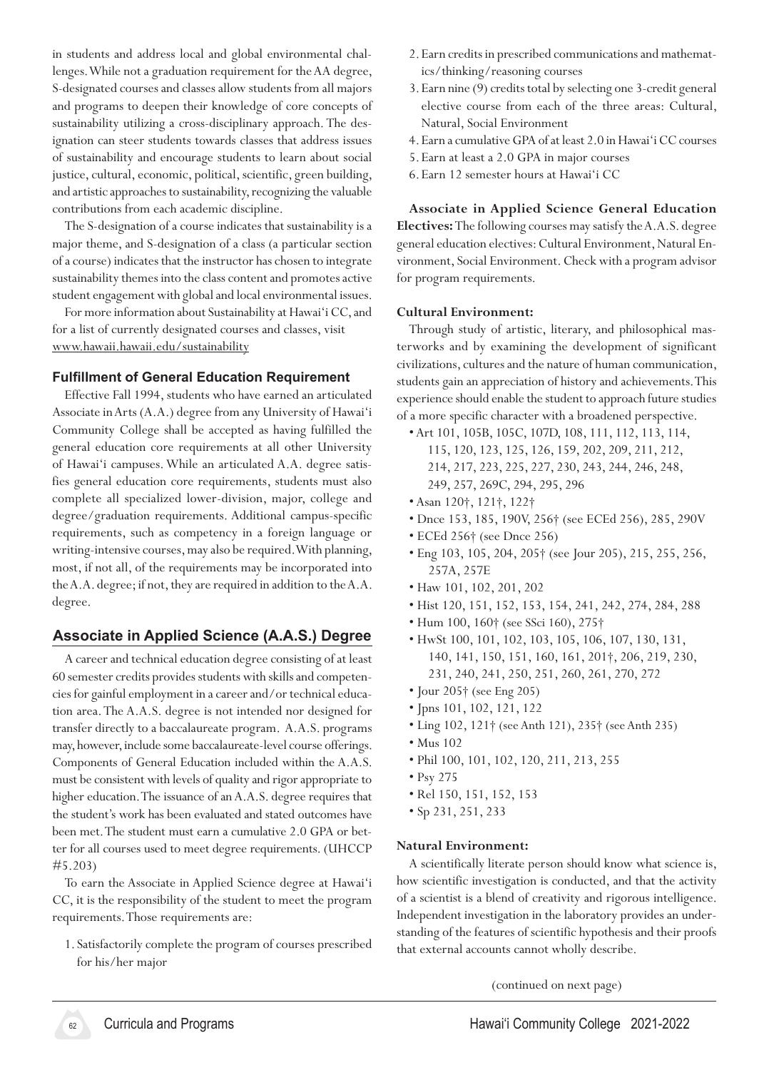in students and address local and global environmental challenges. While not a graduation requirement for the AA degree, S-designated courses and classes allow students from all majors and programs to deepen their knowledge of core concepts of sustainability utilizing a cross-disciplinary approach. The designation can steer students towards classes that address issues of sustainability and encourage students to learn about social justice, cultural, economic, political, scientific, green building, and artistic approaches to sustainability, recognizing the valuable contributions from each academic discipline.

The S-designation of a course indicates that sustainability is a major theme, and S-designation of a class (a particular section of a course) indicates that the instructor has chosen to integrate sustainability themes into the class content and promotes active student engagement with global and local environmental issues.

For more information about Sustainability at Hawaiʻi CC, and for a list of currently designated courses and classes, visit www.hawaii.hawaii.edu/sustainability

### Fulfillment of General Education Requirement

Effective Fall 1994, students who have earned an articulated Associate in Arts (A.A.) degree from any University of Hawaiʻi Community College shall be accepted as having fulfilled the general education core requirements at all other University of Hawaiʻi campuses. While an articulated A.A. degree satisfies general education core requirements, students must also complete all specialized lower-division, major, college and degree/graduation requirements. Additional campus-specific requirements, such as competency in a foreign language or writing-intensive courses, may also be required. With planning, most, if not all, of the requirements may be incorporated into the A.A. degree; if not, they are required in addition to the A.A. degree.

## Associate in Applied Science (A.A.S.) Degree

A career and technical education degree consisting of at least 60 semester credits provides students with skills and competencies for gainful employment in a career and/or technical education area. The A.A.S. degree is not intended nor designed for transfer directly to a baccalaureate program. A.A.S. programs may, however, include some baccalaureate-level course offerings. Components of General Education included within the A.A.S. must be consistent with levels of quality and rigor appropriate to higher education. The issuance of an A.A.S. degree requires that the student's work has been evaluated and stated outcomes have been met. The student must earn a cumulative 2.0 GPA or better for all courses used to meet degree requirements. (UHCCP #5.203)

To earn the Associate in Applied Science degree at Hawaiʻi CC, it is the responsibility of the student to meet the program requirements. Those requirements are:

1. Satisfactorily complete the program of courses prescribed for his/her major
2. Earn credits in prescribed communications and mathematics/thinking/reasoning courses
3. Earn nine (9) credits total by selecting one 3-credit general elective course from each of the three areas: Cultural, Natural, Social Environment
4. Earn a cumulative GPA of at least 2.0 in Hawaiʻi CC courses
5. Earn at least a 2.0 GPA in major courses
6. Earn 12 semester hours at Hawaiʻi CC

**Associate in Applied Science General Education Electives:** The following courses may satisfy the A.A.S. degree general education electives: Cultural Environment, Natural Environment, Social Environment. Check with a program advisor for program requirements.

**Cultural Environment:**

Through study of artistic, literary, and philosophical masterworks and by examining the development of significant civilizations, cultures and the nature of human communication, students gain an appreciation of history and achievements. This experience should enable the student to approach future studies of a more specific character with a broadened perspective.

- Art 101, 105B, 105C, 107D, 108, 111, 112, 113, 114, 115, 120, 123, 125, 126, 159, 202, 209, 211, 212, 214, 217, 223, 225, 227, 230, 243, 244, 246, 248, 249, 257, 269C, 294, 295, 296
- Asan 120†, 121†, 122†
- Dnce 153, 185, 190V, 256† (see ECEd 256), 285, 290V
- ECEd 256† (see Dnce 256)
- Eng 103, 105, 204, 205† (see Jour 205), 215, 255, 256, 257A, 257E
- Haw 101, 102, 201, 202
- Hist 120, 151, 152, 153, 154, 241, 242, 274, 284, 288
- Hum 100, 160† (see SSci 160), 275†
- HwSt 100, 101, 102, 103, 105, 106, 107, 130, 131, 140, 141, 150, 151, 160, 161, 201†, 206, 219, 230, 231, 240, 241, 250, 251, 260, 261, 270, 272
- Jour 205† (see Eng 205)
- Jpns 101, 102, 121, 122
- Ling 102, 121† (see Anth 121), 235† (see Anth 235)
- Mus 102
- Phil 100, 101, 102, 120, 211, 213, 255
- Psy 275
- Rel 150, 151, 152, 153
- Sp 231, 251, 233

**Natural Environment:**

A scientifically literate person should know what science is, how scientific investigation is conducted, and that the activity of a scientist is a blend of creativity and rigorous intelligence. Independent investigation in the laboratory provides an understanding of the features of scientific hypothesis and their proofs that external accounts cannot wholly describe.

(continued on next page)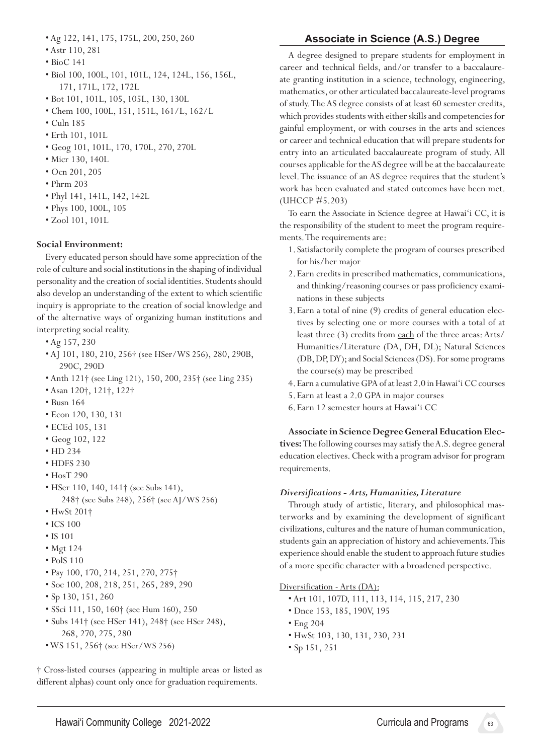- Ag 122, 141, 175, 175L, 200, 250, 260
- Astr 110, 281
- BioC 141
- Biol 100, 100L, 101, 101L, 124, 124L, 156, 156L, 171, 171L, 172, 172L
- Bot 101, 101L, 105, 105L, 130, 130L
- Chem 100, 100L, 151, 151L, 161/L, 162/L
- Culn 185
- Erth 101, 101L
- Geog 101, 101L, 170, 170L, 270, 270L
- Micr 130, 140L
- Ocn 201, 205
- Phrm 203
- Phyl 141, 141L, 142, 142L
- Phys 100, 100L, 105
- Zool 101, 101L

**Social Environment:**

Every educated person should have some appreciation of the role of culture and social institutions in the shaping of individual personality and the creation of social identities. Students should also develop an understanding of the extent to which scientific inquiry is appropriate to the creation of social knowledge and of the alternative ways of organizing human institutions and interpreting social reality.

- Ag 157, 230
- AJ 101, 180, 210, 256† (see HSer/WS 256), 280, 290B, 290C, 290D
- Anth 121† (see Ling 121), 150, 200, 235† (see Ling 235)
- Asan 120†, 121†, 122†
- Busn 164
- Econ 120, 130, 131
- ECEd 105, 131
- Geog 102, 122
- HD 234
- HDFS 230
- HosT 290
- HSer 110, 140, 141† (see Subs 141), 248† (see Subs 248), 256† (see AJ/WS 256)
- HwSt 201†
- ICS 100
- IS 101
- Mgt 124
- PolS 110
- Psy 100, 170, 214, 251, 270, 275†
- Soc 100, 208, 218, 251, 265, 289, 290
- Sp 130, 151, 260
- SSci 111, 150, 160† (see Hum 160), 250
- Subs 141† (see HSer 141), 248† (see HSer 248), 268, 270, 275, 280
- WS 151, 256† (see HSer/WS 256)

† Cross-listed courses (appearing in multiple areas or listed as different alphas) count only once for graduation requirements.

## Associate in Science (A.S.) Degree

A degree designed to prepare students for employment in career and technical fields, and/or transfer to a baccalaureate granting institution in a science, technology, engineering, mathematics, or other articulated baccalaureate-level programs of study. The AS degree consists of at least 60 semester credits, which provides students with either skills and competencies for gainful employment, or with courses in the arts and sciences or career and technical education that will prepare students for entry into an articulated baccalaureate program of study. All courses applicable for the AS degree will be at the baccalaureate level. The issuance of an AS degree requires that the student's work has been evaluated and stated outcomes have been met. (UHCCP #5.203)

To earn the Associate in Science degree at Hawai'i CC, it is the responsibility of the student to meet the program requirements. The requirements are:

1. Satisfactorily complete the program of courses prescribed for his/her major
2. Earn credits in prescribed mathematics, communications, and thinking/reasoning courses or pass proficiency examinations in these subjects
3. Earn a total of nine (9) credits of general education electives by selecting one or more courses with a total of at least three (3) credits from each of the three areas: Arts/Humanities/Literature (DA, DH, DL); Natural Sciences (DB, DP, DY); and Social Sciences (DS). For some programs the course(s) may be prescribed
4. Earn a cumulative GPA of at least 2.0 in Hawai'i CC courses
5. Earn at least a 2.0 GPA in major courses
6. Earn 12 semester hours at Hawai'i CC

**Associate in Science Degree General Education Electives:** The following courses may satisfy the A.S. degree general education electives. Check with a program advisor for program requirements.

***Diversifications - Arts, Humanities, Literature***

Through study of artistic, literary, and philosophical masterworks and by examining the development of significant civilizations, cultures and the nature of human communication, students gain an appreciation of history and achievements. This experience should enable the student to approach future studies of a more specific character with a broadened perspective.

Diversification - Arts (DA):

- Art 101, 107D, 111, 113, 114, 115, 217, 230
- Dnce 153, 185, 190V, 195
- Eng 204
- HwSt 103, 130, 131, 230, 231
- Sp 151, 251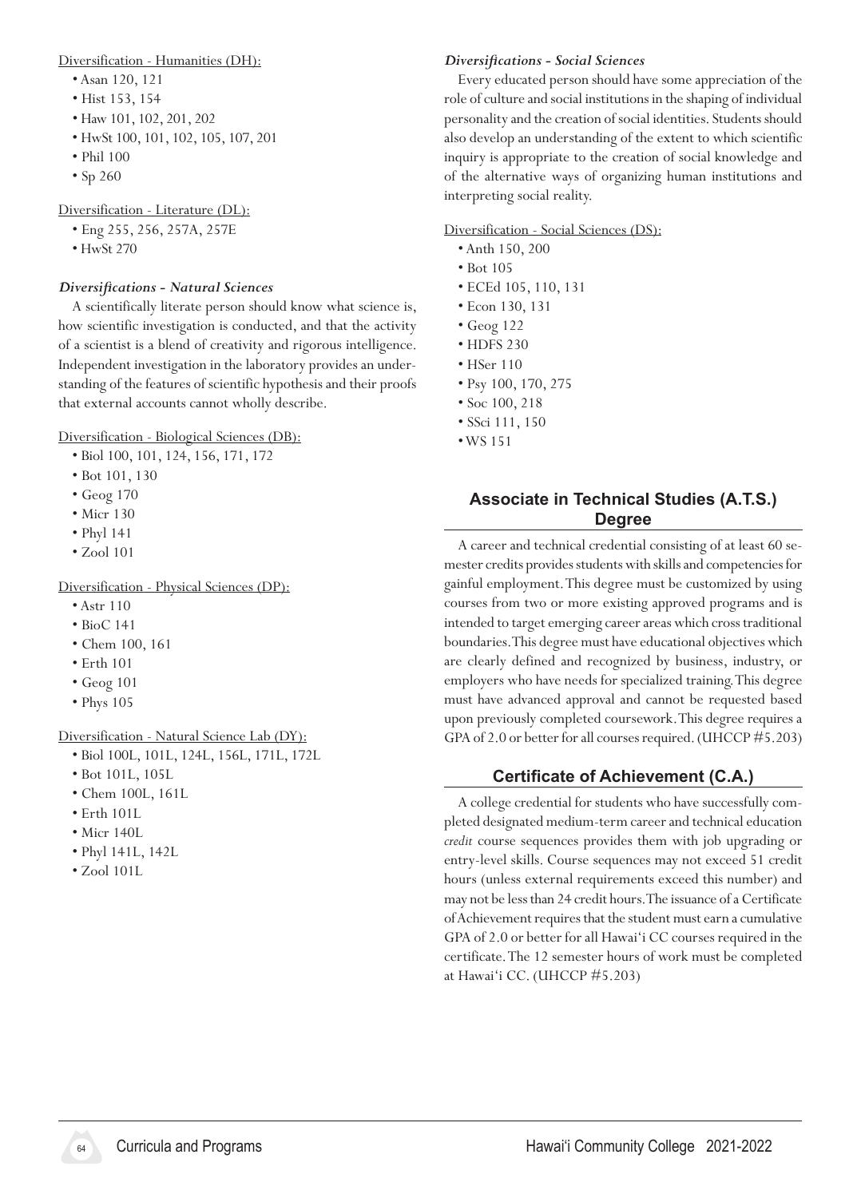Diversification - Humanities (DH):

- Asan 120, 121
- Hist 153, 154
- Haw 101, 102, 201, 202
- HwSt 100, 101, 102, 105, 107, 201
- Phil 100
- Sp 260

Diversification - Literature (DL):

- Eng 255, 256, 257A, 257E
- HwSt 270

### *Diversifications - Natural Sciences*

A scientifically literate person should know what science is, how scientific investigation is conducted, and that the activity of a scientist is a blend of creativity and rigorous intelligence. Independent investigation in the laboratory provides an understanding of the features of scientific hypothesis and their proofs that external accounts cannot wholly describe.

Diversification - Biological Sciences (DB):

- Biol 100, 101, 124, 156, 171, 172
- Bot 101, 130
- Geog 170
- Micr 130
- Phyl 141
- Zool 101

Diversification - Physical Sciences (DP):

- Astr 110
- BioC 141
- Chem 100, 161
- Erth 101
- Geog 101
- Phys 105

Diversification - Natural Science Lab (DY):

- Biol 100L, 101L, 124L, 156L, 171L, 172L
- Bot 101L, 105L
- Chem 100L, 161L
- Erth 101L
- Micr 140L
- Phyl 141L, 142L
- Zool 101L

### *Diversifications - Social Sciences*

Every educated person should have some appreciation of the role of culture and social institutions in the shaping of individual personality and the creation of social identities. Students should also develop an understanding of the extent to which scientific inquiry is appropriate to the creation of social knowledge and of the alternative ways of organizing human institutions and interpreting social reality.

Diversification - Social Sciences (DS):

- Anth 150, 200
- Bot 105
- ECEd 105, 110, 131
- Econ 130, 131
- Geog 122
- HDFS 230
- HSer 110
- Psy 100, 170, 275
- Soc 100, 218
- SSci 111, 150
- WS 151

## Associate in Technical Studies (A.T.S.) Degree

A career and technical credential consisting of at least 60 semester credits provides students with skills and competencies for gainful employment. This degree must be customized by using courses from two or more existing approved programs and is intended to target emerging career areas which cross traditional boundaries. This degree must have educational objectives which are clearly defined and recognized by business, industry, or employers who have needs for specialized training. This degree must have advanced approval and cannot be requested based upon previously completed coursework. This degree requires a GPA of 2.0 or better for all courses required. (UHCCP #5.203)

## Certificate of Achievement (C.A.)

A college credential for students who have successfully completed designated medium-term career and technical education *credit* course sequences provides them with job upgrading or entry-level skills. Course sequences may not exceed 51 credit hours (unless external requirements exceed this number) and may not be less than 24 credit hours. The issuance of a Certificate of Achievement requires that the student must earn a cumulative GPA of 2.0 or better for all Hawai'i CC courses required in the certificate. The 12 semester hours of work must be completed at Hawai'i CC. (UHCCP #5.203)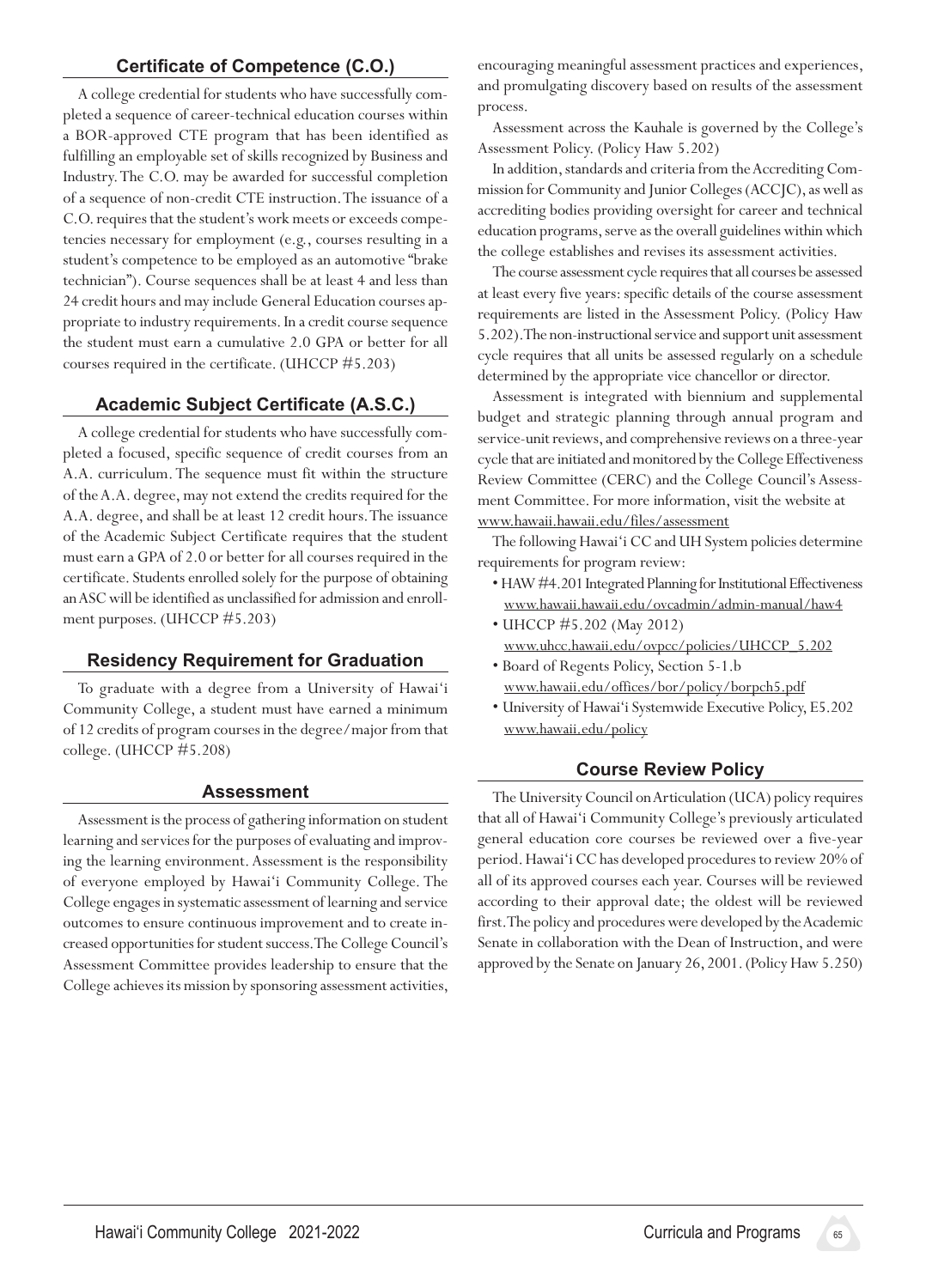## Certificate of Competence (C.O.)

A college credential for students who have successfully completed a sequence of career-technical education courses within a BOR-approved CTE program that has been identified as fulfilling an employable set of skills recognized by Business and Industry. The C.O. may be awarded for successful completion of a sequence of non-credit CTE instruction. The issuance of a C.O. requires that the student's work meets or exceeds competencies necessary for employment (e.g., courses resulting in a student's competence to be employed as an automotive "brake technician"). Course sequences shall be at least 4 and less than 24 credit hours and may include General Education courses appropriate to industry requirements. In a credit course sequence the student must earn a cumulative 2.0 GPA or better for all courses required in the certificate. (UHCCP #5.203)

## Academic Subject Certificate (A.S.C.)

A college credential for students who have successfully completed a focused, specific sequence of credit courses from an A.A. curriculum. The sequence must fit within the structure of the A.A. degree, may not extend the credits required for the A.A. degree, and shall be at least 12 credit hours. The issuance of the Academic Subject Certificate requires that the student must earn a GPA of 2.0 or better for all courses required in the certificate. Students enrolled solely for the purpose of obtaining an ASC will be identified as unclassified for admission and enrollment purposes. (UHCCP #5.203)

## Residency Requirement for Graduation

To graduate with a degree from a University of Hawai'i Community College, a student must have earned a minimum of 12 credits of program courses in the degree/major from that college. (UHCCP #5.208)

## Assessment

Assessment is the process of gathering information on student learning and services for the purposes of evaluating and improving the learning environment. Assessment is the responsibility of everyone employed by Hawai'i Community College. The College engages in systematic assessment of learning and service outcomes to ensure continuous improvement and to create increased opportunities for student success. The College Council's Assessment Committee provides leadership to ensure that the College achieves its mission by sponsoring assessment activities, encouraging meaningful assessment practices and experiences, and promulgating discovery based on results of the assessment process.

Assessment across the Kauhale is governed by the College's Assessment Policy. (Policy Haw 5.202)

In addition, standards and criteria from the Accrediting Commission for Community and Junior Colleges (ACCJC), as well as accrediting bodies providing oversight for career and technical education programs, serve as the overall guidelines within which the college establishes and revises its assessment activities.

The course assessment cycle requires that all courses be assessed at least every five years: specific details of the course assessment requirements are listed in the Assessment Policy. (Policy Haw 5.202). The non-instructional service and support unit assessment cycle requires that all units be assessed regularly on a schedule determined by the appropriate vice chancellor or director.

Assessment is integrated with biennium and supplemental budget and strategic planning through annual program and service-unit reviews, and comprehensive reviews on a three-year cycle that are initiated and monitored by the College Effectiveness Review Committee (CERC) and the College Council's Assessment Committee. For more information, visit the website at www.hawaii.hawaii.edu/files/assessment

The following Hawai'i CC and UH System policies determine requirements for program review:

- HAW #4.201 Integrated Planning for Institutional Effectiveness www.hawaii.hawaii.edu/ovcadmin/admin-manual/haw4
- UHCCP #5.202 (May 2012) www.uhcc.hawaii.edu/ovpcc/policies/UHCCP_5.202
- Board of Regents Policy, Section 5-1.b www.hawaii.edu/offices/bor/policy/borpch5.pdf
- University of Hawai'i Systemwide Executive Policy, E5.202 www.hawaii.edu/policy

## Course Review Policy

The University Council on Articulation (UCA) policy requires that all of Hawai'i Community College's previously articulated general education core courses be reviewed over a five-year period. Hawai'i CC has developed procedures to review 20% of all of its approved courses each year. Courses will be reviewed according to their approval date; the oldest will be reviewed first. The policy and procedures were developed by the Academic Senate in collaboration with the Dean of Instruction, and were approved by the Senate on January 26, 2001. (Policy Haw 5.250)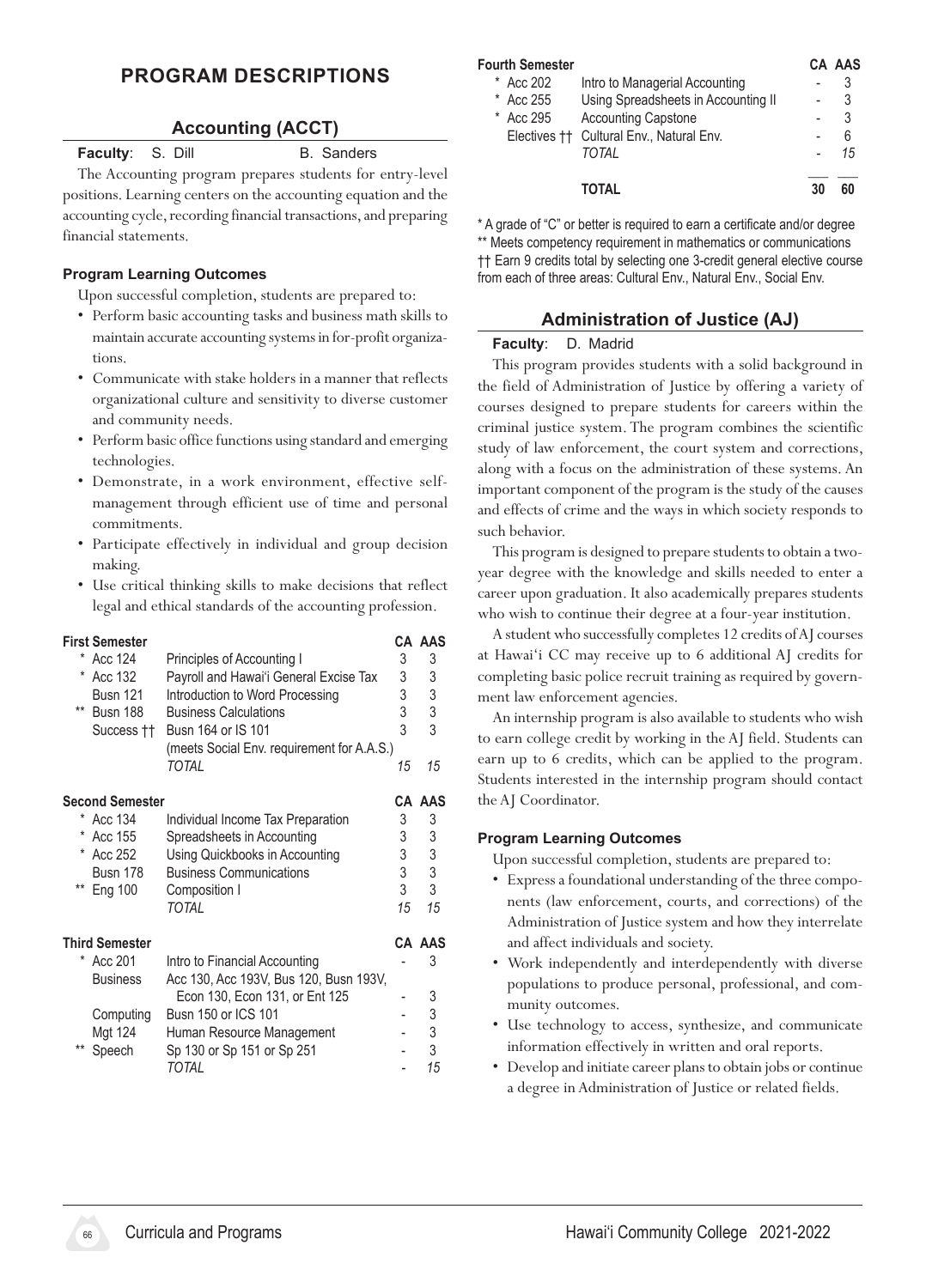# PROGRAM DESCRIPTIONS

## Accounting (ACCT)

**Faculty**: S. Dill B. Sanders

The Accounting program prepares students for entry-level positions. Learning centers on the accounting equation and the accounting cycle, recording financial transactions, and preparing financial statements.

### Program Learning Outcomes

Upon successful completion, students are prepared to:

- Perform basic accounting tasks and business math skills to maintain accurate accounting systems in for-profit organizations.
- Communicate with stake holders in a manner that reflects organizational culture and sensitivity to diverse customer and community needs.
- Perform basic office functions using standard and emerging technologies.
- Demonstrate, in a work environment, effective self-management through efficient use of time and personal commitments.
- Participate effectively in individual and group decision making.
- Use critical thinking skills to make decisions that reflect legal and ethical standards of the accounting profession.

| First Semester | | CA | AAS |
|---|---|---|---|
| * Acc 124 | Principles of Accounting I | 3 | 3 |
| * Acc 132 | Payroll and Hawai'i General Excise Tax | 3 | 3 |
| Busn 121 | Introduction to Word Processing | 3 | 3 |
| ** Busn 188 | Business Calculations | 3 | 3 |
| Success †† | Busn 164 or IS 101 (meets Social Env. requirement for A.A.S.) | 3 | 3 |
| | *TOTAL* | *15* | *15* |

| Second Semester | | CA | AAS |
|---|---|---|---|
| * Acc 134 | Individual Income Tax Preparation | 3 | 3 |
| * Acc 155 | Spreadsheets in Accounting | 3 | 3 |
| * Acc 252 | Using Quickbooks in Accounting | 3 | 3 |
| Busn 178 | Business Communications | 3 | 3 |
| ** Eng 100 | Composition I | 3 | 3 |
| | *TOTAL* | *15* | *15* |

| Third Semester | | CA | AAS |
|---|---|---|---|
| * Acc 201 | Intro to Financial Accounting | - | 3 |
| Business | Acc 130, Acc 193V, Bus 120, Busn 193V, Econ 130, Econ 131, or Ent 125 | - | 3 |
| Computing | Busn 150 or ICS 101 | - | 3 |
| Mgt 124 | Human Resource Management | - | 3 |
| ** Speech | Sp 130 or Sp 151 or Sp 251 | - | 3 |
| | *TOTAL* | - | *15* |

| Fourth Semester | | CA | AAS |
|---|---|---|---|
| * Acc 202 | Intro to Managerial Accounting | - | 3 |
| * Acc 255 | Using Spreadsheets in Accounting II | - | 3 |
| * Acc 295 | Accounting Capstone | - | 3 |
| Electives †† | Cultural Env., Natural Env. | - | 6 |
| | *TOTAL* | - | *15* |
| | **TOTAL** | **30** | **60** |

\* A grade of "C" or better is required to earn a certificate and/or degree
** Meets competency requirement in mathematics or communications
†† Earn 9 credits total by selecting one 3-credit general elective course from each of three areas: Cultural Env., Natural Env., Social Env.

## Administration of Justice (AJ)

**Faculty**: D. Madrid

This program provides students with a solid background in the field of Administration of Justice by offering a variety of courses designed to prepare students for careers within the criminal justice system. The program combines the scientific study of law enforcement, the court system and corrections, along with a focus on the administration of these systems. An important component of the program is the study of the causes and effects of crime and the ways in which society responds to such behavior.

This program is designed to prepare students to obtain a two-year degree with the knowledge and skills needed to enter a career upon graduation. It also academically prepares students who wish to continue their degree at a four-year institution.

A student who successfully completes 12 credits of AJ courses at Hawai'i CC may receive up to 6 additional AJ credits for completing basic police recruit training as required by government law enforcement agencies.

An internship program is also available to students who wish to earn college credit by working in the AJ field. Students can earn up to 6 credits, which can be applied to the program. Students interested in the internship program should contact the AJ Coordinator.

### Program Learning Outcomes

Upon successful completion, students are prepared to:

- Express a foundational understanding of the three components (law enforcement, courts, and corrections) of the Administration of Justice system and how they interrelate and affect individuals and society.
- Work independently and interdependently with diverse populations to produce personal, professional, and community outcomes.
- Use technology to access, synthesize, and communicate information effectively in written and oral reports.
- Develop and initiate career plans to obtain jobs or continue a degree in Administration of Justice or related fields.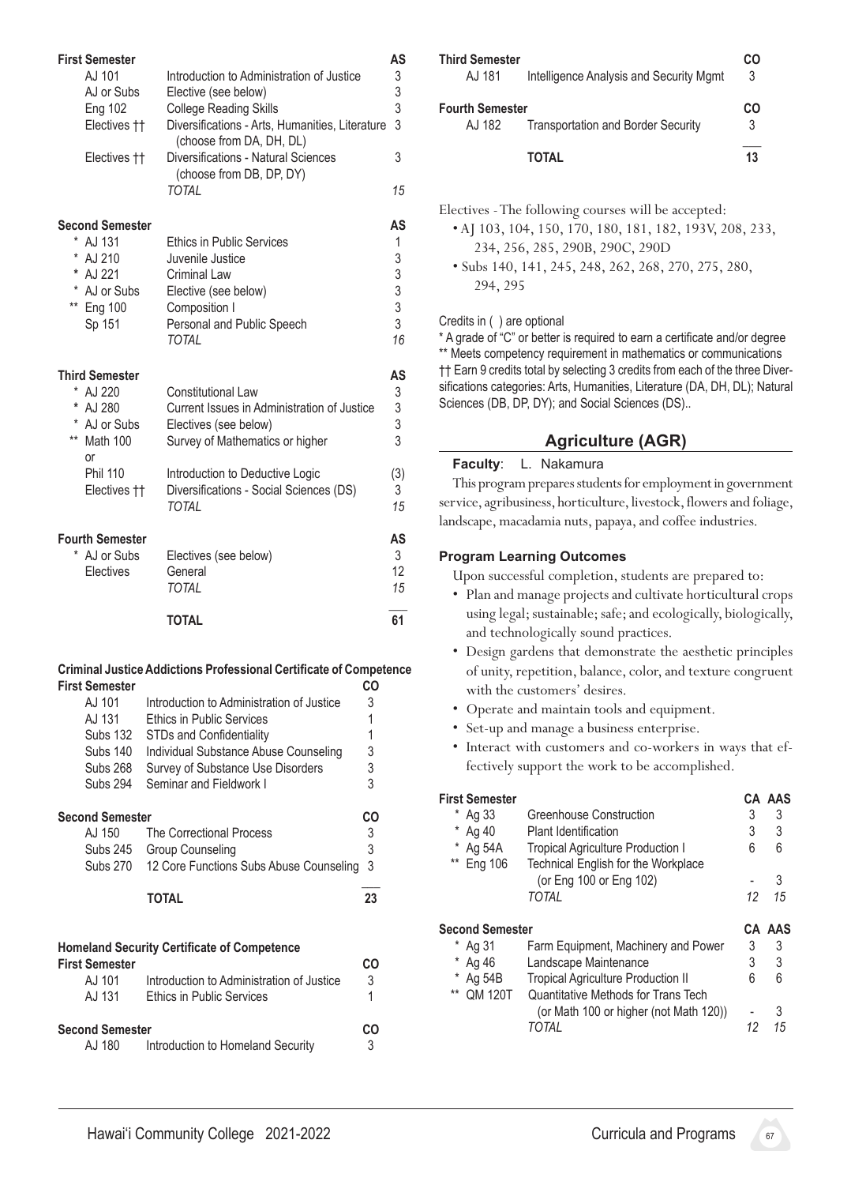| First Semester | | AS |
|---|---|---|
| AJ 101 | Introduction to Administration of Justice | 3 |
| AJ or Subs | Elective (see below) | 3 |
| Eng 102 | College Reading Skills | 3 |
| Electives †† | Diversifications - Arts, Humanities, Literature (choose from DA, DH, DL) | 3 |
| Electives †† | Diversifications - Natural Sciences (choose from DB, DP, DY) | 3 |
| | *TOTAL* | *15* |

| Second Semester | | AS |
|---|---|---|
| * AJ 131 | Ethics in Public Services | 1 |
| * AJ 210 | Juvenile Justice | 3 |
| * AJ 221 | Criminal Law | 3 |
| * AJ or Subs | Elective (see below) | 3 |
| ** Eng 100 | Composition I | 3 |
| Sp 151 | Personal and Public Speech | 3 |
| | *TOTAL* | *16* |

| Third Semester | | AS |
|---|---|---|
| * AJ 220 | Constitutional Law | 3 |
| * AJ 280 | Current Issues in Administration of Justice | 3 |
| * AJ or Subs | Electives (see below) | 3 |
| ** Math 100 or | Survey of Mathematics or higher | 3 |
| Phil 110 | Introduction to Deductive Logic | (3) |
| Electives †† | Diversifications - Social Sciences (DS) | 3 |
| | *TOTAL* | *15* |

| Fourth Semester | | AS |
|---|---|---|
| * AJ or Subs | Electives (see below) | 3 |
| Electives | General | 12 |
| | *TOTAL* | *15* |
| | **TOTAL** | **61** |

**Criminal Justice Addictions Professional Certificate of Competence**

| First Semester | | CO |
|---|---|---|
| AJ 101 | Introduction to Administration of Justice | 3 |
| AJ 131 | Ethics in Public Services | 1 |
| Subs 132 | STDs and Confidentiality | 1 |
| Subs 140 | Individual Substance Abuse Counseling | 3 |
| Subs 268 | Survey of Substance Use Disorders | 3 |
| Subs 294 | Seminar and Fieldwork I | 3 |

| Second Semester | | CO |
|---|---|---|
| AJ 150 | The Correctional Process | 3 |
| Subs 245 | Group Counseling | 3 |
| Subs 270 | 12 Core Functions Subs Abuse Counseling | 3 |
| | **TOTAL** | **23** |

**Homeland Security Certificate of Competence**

| First Semester | | CO |
|---|---|---|
| AJ 101 | Introduction to Administration of Justice | 3 |
| AJ 131 | Ethics in Public Services | 1 |

| Second Semester | | CO |
|---|---|---|
| AJ 180 | Introduction to Homeland Security | 3 |

| Third Semester | | CO |
|---|---|---|
| AJ 181 | Intelligence Analysis and Security Mgmt | 3 |

| Fourth Semester | | CO |
|---|---|---|
| AJ 182 | Transportation and Border Security | 3 |
| | **TOTAL** | **13** |

Electives - The following courses will be accepted:

- AJ 103, 104, 150, 170, 180, 181, 182, 193V, 208, 233, 234, 256, 285, 290B, 290C, 290D
- Subs 140, 141, 245, 248, 262, 268, 270, 275, 280, 294, 295

Credits in ( ) are optional

* A grade of "C" or better is required to earn a certificate and/or degree

** Meets competency requirement in mathematics or communications

†† Earn 9 credits total by selecting 3 credits from each of the three Diversifications categories: Arts, Humanities, Literature (DA, DH, DL); Natural Sciences (DB, DP, DY); and Social Sciences (DS)..

## Agriculture (AGR)

**Faculty**: L. Nakamura

This program prepares students for employment in government service, agribusiness, horticulture, livestock, flowers and foliage, landscape, macadamia nuts, papaya, and coffee industries.

### Program Learning Outcomes

Upon successful completion, students are prepared to:

- Plan and manage projects and cultivate horticultural crops using legal; sustainable; safe; and ecologically, biologically, and technologically sound practices.
- Design gardens that demonstrate the aesthetic principles of unity, repetition, balance, color, and texture congruent with the customers' desires.
- Operate and maintain tools and equipment.
- Set-up and manage a business enterprise.
- Interact with customers and co-workers in ways that effectively support the work to be accomplished.

| First Semester | | CA | AAS |
|---|---|---|---|
| * Ag 33 | Greenhouse Construction | 3 | 3 |
| * Ag 40 | Plant Identification | 3 | 3 |
| * Ag 54A | Tropical Agriculture Production I | 6 | 6 |
| ** Eng 106 | Technical English for the Workplace (or Eng 100 or Eng 102) | - | 3 |
| | *TOTAL* | *12* | *15* |

| Second Semester | | CA | AAS |
|---|---|---|---|
| * Ag 31 | Farm Equipment, Machinery and Power | 3 | 3 |
| * Ag 46 | Landscape Maintenance | 3 | 3 |
| * Ag 54B | Tropical Agriculture Production II | 6 | 6 |
| ** QM 120T | Quantitative Methods for Trans Tech (or Math 100 or higher (not Math 120)) | - | 3 |
| | *TOTAL* | *12* | *15* |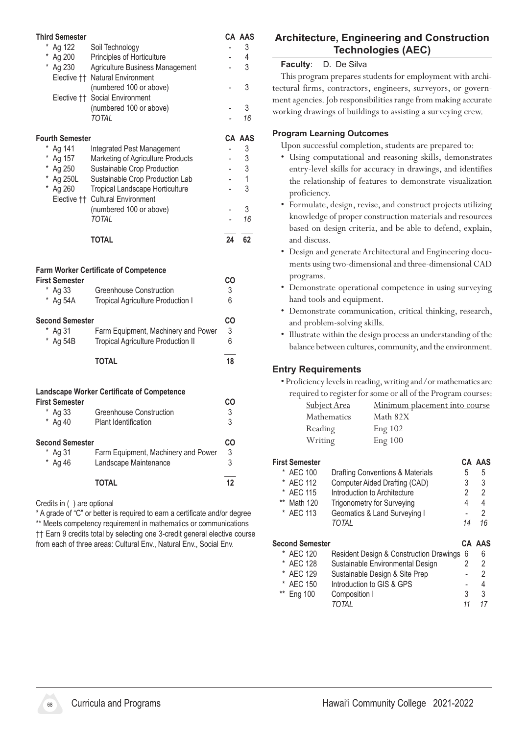**Third Semester**

| | | CA | AAS |
|---|---|---|---|
| * Ag 122 | Soil Technology | - | 3 |
| * Ag 200 | Principles of Horticulture | - | 4 |
| * Ag 230 | Agriculture Business Management | - | 3 |
| Elective †† | Natural Environment (numbered 100 or above) | - | 3 |
| Elective †† | Social Environment (numbered 100 or above) | - | 3 |
| | *TOTAL* | - | *16* |

**Fourth Semester**

| | | CA | AAS |
|---|---|---|---|
| * Ag 141 | Integrated Pest Management | - | 3 |
| * Ag 157 | Marketing of Agriculture Products | - | 3 |
| * Ag 250 | Sustainable Crop Production | - | 3 |
| * Ag 250L | Sustainable Crop Production Lab | - | 1 |
| * Ag 260 | Tropical Landscape Horticulture | - | 3 |
| Elective †† | Cultural Environment (numbered 100 or above) | - | 3 |
| | *TOTAL* | - | *16* |
| | **TOTAL** | **24** | **62** |

**Farm Worker Certificate of Competence**

**First Semester**

| | | CO |
|---|---|---|
| * Ag 33 | Greenhouse Construction | 3 |
| * Ag 54A | Tropical Agriculture Production I | 6 |

**Second Semester**

| | | CO |
|---|---|---|
| * Ag 31 | Farm Equipment, Machinery and Power | 3 |
| * Ag 54B | Tropical Agriculture Production II | 6 |
| | **TOTAL** | **18** |

**Landscape Worker Certificate of Competence**

**First Semester**

| | | CO |
|---|---|---|
| * Ag 33 | Greenhouse Construction | 3 |
| * Ag 40 | Plant Identification | 3 |

**Second Semester**

| | | CO |
|---|---|---|
| * Ag 31 | Farm Equipment, Machinery and Power | 3 |
| * Ag 46 | Landscape Maintenance | 3 |
| | **TOTAL** | **12** |

Credits in ( ) are optional
* A grade of "C" or better is required to earn a certificate and/or degree
** Meets competency requirement in mathematics or communications
†† Earn 9 credits total by selecting one 3-credit general elective course from each of three areas: Cultural Env., Natural Env., Social Env.

## Architecture, Engineering and Construction Technologies (AEC)

**Faculty**: D. De Silva

This program prepares students for employment with architectural firms, contractors, engineers, surveyors, or government agencies. Job responsibilities range from making accurate working drawings of buildings to assisting a surveying crew.

### Program Learning Outcomes

Upon successful completion, students are prepared to:

- Using computational and reasoning skills, demonstrates entry-level skills for accuracy in drawings, and identifies the relationship of features to demonstrate visualization proficiency.
- Formulate, design, revise, and construct projects utilizing knowledge of proper construction materials and resources based on design criteria, and be able to defend, explain, and discuss.
- Design and generate Architectural and Engineering documents using two-dimensional and three-dimensional CAD programs.
- Demonstrate operational competence in using surveying hand tools and equipment.
- Demonstrate communication, critical thinking, research, and problem-solving skills.
- Illustrate within the design process an understanding of the balance between cultures, community, and the environment.

### Entry Requirements

- Proficiency levels in reading, writing and/or mathematics are required to register for some or all of the Program courses:

| Subject Area | Minimum placement into course |
|---|---|
| Mathematics | Math 82X |
| Reading | Eng 102 |
| Writing | Eng 100 |

**First Semester**

| | | CA | AAS |
|---|---|---|---|
| * AEC 100 | Drafting Conventions & Materials | 5 | 5 |
| * AEC 112 | Computer Aided Drafting (CAD) | 3 | 3 |
| * AEC 115 | Introduction to Architecture | 2 | 2 |
| ** Math 120 | Trigonometry for Surveying | 4 | 4 |
| * AEC 113 | Geomatics & Land Surveying I | - | 2 |
| | *TOTAL* | *14* | *16* |

**Second Semester**

| | | CA | AAS |
|---|---|---|---|
| * AEC 120 | Resident Design & Construction Drawings | 6 | 6 |
| * AEC 128 | Sustainable Environmental Design | 2 | 2 |
| * AEC 129 | Sustainable Design & Site Prep | - | 2 |
| * AEC 150 | Introduction to GIS & GPS | - | 4 |
| ** Eng 100 | Composition I | 3 | 3 |
| | *TOTAL* | *11* | *17* |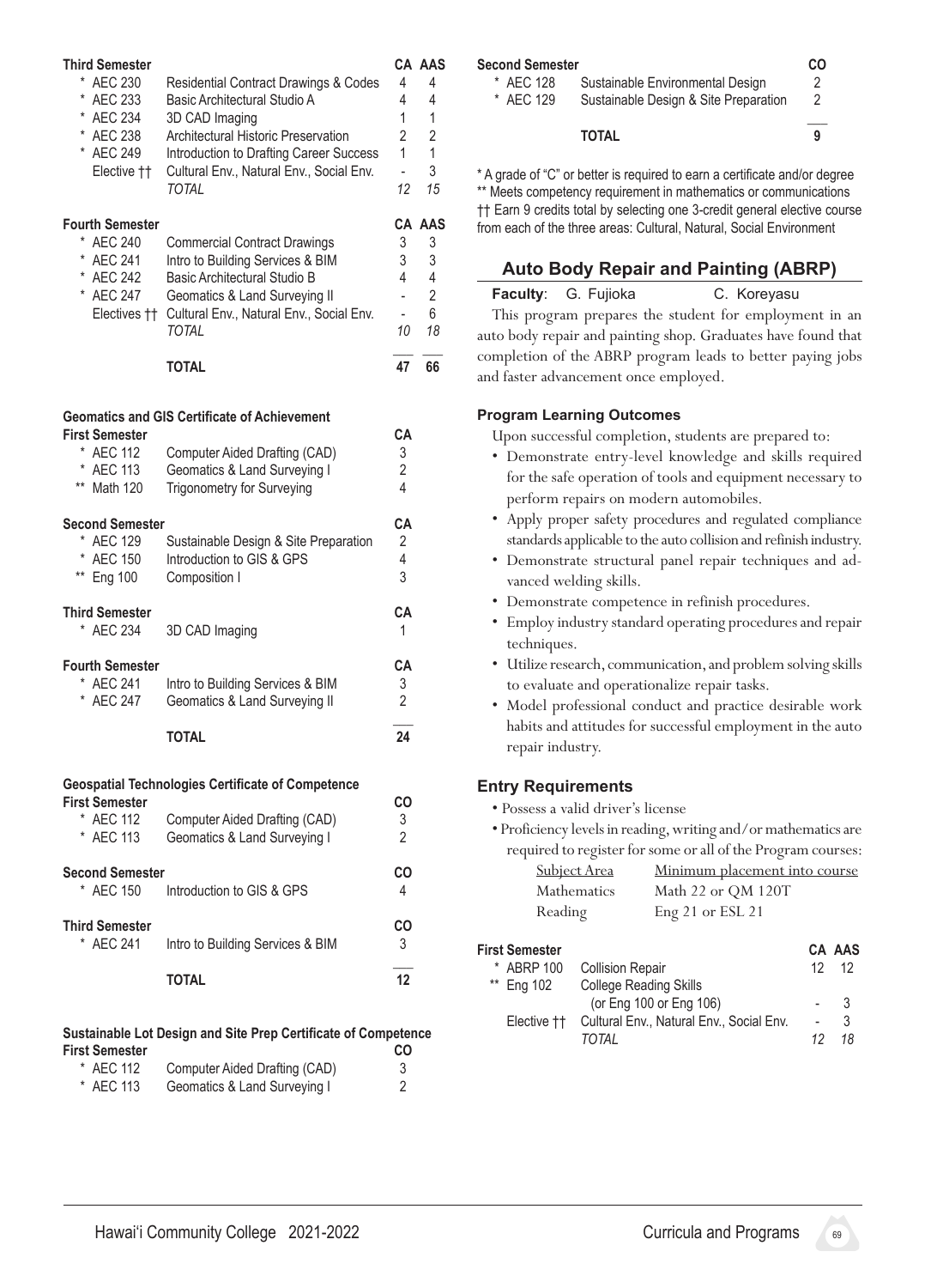| Third Semester | | CA | AAS |
|---|---|---|---|
| * AEC 230 | Residential Contract Drawings & Codes | 4 | 4 |
| * AEC 233 | Basic Architectural Studio A | 4 | 4 |
| * AEC 234 | 3D CAD Imaging | 1 | 1 |
| * AEC 238 | Architectural Historic Preservation | 2 | 2 |
| * AEC 249 | Introduction to Drafting Career Success | 1 | 1 |
| Elective †† | Cultural Env., Natural Env., Social Env. | - | 3 |
| | *TOTAL* | *12* | *15* |

| Fourth Semester | | CA | AAS |
|---|---|---|---|
| * AEC 240 | Commercial Contract Drawings | 3 | 3 |
| * AEC 241 | Intro to Building Services & BIM | 3 | 3 |
| * AEC 242 | Basic Architectural Studio B | 4 | 4 |
| * AEC 247 | Geomatics & Land Surveying II | - | 2 |
| Electives †† | Cultural Env., Natural Env., Social Env. | - | 6 |
| | *TOTAL* | *10* | *18* |
| | **TOTAL** | **47** | **66** |

### Geomatics and GIS Certificate of Achievement

| First Semester | | CA |
|---|---|---|
| * AEC 112 | Computer Aided Drafting (CAD) | 3 |
| * AEC 113 | Geomatics & Land Surveying I | 2 |
| ** Math 120 | Trigonometry for Surveying | 4 |

| Second Semester | | CA |
|---|---|---|
| * AEC 129 | Sustainable Design & Site Preparation | 2 |
| * AEC 150 | Introduction to GIS & GPS | 4 |
| ** Eng 100 | Composition I | 3 |

| Third Semester | | CA |
|---|---|---|
| * AEC 234 | 3D CAD Imaging | 1 |

| Fourth Semester | | CA |
|---|---|---|
| * AEC 241 | Intro to Building Services & BIM | 3 |
| * AEC 247 | Geomatics & Land Surveying II | 2 |
| | **TOTAL** | **24** |

### Geospatial Technologies Certificate of Competence

| First Semester | | CO |
|---|---|---|
| * AEC 112 | Computer Aided Drafting (CAD) | 3 |
| * AEC 113 | Geomatics & Land Surveying I | 2 |

| Second Semester | | CO |
|---|---|---|
| * AEC 150 | Introduction to GIS & GPS | 4 |

| Third Semester | | CO |
|---|---|---|
| * AEC 241 | Intro to Building Services & BIM | 3 |
| | **TOTAL** | **12** |

### Sustainable Lot Design and Site Prep Certificate of Competence

| First Semester | | CO |
|---|---|---|
| * AEC 112 | Computer Aided Drafting (CAD) | 3 |
| * AEC 113 | Geomatics & Land Surveying I | 2 |

| Second Semester | | CO |
|---|---|---|
| * AEC 128 | Sustainable Environmental Design | 2 |
| * AEC 129 | Sustainable Design & Site Preparation | 2 |
| | **TOTAL** | **9** |

* A grade of "C" or better is required to earn a certificate and/or degree
** Meets competency requirement in mathematics or communications
†† Earn 9 credits total by selecting one 3-credit general elective course from each of the three areas: Cultural, Natural, Social Environment

## Auto Body Repair and Painting (ABRP)

**Faculty**: G. Fujioka C. Koreyasu

This program prepares the student for employment in an auto body repair and painting shop. Graduates have found that completion of the ABRP program leads to better paying jobs and faster advancement once employed.

### Program Learning Outcomes

Upon successful completion, students are prepared to:

- Demonstrate entry-level knowledge and skills required for the safe operation of tools and equipment necessary to perform repairs on modern automobiles.
- Apply proper safety procedures and regulated compliance standards applicable to the auto collision and refinish industry.
- Demonstrate structural panel repair techniques and advanced welding skills.
- Demonstrate competence in refinish procedures.
- Employ industry standard operating procedures and repair techniques.
- Utilize research, communication, and problem solving skills to evaluate and operationalize repair tasks.
- Model professional conduct and practice desirable work habits and attitudes for successful employment in the auto repair industry.

### Entry Requirements

- Possess a valid driver's license
- Proficiency levels in reading, writing and/or mathematics are required to register for some or all of the Program courses:

| Subject Area | Minimum placement into course |
|---|---|
| Mathematics | Math 22 or QM 120T |
| Reading | Eng 21 or ESL 21 |

| First Semester | | CA | AAS |
|---|---|---|---|
| * ABRP 100 | Collision Repair | 12 | 12 |
| ** Eng 102 | College Reading Skills (or Eng 100 or Eng 106) | - | 3 |
| Elective †† | Cultural Env., Natural Env., Social Env. | - | 3 |
| | *TOTAL* | *12* | *18* |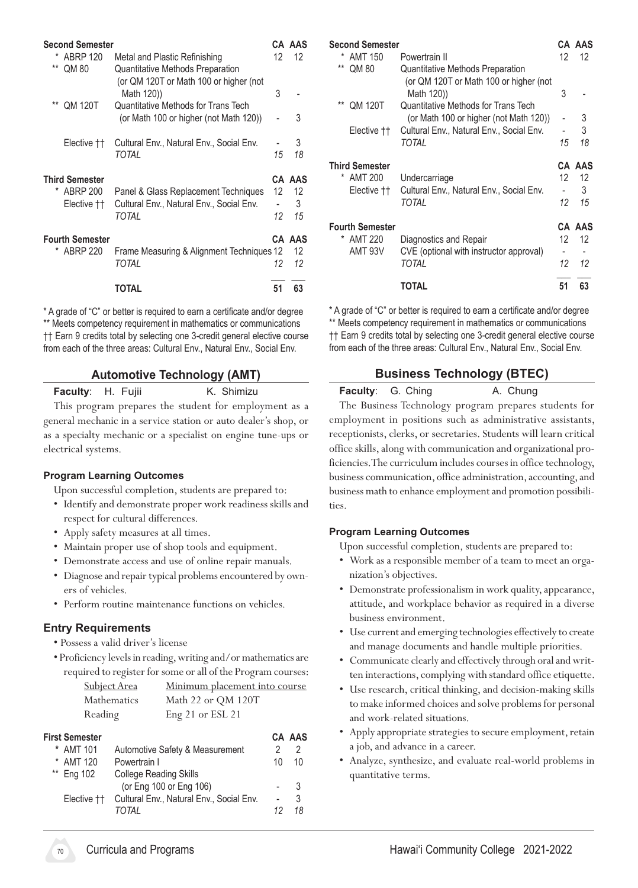| **Second Semester** | | **CA** | **AAS** |
|---|---|---|---|
| * ABRP 120 | Metal and Plastic Refinishing | 12 | 12 |
| ** QM 80 | Quantitative Methods Preparation (or QM 120T or Math 100 or higher (not Math 120)) | 3 | - |
| ** QM 120T | Quantitative Methods for Trans Tech (or Math 100 or higher (not Math 120)) | - | 3 |
| Elective †† | Cultural Env., Natural Env., Social Env. | - | 3 |
| | *TOTAL* | *15* | *18* |

| **Third Semester** | | **CA** | **AAS** |
|---|---|---|---|
| * ABRP 200 | Panel & Glass Replacement Techniques | 12 | 12 |
| Elective †† | Cultural Env., Natural Env., Social Env. | - | 3 |
| | *TOTAL* | *12* | *15* |

| **Fourth Semester** | | **CA** | **AAS** |
|---|---|---|---|
| * ABRP 220 | Frame Measuring & Alignment Techniques | 12 | 12 |
| | *TOTAL* | *12* | *12* |
| | **TOTAL** | **51** | **63** |

* A grade of "C" or better is required to earn a certificate and/or degree
** Meets competency requirement in mathematics or communications
†† Earn 9 credits total by selecting one 3-credit general elective course from each of the three areas: Cultural Env., Natural Env., Social Env.

## Automotive Technology (AMT)

**Faculty**: H. Fujii K. Shimizu

This program prepares the student for employment as a general mechanic in a service station or auto dealer's shop, or as a specialty mechanic or a specialist on engine tune-ups or electrical systems.

### Program Learning Outcomes

Upon successful completion, students are prepared to:

- Identify and demonstrate proper work readiness skills and respect for cultural differences.
- Apply safety measures at all times.
- Maintain proper use of shop tools and equipment.
- Demonstrate access and use of online repair manuals.
- Diagnose and repair typical problems encountered by owners of vehicles.
- Perform routine maintenance functions on vehicles.

### Entry Requirements

- Possess a valid driver's license
- Proficiency levels in reading, writing and/or mathematics are required to register for some or all of the Program courses:

| Subject Area | Minimum placement into course |
|---|---|
| Mathematics | Math 22 or QM 120T |
| Reading | Eng 21 or ESL 21 |

| **First Semester** | | **CA** | **AAS** |
|---|---|---|---|
| * AMT 101 | Automotive Safety & Measurement | 2 | 2 |
| * AMT 120 | Powertrain I | 10 | 10 |
| ** Eng 102 | College Reading Skills (or Eng 100 or Eng 106) | - | 3 |
| Elective †† | Cultural Env., Natural Env., Social Env. | - | 3 |
| | *TOTAL* | *12* | *18* |

| **Second Semester** | | **CA** | **AAS** |
|---|---|---|---|
| * AMT 150 | Powertrain II | 12 | 12 |
| ** QM 80 | Quantitative Methods Preparation (or QM 120T or Math 100 or higher (not Math 120)) | 3 | - |
| ** QM 120T | Quantitative Methods for Trans Tech (or Math 100 or higher (not Math 120)) | - | 3 |
| Elective †† | Cultural Env., Natural Env., Social Env. | - | 3 |
| | *TOTAL* | *15* | *18* |

| **Third Semester** | | **CA** | **AAS** |
|---|---|---|---|
| * AMT 200 | Undercarriage | 12 | 12 |
| Elective †† | Cultural Env., Natural Env., Social Env. | - | 3 |
| | *TOTAL* | *12* | *15* |

| **Fourth Semester** | | **CA** | **AAS** |
|---|---|---|---|
| * AMT 220 | Diagnostics and Repair | 12 | 12 |
| AMT 93V | CVE (optional with instructor approval) | - | - |
| | *TOTAL* | *12* | *12* |
| | **TOTAL** | **51** | **63** |

* A grade of "C" or better is required to earn a certificate and/or degree
** Meets competency requirement in mathematics or communications
†† Earn 9 credits total by selecting one 3-credit general elective course from each of the three areas: Cultural Env., Natural Env., Social Env.

## Business Technology (BTEC)

**Faculty**: G. Ching A. Chung

The Business Technology program prepares students for employment in positions such as administrative assistants, receptionists, clerks, or secretaries. Students will learn critical office skills, along with communication and organizational proficiencies. The curriculum includes courses in office technology, business communication, office administration, accounting, and business math to enhance employment and promotion possibilities.

### Program Learning Outcomes

Upon successful completion, students are prepared to:

- Work as a responsible member of a team to meet an organization's objectives.
- Demonstrate professionalism in work quality, appearance, attitude, and workplace behavior as required in a diverse business environment.
- Use current and emerging technologies effectively to create and manage documents and handle multiple priorities.
- Communicate clearly and effectively through oral and written interactions, complying with standard office etiquette.
- Use research, critical thinking, and decision-making skills to make informed choices and solve problems for personal and work-related situations.
- Apply appropriate strategies to secure employment, retain a job, and advance in a career.
- Analyze, synthesize, and evaluate real-world problems in quantitative terms.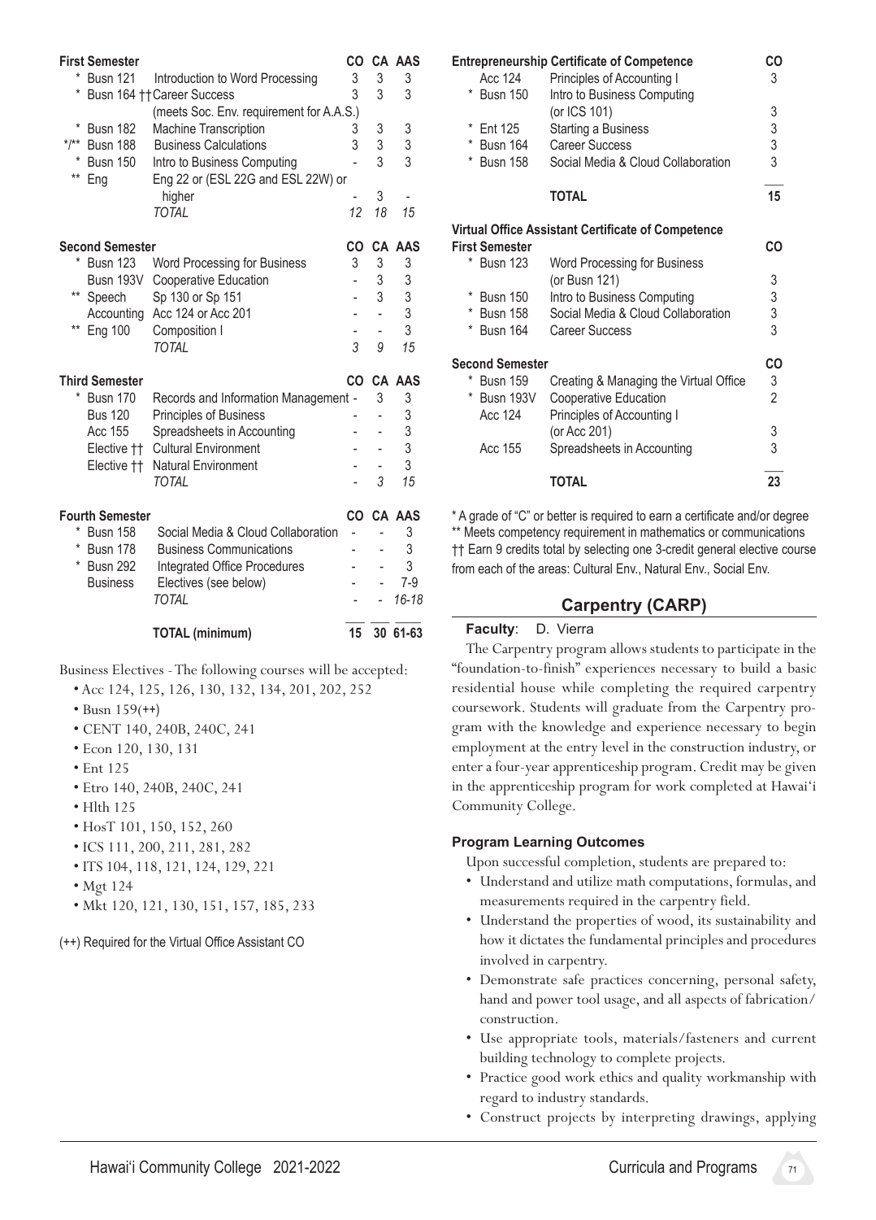| First Semester | | CO | CA | AAS |
|---|---|---|---|---|
| * Busn 121 | Introduction to Word Processing | 3 | 3 | 3 |
| * Busn 164 †† | Career Success (meets Soc. Env. requirement for A.A.S.) | 3 | 3 | 3 |
| * Busn 182 | Machine Transcription | 3 | 3 | 3 |
| */** Busn 188 | Business Calculations | 3 | 3 | 3 |
| * Busn 150 | Intro to Business Computing | - | 3 | 3 |
| ** Eng | Eng 22 or (ESL 22G and ESL 22W) or higher | - | 3 | - |
| | *TOTAL* | *12* | *18* | *15* |

| Second Semester | | CO | CA | AAS |
|---|---|---|---|---|
| * Busn 123 | Word Processing for Business | 3 | 3 | 3 |
| Busn 193V | Cooperative Education | - | 3 | 3 |
| ** Speech | Sp 130 or Sp 151 | - | 3 | 3 |
| Accounting | Acc 124 or Acc 201 | - | - | 3 |
| ** Eng 100 | Composition I | - | - | 3 |
| | *TOTAL* | *3* | *9* | *15* |

| Third Semester | | CO | CA | AAS |
|---|---|---|---|---|
| * Busn 170 | Records and Information Management | - | 3 | 3 |
| Bus 120 | Principles of Business | - | - | 3 |
| Acc 155 | Spreadsheets in Accounting | - | - | 3 |
| Elective †† | Cultural Environment | - | - | 3 |
| Elective †† | Natural Environment | - | - | 3 |
| | *TOTAL* | - | *3* | *15* |

| Fourth Semester | | CO | CA | AAS |
|---|---|---|---|---|
| * Busn 158 | Social Media & Cloud Collaboration | - | - | 3 |
| * Busn 178 | Business Communications | - | - | 3 |
| * Busn 292 | Integrated Office Procedures | - | - | 3 |
| Business | Electives (see below) | - | - | 7-9 |
| | *TOTAL* | - | - | *16-18* |
| | **TOTAL (minimum)** | **15** | **30** | **61-63** |

Business Electives - The following courses will be accepted:

- Acc 124, 125, 126, 130, 132, 134, 201, 202, 252
- Busn 159(++)
- CENT 140, 240B, 240C, 241
- Econ 120, 130, 131
- Ent 125
- Etro 140, 240B, 240C, 241
- Hlth 125
- HosT 101, 150, 152, 260
- ICS 111, 200, 211, 281, 282
- ITS 104, 118, 121, 124, 129, 221
- Mgt 124
- Mkt 120, 121, 130, 151, 157, 185, 233

(++) Required for the Virtual Office Assistant CO

| Entrepreneurship Certificate of Competence | | CO |
|---|---|---|
| Acc 124 | Principles of Accounting I | 3 |
| * Busn 150 | Intro to Business Computing (or ICS 101) | 3 |
| * Ent 125 | Starting a Business | 3 |
| * Busn 164 | Career Success | 3 |
| * Busn 158 | Social Media & Cloud Collaboration | 3 |
| | **TOTAL** | **15** |

**Virtual Office Assistant Certificate of Competence**

| First Semester | | CO |
|---|---|---|
| * Busn 123 | Word Processing for Business (or Busn 121) | 3 |
| * Busn 150 | Intro to Business Computing | 3 |
| * Busn 158 | Social Media & Cloud Collaboration | 3 |
| * Busn 164 | Career Success | 3 |

| Second Semester | | CO |
|---|---|---|
| * Busn 159 | Creating & Managing the Virtual Office | 3 |
| * Busn 193V | Cooperative Education | 2 |
| Acc 124 | Principles of Accounting I (or Acc 201) | 3 |
| Acc 155 | Spreadsheets in Accounting | 3 |
| | **TOTAL** | **23** |

* A grade of "C" or better is required to earn a certificate and/or degree
** Meets competency requirement in mathematics or communications
†† Earn 9 credits total by selecting one 3-credit general elective course from each of the areas: Cultural Env., Natural Env., Social Env.

## Carpentry (CARP)

**Faculty**: D. Vierra

The Carpentry program allows students to participate in the "foundation-to-finish" experiences necessary to build a basic residential house while completing the required carpentry coursework. Students will graduate from the Carpentry program with the knowledge and experience necessary to begin employment at the entry level in the construction industry, or enter a four-year apprenticeship program. Credit may be given in the apprenticeship program for work completed at Hawai'i Community College.

### Program Learning Outcomes

Upon successful completion, students are prepared to:

- Understand and utilize math computations, formulas, and measurements required in the carpentry field.
- Understand the properties of wood, its sustainability and how it dictates the fundamental principles and procedures involved in carpentry.
- Demonstrate safe practices concerning, personal safety, hand and power tool usage, and all aspects of fabrication/construction.
- Use appropriate tools, materials/fasteners and current building technology to complete projects.
- Practice good work ethics and quality workmanship with regard to industry standards.
- Construct projects by interpreting drawings, applying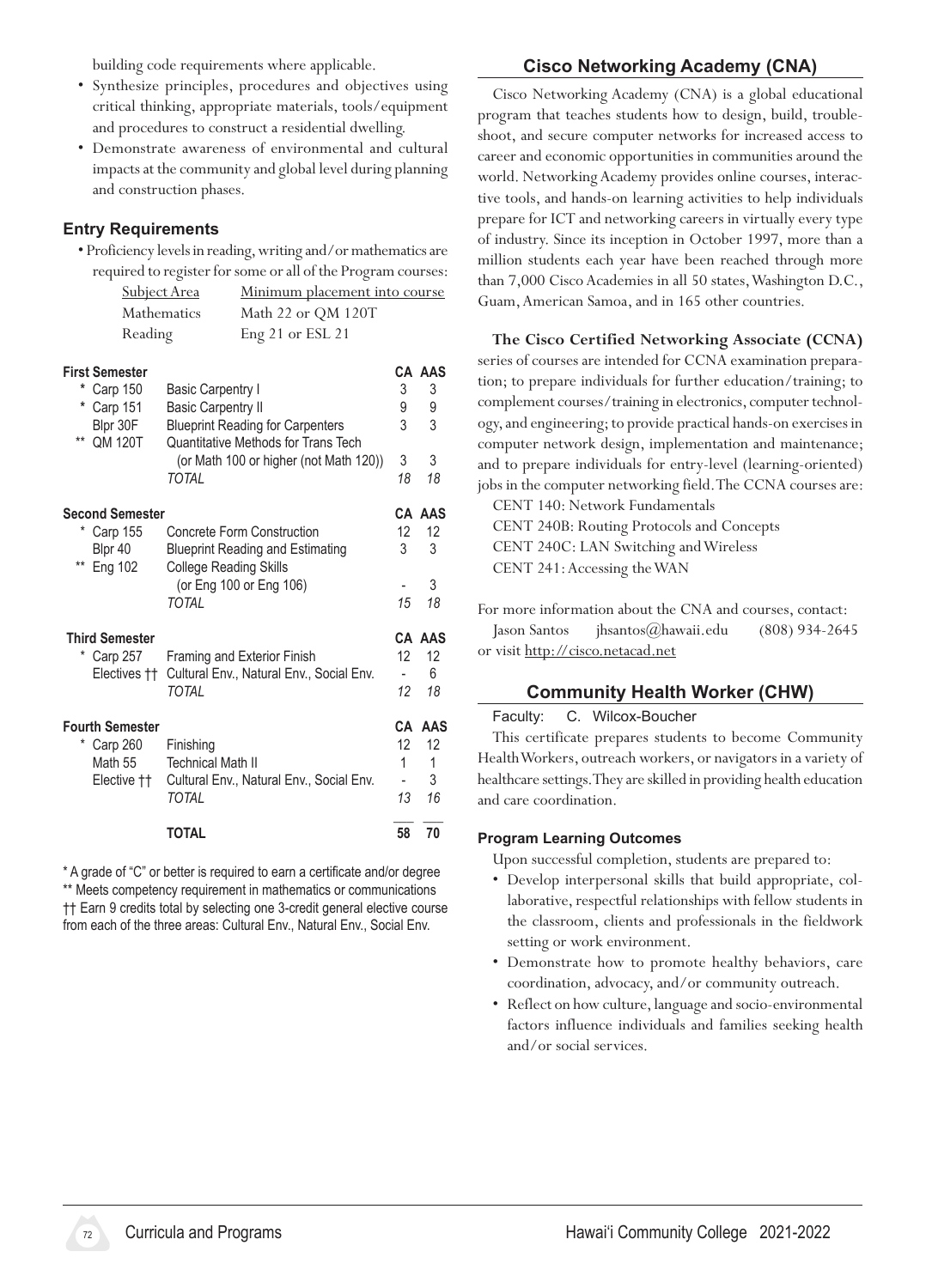building code requirements where applicable.

- Synthesize principles, procedures and objectives using critical thinking, appropriate materials, tools/equipment and procedures to construct a residential dwelling.
- Demonstrate awareness of environmental and cultural impacts at the community and global level during planning and construction phases.

### Entry Requirements

- Proficiency levels in reading, writing and/or mathematics are required to register for some or all of the Program courses:

| Subject Area | Minimum placement into course |
|---|---|
| Mathematics | Math 22 or QM 120T |
| Reading | Eng 21 or ESL 21 |

| First Semester | | CA | AAS |
|---|---|---|---|
| * Carp 150 | Basic Carpentry I | 3 | 3 |
| * Carp 151 | Basic Carpentry II | 9 | 9 |
| Blpr 30F | Blueprint Reading for Carpenters | 3 | 3 |
| ** QM 120T | Quantitative Methods for Trans Tech (or Math 100 or higher (not Math 120)) | 3 | 3 |
| | *TOTAL* | *18* | *18* |
| **Second Semester** | | **CA** | **AAS** |
| * Carp 155 | Concrete Form Construction | 12 | 12 |
| Blpr 40 | Blueprint Reading and Estimating | 3 | 3 |
| ** Eng 102 | College Reading Skills (or Eng 100 or Eng 106) | - | 3 |
| | *TOTAL* | *15* | *18* |
| **Third Semester** | | **CA** | **AAS** |
| * Carp 257 | Framing and Exterior Finish | 12 | 12 |
| Electives †† | Cultural Env., Natural Env., Social Env. | - | 6 |
| | *TOTAL* | *12* | *18* |
| **Fourth Semester** | | **CA** | **AAS** |
| * Carp 260 | Finishing | 12 | 12 |
| Math 55 | Technical Math II | 1 | 1 |
| Elective †† | Cultural Env., Natural Env., Social Env. | - | 3 |
| | *TOTAL* | *13* | *16* |
| | **TOTAL** | **58** | **70** |

\* A grade of "C" or better is required to earn a certificate and/or degree
** Meets competency requirement in mathematics or communications
†† Earn 9 credits total by selecting one 3-credit general elective course from each of the three areas: Cultural Env., Natural Env., Social Env.

## Cisco Networking Academy (CNA)

Cisco Networking Academy (CNA) is a global educational program that teaches students how to design, build, troubleshoot, and secure computer networks for increased access to career and economic opportunities in communities around the world. Networking Academy provides online courses, interactive tools, and hands-on learning activities to help individuals prepare for ICT and networking careers in virtually every type of industry. Since its inception in October 1997, more than a million students each year have been reached through more than 7,000 Cisco Academies in all 50 states, Washington D.C., Guam, American Samoa, and in 165 other countries.

**The Cisco Certified Networking Associate (CCNA)** series of courses are intended for CCNA examination preparation; to prepare individuals for further education/training; to complement courses/training in electronics, computer technology, and engineering; to provide practical hands-on exercises in computer network design, implementation and maintenance; and to prepare individuals for entry-level (learning-oriented) jobs in the computer networking field. The CCNA courses are:

CENT 140: Network Fundamentals
CENT 240B: Routing Protocols and Concepts
CENT 240C: LAN Switching and Wireless
CENT 241: Accessing the WAN

For more information about the CNA and courses, contact:
Jason Santos jhsantos@hawaii.edu (808) 934-2645
or visit http://cisco.netacad.net

## Community Health Worker (CHW)

Faculty: C. Wilcox-Boucher

This certificate prepares students to become Community Health Workers, outreach workers, or navigators in a variety of healthcare settings. They are skilled in providing health education and care coordination.

#### Program Learning Outcomes

Upon successful completion, students are prepared to:

- Develop interpersonal skills that build appropriate, collaborative, respectful relationships with fellow students in the classroom, clients and professionals in the fieldwork setting or work environment.
- Demonstrate how to promote healthy behaviors, care coordination, advocacy, and/or community outreach.
- Reflect on how culture, language and socio-environmental factors influence individuals and families seeking health and/or social services.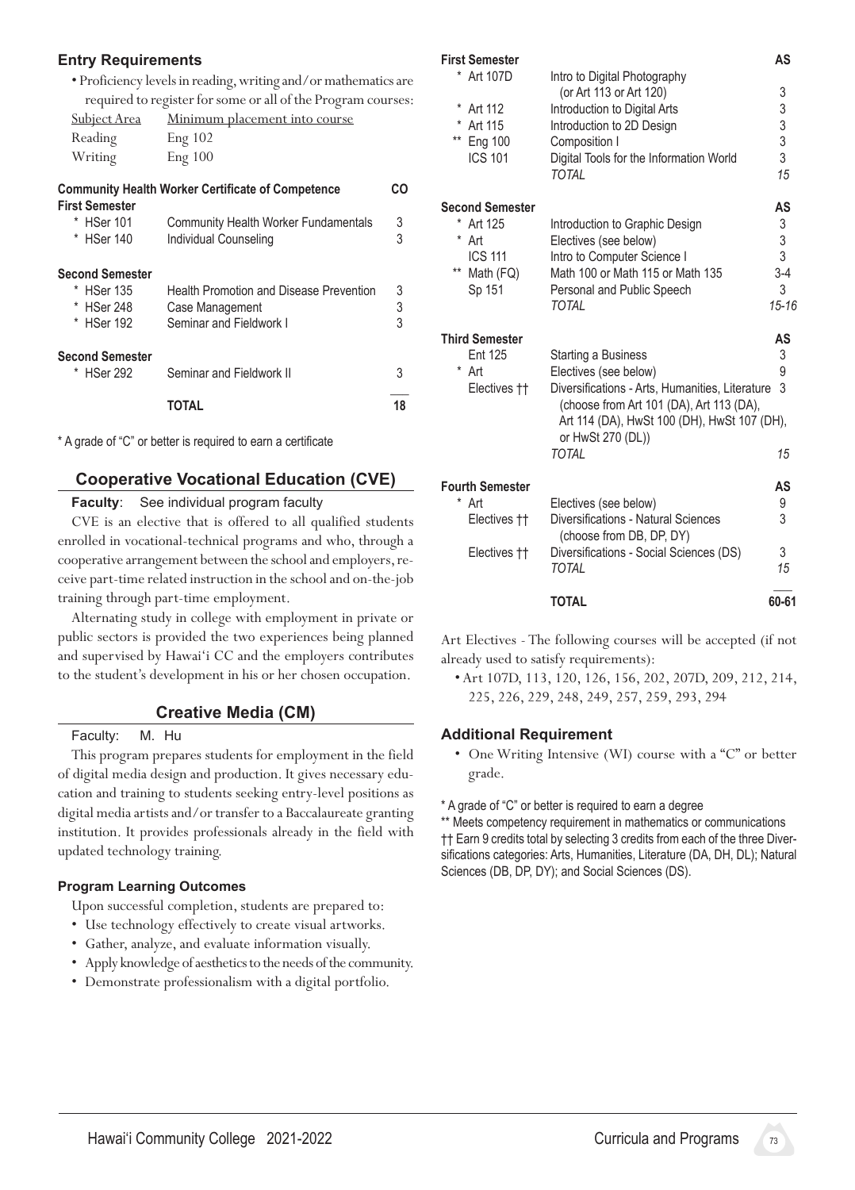### Entry Requirements

- Proficiency levels in reading, writing and/or mathematics are required to register for some or all of the Program courses:

| Subject Area | Minimum placement into course |
|---|---|
| Reading | Eng 102 |
| Writing | Eng 100 |

| Community Health Worker Certificate of Competence | | CO |
|---|---|---|
| **First Semester** | | |
| * HSer 101 | Community Health Worker Fundamentals | 3 |
| * HSer 140 | Individual Counseling | 3 |
| **Second Semester** | | |
| * HSer 135 | Health Promotion and Disease Prevention | 3 |
| * HSer 248 | Case Management | 3 |
| * HSer 192 | Seminar and Fieldwork I | 3 |
| **Second Semester** | | |
| * HSer 292 | Seminar and Fieldwork II | 3 |
| | **TOTAL** | **18** |

* A grade of "C" or better is required to earn a certificate

## Cooperative Vocational Education (CVE)

**Faculty**: See individual program faculty

CVE is an elective that is offered to all qualified students enrolled in vocational-technical programs and who, through a cooperative arrangement between the school and employers, receive part-time related instruction in the school and on-the-job training through part-time employment.

Alternating study in college with employment in private or public sectors is provided the two experiences being planned and supervised by Hawaiʻi CC and the employers contributes to the student's development in his or her chosen occupation.

## Creative Media (CM)

Faculty: M. Hu

This program prepares students for employment in the field of digital media design and production. It gives necessary education and training to students seeking entry-level positions as digital media artists and/or transfer to a Baccalaureate granting institution. It provides professionals already in the field with updated technology training.

### Program Learning Outcomes

Upon successful completion, students are prepared to:

- Use technology effectively to create visual artworks.
- Gather, analyze, and evaluate information visually.
- Apply knowledge of aesthetics to the needs of the community.
- Demonstrate professionalism with a digital portfolio.

| **First Semester** | | **AS** |
|---|---|---|
| * Art 107D | Intro to Digital Photography (or Art 113 or Art 120) | 3 |
| * Art 112 | Introduction to Digital Arts | 3 |
| * Art 115 | Introduction to 2D Design | 3 |
| ** Eng 100 | Composition I | 3 |
| ICS 101 | Digital Tools for the Information World | 3 |
| | *TOTAL* | *15* |
| **Second Semester** | | **AS** |
| * Art 125 | Introduction to Graphic Design | 3 |
| * Art | Electives (see below) | 3 |
| ICS 111 | Intro to Computer Science I | 3 |
| ** Math (FQ) | Math 100 or Math 115 or Math 135 | 3-4 |
| Sp 151 | Personal and Public Speech | 3 |
| | *TOTAL* | *15-16* |
| **Third Semester** | | **AS** |
| Ent 125 | Starting a Business | 3 |
| * Art | Electives (see below) | 9 |
| Electives †† | Diversifications - Arts, Humanities, Literature (choose from Art 101 (DA), Art 113 (DA), Art 114 (DA), HwSt 100 (DH), HwSt 107 (DH), or HwSt 270 (DL)) | 3 |
| | *TOTAL* | *15* |
| **Fourth Semester** | | **AS** |
| * Art | Electives (see below) | 9 |
| Electives †† | Diversifications - Natural Sciences (choose from DB, DP, DY) | 3 |
| Electives †† | Diversifications - Social Sciences (DS) | 3 |
| | *TOTAL* | *15* |
| | **TOTAL** | **60-61** |

Art Electives - The following courses will be accepted (if not already used to satisfy requirements):

- Art 107D, 113, 120, 126, 156, 202, 207D, 209, 212, 214, 225, 226, 229, 248, 249, 257, 259, 293, 294

### Additional Requirement

- One Writing Intensive (WI) course with a "C" or better grade.

* A grade of "C" or better is required to earn a degree

** Meets competency requirement in mathematics or communications

†† Earn 9 credits total by selecting 3 credits from each of the three Diversifications categories: Arts, Humanities, Literature (DA, DH, DL); Natural Sciences (DB, DP, DY); and Social Sciences (DS).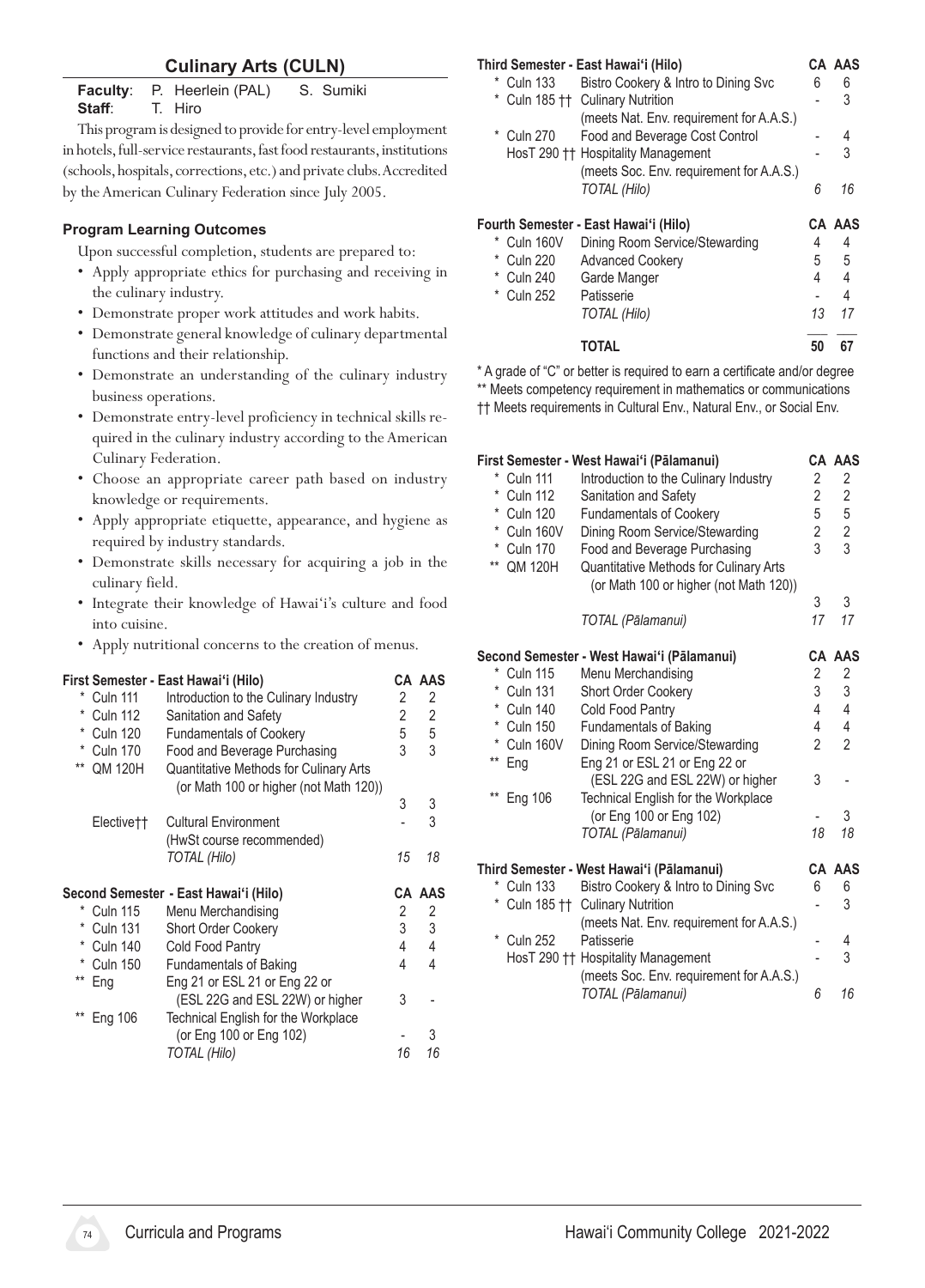## Culinary Arts (CULN)

**Faculty**: P. Heerlein (PAL) S. Sumiki
**Staff**: T. Hiro

This program is designed to provide for entry-level employment in hotels, full-service restaurants, fast food restaurants, institutions (schools, hospitals, corrections, etc.) and private clubs. Accredited by the American Culinary Federation since July 2005.

### Program Learning Outcomes

Upon successful completion, students are prepared to:

- Apply appropriate ethics for purchasing and receiving in the culinary industry.
- Demonstrate proper work attitudes and work habits.
- Demonstrate general knowledge of culinary departmental functions and their relationship.
- Demonstrate an understanding of the culinary industry business operations.
- Demonstrate entry-level proficiency in technical skills required in the culinary industry according to the American Culinary Federation.
- Choose an appropriate career path based on industry knowledge or requirements.
- Apply appropriate etiquette, appearance, and hygiene as required by industry standards.
- Demonstrate skills necessary for acquiring a job in the culinary field.
- Integrate their knowledge of Hawai'i's culture and food into cuisine.
- Apply nutritional concerns to the creation of menus.

| First Semester - East Hawai'i (Hilo) | | CA | AAS |
|---|---|---|---|
| * Culn 111 | Introduction to the Culinary Industry | 2 | 2 |
| * Culn 112 | Sanitation and Safety | 2 | 2 |
| * Culn 120 | Fundamentals of Cookery | 5 | 5 |
| * Culn 170 | Food and Beverage Purchasing | 3 | 3 |
| ** QM 120H | Quantitative Methods for Culinary Arts (or Math 100 or higher (not Math 120)) | 3 | 3 |
| Elective†† | Cultural Environment (HwSt course recommended) | - | 3 |
| | *TOTAL (Hilo)* | *15* | *18* |

| Second Semester - East Hawai'i (Hilo) | | CA | AAS |
|---|---|---|---|
| * Culn 115 | Menu Merchandising | 2 | 2 |
| * Culn 131 | Short Order Cookery | 3 | 3 |
| * Culn 140 | Cold Food Pantry | 4 | 4 |
| * Culn 150 | Fundamentals of Baking | 4 | 4 |
| ** Eng | Eng 21 or ESL 21 or Eng 22 or (ESL 22G and ESL 22W) or higher | 3 | - |
| ** Eng 106 | Technical English for the Workplace (or Eng 100 or Eng 102) | - | 3 |
| | *TOTAL (Hilo)* | *16* | *16* |

| Third Semester - East Hawai'i (Hilo) | | CA | AAS |
|---|---|---|---|
| * Culn 133 | Bistro Cookery & Intro to Dining Svc | 6 | 6 |
| * Culn 185 †† | Culinary Nutrition (meets Nat. Env. requirement for A.A.S.) | - | 3 |
| * Culn 270 | Food and Beverage Cost Control | - | 4 |
| HosT 290 †† | Hospitality Management (meets Soc. Env. requirement for A.A.S.) | - | 3 |
| | *TOTAL (Hilo)* | *6* | *16* |

| Fourth Semester - East Hawai'i (Hilo) | | CA | AAS |
|---|---|---|---|
| * Culn 160V | Dining Room Service/Stewarding | 4 | 4 |
| * Culn 220 | Advanced Cookery | 5 | 5 |
| * Culn 240 | Garde Manger | 4 | 4 |
| * Culn 252 | Patisserie | - | 4 |
| | *TOTAL (Hilo)* | *13* | *17* |
| | **TOTAL** | **50** | **67** |

\* A grade of "C" or better is required to earn a certificate and/or degree
** Meets competency requirement in mathematics or communications
†† Meets requirements in Cultural Env., Natural Env., or Social Env.

| First Semester - West Hawai'i (Pālamanui) | | CA | AAS |
|---|---|---|---|
| * Culn 111 | Introduction to the Culinary Industry | 2 | 2 |
| * Culn 112 | Sanitation and Safety | 2 | 2 |
| * Culn 120 | Fundamentals of Cookery | 5 | 5 |
| * Culn 160V | Dining Room Service/Stewarding | 2 | 2 |
| * Culn 170 | Food and Beverage Purchasing | 3 | 3 |
| ** QM 120H | Quantitative Methods for Culinary Arts (or Math 100 or higher (not Math 120)) | 3 | 3 |
| | *TOTAL (Pālamanui)* | *17* | *17* |

| Second Semester - West Hawai'i (Pālamanui) | | CA | AAS |
|---|---|---|---|
| * Culn 115 | Menu Merchandising | 2 | 2 |
| * Culn 131 | Short Order Cookery | 3 | 3 |
| * Culn 140 | Cold Food Pantry | 4 | 4 |
| * Culn 150 | Fundamentals of Baking | 4 | 4 |
| * Culn 160V | Dining Room Service/Stewarding | 2 | 2 |
| ** Eng | Eng 21 or ESL 21 or Eng 22 or (ESL 22G and ESL 22W) or higher | 3 | - |
| ** Eng 106 | Technical English for the Workplace (or Eng 100 or Eng 102) | - | 3 |
| | *TOTAL (Pālamanui)* | *18* | *18* |

| Third Semester - West Hawai'i (Pālamanui) | | CA | AAS |
|---|---|---|---|
| * Culn 133 | Bistro Cookery & Intro to Dining Svc | 6 | 6 |
| * Culn 185 †† | Culinary Nutrition (meets Nat. Env. requirement for A.A.S.) | - | 3 |
| * Culn 252 | Patisserie | - | 4 |
| HosT 290 †† | Hospitality Management (meets Soc. Env. requirement for A.A.S.) | - | 3 |
| | *TOTAL (Pālamanui)* | *6* | *16* |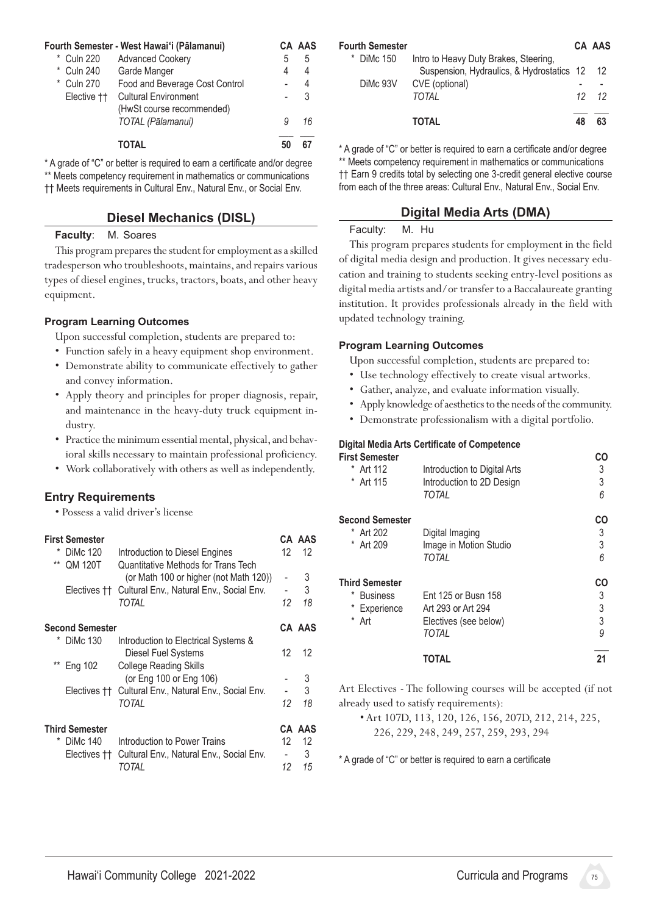| Fourth Semester - West Hawaiʻi (Pālamanui) | | CA | AAS |
|---|---|---|---|
| * Culn 220 | Advanced Cookery | 5 | 5 |
| * Culn 240 | Garde Manger | 4 | 4 |
| * Culn 270 | Food and Beverage Cost Control | - | 4 |
| Elective †† | Cultural Environment (HwSt course recommended) | - | 3 |
| | *TOTAL (Pālamanui)* | *9* | *16* |
| | **TOTAL** | **50** | **67** |

* A grade of "C" or better is required to earn a certificate and/or degree
** Meets competency requirement in mathematics or communications
†† Meets requirements in Cultural Env., Natural Env., or Social Env.

## Diesel Mechanics (DISL)

**Faculty**: M. Soares

This program prepares the student for employment as a skilled tradesperson who troubleshoots, maintains, and repairs various types of diesel engines, trucks, tractors, boats, and other heavy equipment.

### Program Learning Outcomes

Upon successful completion, students are prepared to:

- Function safely in a heavy equipment shop environment.
- Demonstrate ability to communicate effectively to gather and convey information.
- Apply theory and principles for proper diagnosis, repair, and maintenance in the heavy-duty truck equipment industry.
- Practice the minimum essential mental, physical, and behavioral skills necessary to maintain professional proficiency.
- Work collaboratively with others as well as independently.

### Entry Requirements

- Possess a valid driver's license

| First Semester | | CA | AAS |
|---|---|---|---|
| * DiMc 120 | Introduction to Diesel Engines | 12 | 12 |
| ** QM 120T | Quantitative Methods for Trans Tech (or Math 100 or higher (not Math 120)) | - | 3 |
| Electives †† | Cultural Env., Natural Env., Social Env. | - | 3 |
| | *TOTAL* | *12* | *18* |
| **Second Semester** | | **CA** | **AAS** |
| * DiMc 130 | Introduction to Electrical Systems & Diesel Fuel Systems | 12 | 12 |
| ** Eng 102 | College Reading Skills (or Eng 100 or Eng 106) | - | 3 |
| Electives †† | Cultural Env., Natural Env., Social Env. | - | 3 |
| | *TOTAL* | *12* | *18* |
| **Third Semester** | | **CA** | **AAS** |
| * DiMc 140 | Introduction to Power Trains | 12 | 12 |
| Electives †† | Cultural Env., Natural Env., Social Env. | - | 3 |
| | *TOTAL* | *12* | *15* |
| **Fourth Semester** | | **CA** | **AAS** |
| * DiMc 150 | Intro to Heavy Duty Brakes, Steering, Suspension, Hydraulics, & Hydrostatics | 12 | 12 |
| DiMc 93V | CVE (optional) | - | - |
| | *TOTAL* | *12* | *12* |
| | **TOTAL** | **48** | **63** |

* A grade of "C" or better is required to earn a certificate and/or degree
** Meets competency requirement in mathematics or communications
†† Earn 9 credits total by selecting one 3-credit general elective course from each of the three areas: Cultural Env., Natural Env., Social Env.

## Digital Media Arts (DMA)

Faculty: M. Hu

This program prepares students for employment in the field of digital media design and production. It gives necessary education and training to students seeking entry-level positions as digital media artists and/or transfer to a Baccalaureate granting institution. It provides professionals already in the field with updated technology training.

### Program Learning Outcomes

Upon successful completion, students are prepared to:

- Use technology effectively to create visual artworks.
- Gather, analyze, and evaluate information visually.
- Apply knowledge of aesthetics to the needs of the community.
- Demonstrate professionalism with a digital portfolio.

#### Digital Media Arts Certificate of Competence

| First Semester | | CO |
|---|---|---|
| * Art 112 | Introduction to Digital Arts | 3 |
| * Art 115 | Introduction to 2D Design | 3 |
| | *TOTAL* | *6* |
| **Second Semester** | | **CO** |
| * Art 202 | Digital Imaging | 3 |
| * Art 209 | Image in Motion Studio | 3 |
| | *TOTAL* | *6* |
| **Third Semester** | | **CO** |
| * Business | Ent 125 or Busn 158 | 3 |
| * Experience | Art 293 or Art 294 | 3 |
| * Art | Electives (see below) | 3 |
| | *TOTAL* | *9* |
| | **TOTAL** | **21** |

Art Electives - The following courses will be accepted (if not already used to satisfy requirements):

- Art 107D, 113, 120, 126, 156, 207D, 212, 214, 225, 226, 229, 248, 249, 257, 259, 293, 294

* A grade of "C" or better is required to earn a certificate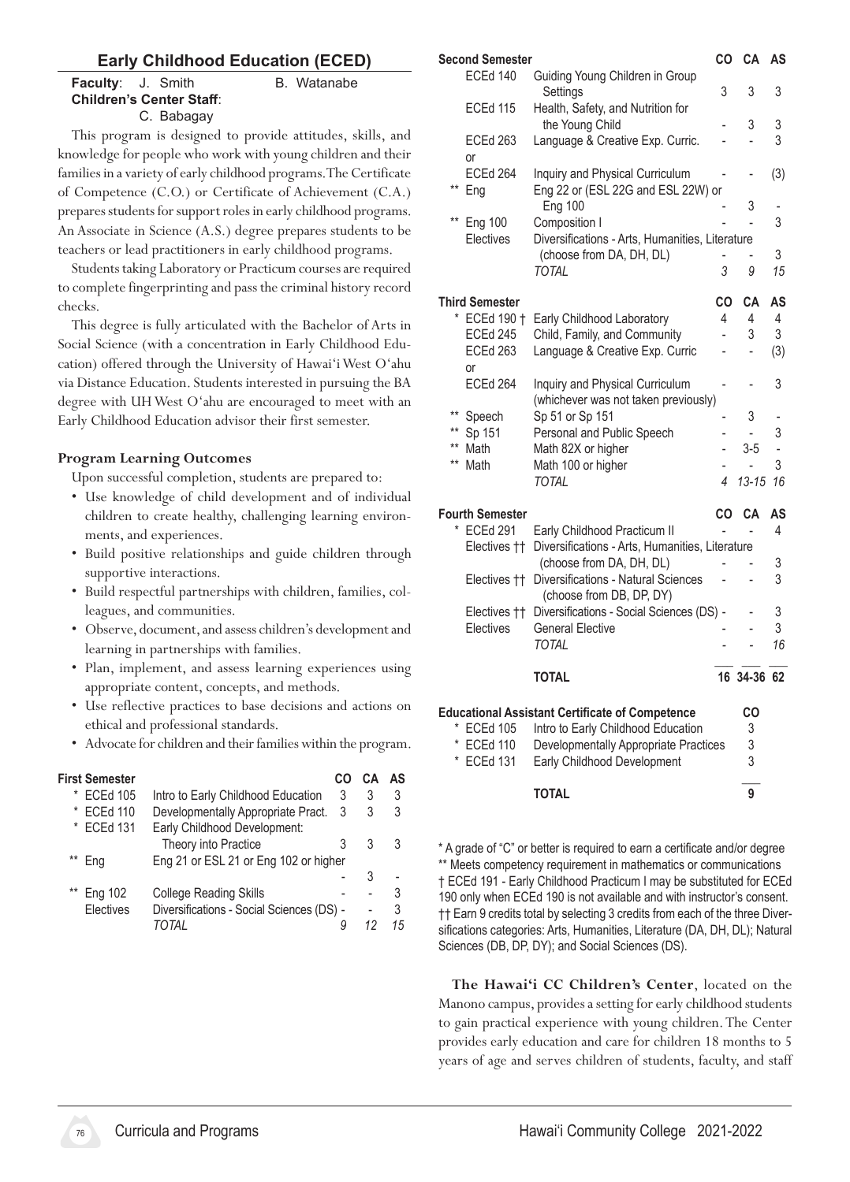## Early Childhood Education (ECED)

**Faculty**: J. Smith B. Watanabe
**Children's Center Staff**:
C. Babagay

This program is designed to provide attitudes, skills, and knowledge for people who work with young children and their families in a variety of early childhood programs. The Certificate of Competence (C.O.) or Certificate of Achievement (C.A.) prepares students for support roles in early childhood programs. An Associate in Science (A.S.) degree prepares students to be teachers or lead practitioners in early childhood programs.

Students taking Laboratory or Practicum courses are required to complete fingerprinting and pass the criminal history record checks.

This degree is fully articulated with the Bachelor of Arts in Social Science (with a concentration in Early Childhood Education) offered through the University of Hawai'i West O'ahu via Distance Education. Students interested in pursuing the BA degree with UH West O'ahu are encouraged to meet with an Early Childhood Education advisor their first semester.

### Program Learning Outcomes

Upon successful completion, students are prepared to:

- Use knowledge of child development and of individual children to create healthy, challenging learning environments, and experiences.
- Build positive relationships and guide children through supportive interactions.
- Build respectful partnerships with children, families, colleagues, and communities.
- Observe, document, and assess children's development and learning in partnerships with families.
- Plan, implement, and assess learning experiences using appropriate content, concepts, and methods.
- Use reflective practices to base decisions and actions on ethical and professional standards.
- Advocate for children and their families within the program.

| First Semester | | CO | CA | AS |
|---|---|---|---|---|
| * ECEd 105 | Intro to Early Childhood Education | 3 | 3 | 3 |
| * ECEd 110 | Developmentally Appropriate Pract. | 3 | 3 | 3 |
| * ECEd 131 | Early Childhood Development: Theory into Practice | 3 | 3 | 3 |
| ** Eng | Eng 21 or ESL 21 or Eng 102 or higher | - | 3 | - |
| ** Eng 102 | College Reading Skills | - | - | 3 |
| Electives | Diversifications - Social Sciences (DS) | - | - | 3 |
| | *TOTAL* | *9* | *12* | *15* |

| Second Semester | | CO | CA | AS |
|---|---|---|---|---|
| ECEd 140 | Guiding Young Children in Group Settings | 3 | 3 | 3 |
| ECEd 115 | Health, Safety, and Nutrition for the Young Child | - | 3 | 3 |
| ECEd 263 or | Language & Creative Exp. Curric. | - | - | 3 |
| ECEd 264 | Inquiry and Physical Curriculum | - | - | (3) |
| ** Eng | Eng 22 or (ESL 22G and ESL 22W) or Eng 100 | - | 3 | - |
| ** Eng 100 | Composition I | - | - | 3 |
| Electives | Diversifications - Arts, Humanities, Literature (choose from DA, DH, DL) | - | - | 3 |
| | *TOTAL* | *3* | *9* | *15* |

| Third Semester | | CO | CA | AS |
|---|---|---|---|---|
| * ECEd 190 † | Early Childhood Laboratory | 4 | 4 | 4 |
| ECEd 245 | Child, Family, and Community | - | 3 | 3 |
| ECEd 263 or | Language & Creative Exp. Curric | - | - | (3) |
| ECEd 264 | Inquiry and Physical Curriculum (whichever was not taken previously) | - | - | 3 |
| ** Speech | Sp 51 or Sp 151 | - | 3 | - |
| ** Sp 151 | Personal and Public Speech | - | - | 3 |
| ** Math | Math 82X or higher | - | 3-5 | - |
| ** Math | Math 100 or higher | - | - | 3 |
| | *TOTAL* | *4* | *13-15* | *16* |

| Fourth Semester | | CO | CA | AS |
|---|---|---|---|---|
| * ECEd 291 | Early Childhood Practicum II | - | - | 4 |
| Electives †† | Diversifications - Arts, Humanities, Literature (choose from DA, DH, DL) | - | - | 3 |
| Electives †† | Diversifications - Natural Sciences (choose from DB, DP, DY) | - | - | 3 |
| Electives †† | Diversifications - Social Sciences (DS) | - | - | 3 |
| Electives | General Elective | - | - | 3 |
| | *TOTAL* | - | - | *16* |
| | **TOTAL** | **16** | **34-36** | **62** |

| Educational Assistant Certificate of Competence | | CO |
|---|---|---|
| * ECEd 105 | Intro to Early Childhood Education | 3 |
| * ECEd 110 | Developmentally Appropriate Practices | 3 |
| * ECEd 131 | Early Childhood Development | 3 |
| | **TOTAL** | **9** |

\* A grade of "C" or better is required to earn a certificate and/or degree
** Meets competency requirement in mathematics or communications
† ECEd 191 - Early Childhood Practicum I may be substituted for ECEd 190 only when ECEd 190 is not available and with instructor's consent.
†† Earn 9 credits total by selecting 3 credits from each of the three Diversifications categories: Arts, Humanities, Literature (DA, DH, DL); Natural Sciences (DB, DP, DY); and Social Sciences (DS).

**The Hawai'i CC Children's Center**, located on the Manono campus, provides a setting for early childhood students to gain practical experience with young children. The Center provides early education and care for children 18 months to 5 years of age and serves children of students, faculty, and staff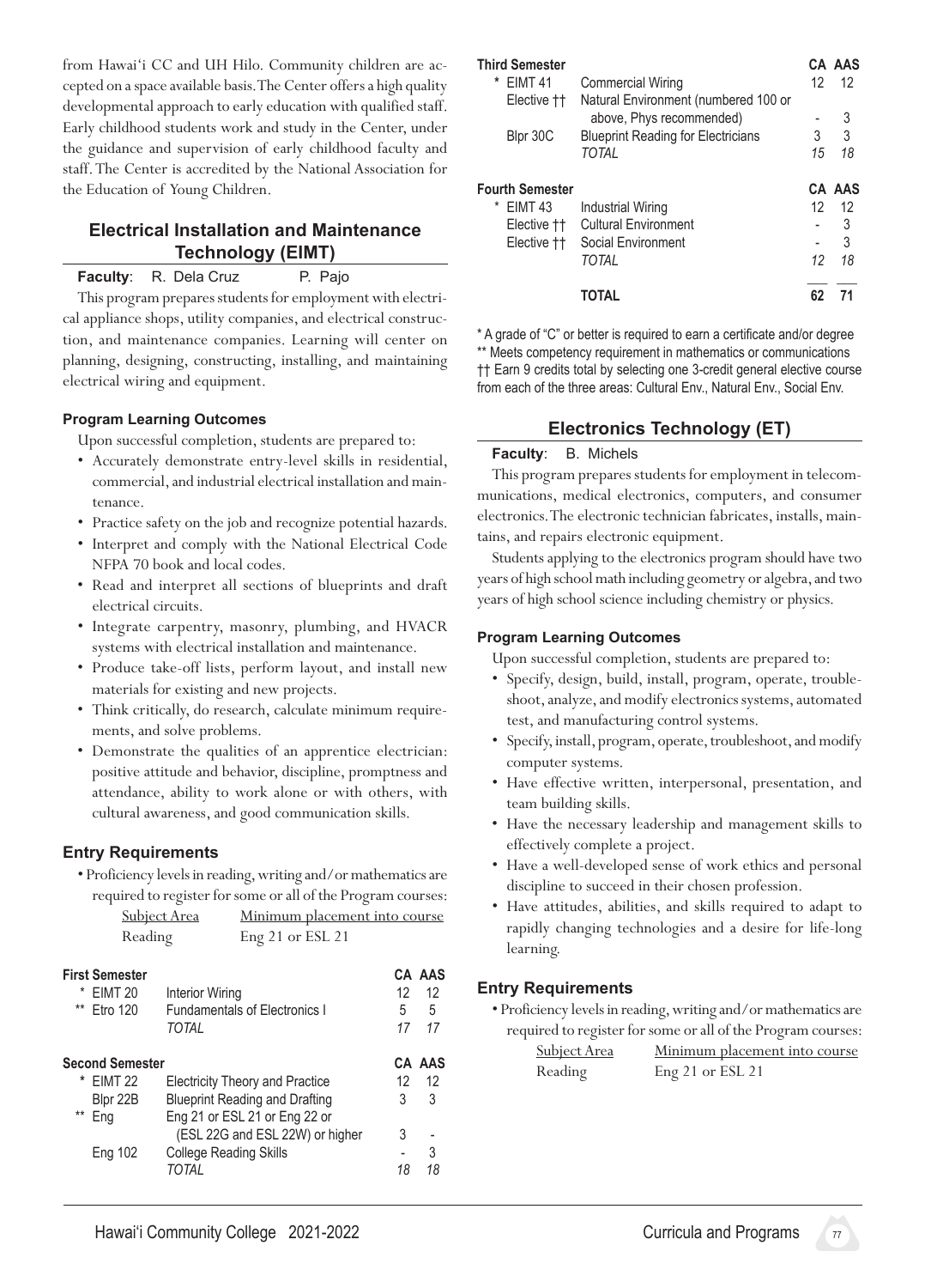from Hawai'i CC and UH Hilo. Community children are accepted on a space available basis. The Center offers a high quality developmental approach to early education with qualified staff. Early childhood students work and study in the Center, under the guidance and supervision of early childhood faculty and staff. The Center is accredited by the National Association for the Education of Young Children.

## Electrical Installation and Maintenance Technology (EIMT)

**Faculty**: R. Dela Cruz P. Pajo

This program prepares students for employment with electrical appliance shops, utility companies, and electrical construction, and maintenance companies. Learning will center on planning, designing, constructing, installing, and maintaining electrical wiring and equipment.

### Program Learning Outcomes

Upon successful completion, students are prepared to:

- Accurately demonstrate entry-level skills in residential, commercial, and industrial electrical installation and maintenance.
- Practice safety on the job and recognize potential hazards.
- Interpret and comply with the National Electrical Code NFPA 70 book and local codes.
- Read and interpret all sections of blueprints and draft electrical circuits.
- Integrate carpentry, masonry, plumbing, and HVACR systems with electrical installation and maintenance.
- Produce take-off lists, perform layout, and install new materials for existing and new projects.
- Think critically, do research, calculate minimum requirements, and solve problems.
- Demonstrate the qualities of an apprentice electrician: positive attitude and behavior, discipline, promptness and attendance, ability to work alone or with others, with cultural awareness, and good communication skills.

### Entry Requirements

- Proficiency levels in reading, writing and/or mathematics are required to register for some or all of the Program courses:

| Subject Area | Minimum placement into course |
|---|---|
| Reading | Eng 21 or ESL 21 |

| First Semester | | CA | AAS |
|---|---|---|---|
| * EIMT 20 | Interior Wiring | 12 | 12 |
| ** Etro 120 | Fundamentals of Electronics I | 5 | 5 |
| | *TOTAL* | *17* | *17* |
| **Second Semester** | | **CA** | **AAS** |
| * EIMT 22 | Electricity Theory and Practice | 12 | 12 |
| Blpr 22B | Blueprint Reading and Drafting | 3 | 3 |
| ** Eng | Eng 21 or ESL 21 or Eng 22 or (ESL 22G and ESL 22W) or higher | 3 | - |
| Eng 102 | College Reading Skills | - | 3 |
| | *TOTAL* | *18* | *18* |
| **Third Semester** | | **CA** | **AAS** |
| * EIMT 41 | Commercial Wiring | 12 | 12 |
| Elective †† | Natural Environment (numbered 100 or above, Phys recommended) | - | 3 |
| Blpr 30C | Blueprint Reading for Electricians | 3 | 3 |
| | *TOTAL* | *15* | *18* |
| **Fourth Semester** | | **CA** | **AAS** |
| * EIMT 43 | Industrial Wiring | 12 | 12 |
| Elective †† | Cultural Environment | - | 3 |
| Elective †† | Social Environment | - | 3 |
| | *TOTAL* | *12* | *18* |
| | **TOTAL** | **62** | **71** |

\* A grade of "C" or better is required to earn a certificate and/or degree
** Meets competency requirement in mathematics or communications
†† Earn 9 credits total by selecting one 3-credit general elective course from each of the three areas: Cultural Env., Natural Env., Social Env.

## Electronics Technology (ET)

**Faculty**: B. Michels

This program prepares students for employment in telecommunications, medical electronics, computers, and consumer electronics. The electronic technician fabricates, installs, maintains, and repairs electronic equipment.

Students applying to the electronics program should have two years of high school math including geometry or algebra, and two years of high school science including chemistry or physics.

### Program Learning Outcomes

Upon successful completion, students are prepared to:

- Specify, design, build, install, program, operate, troubleshoot, analyze, and modify electronics systems, automated test, and manufacturing control systems.
- Specify, install, program, operate, troubleshoot, and modify computer systems.
- Have effective written, interpersonal, presentation, and team building skills.
- Have the necessary leadership and management skills to effectively complete a project.
- Have a well-developed sense of work ethics and personal discipline to succeed in their chosen profession.
- Have attitudes, abilities, and skills required to adapt to rapidly changing technologies and a desire for life-long learning.

### Entry Requirements

- Proficiency levels in reading, writing and/or mathematics are required to register for some or all of the Program courses:

| Subject Area | Minimum placement into course |
|---|---|
| Reading | Eng 21 or ESL 21 |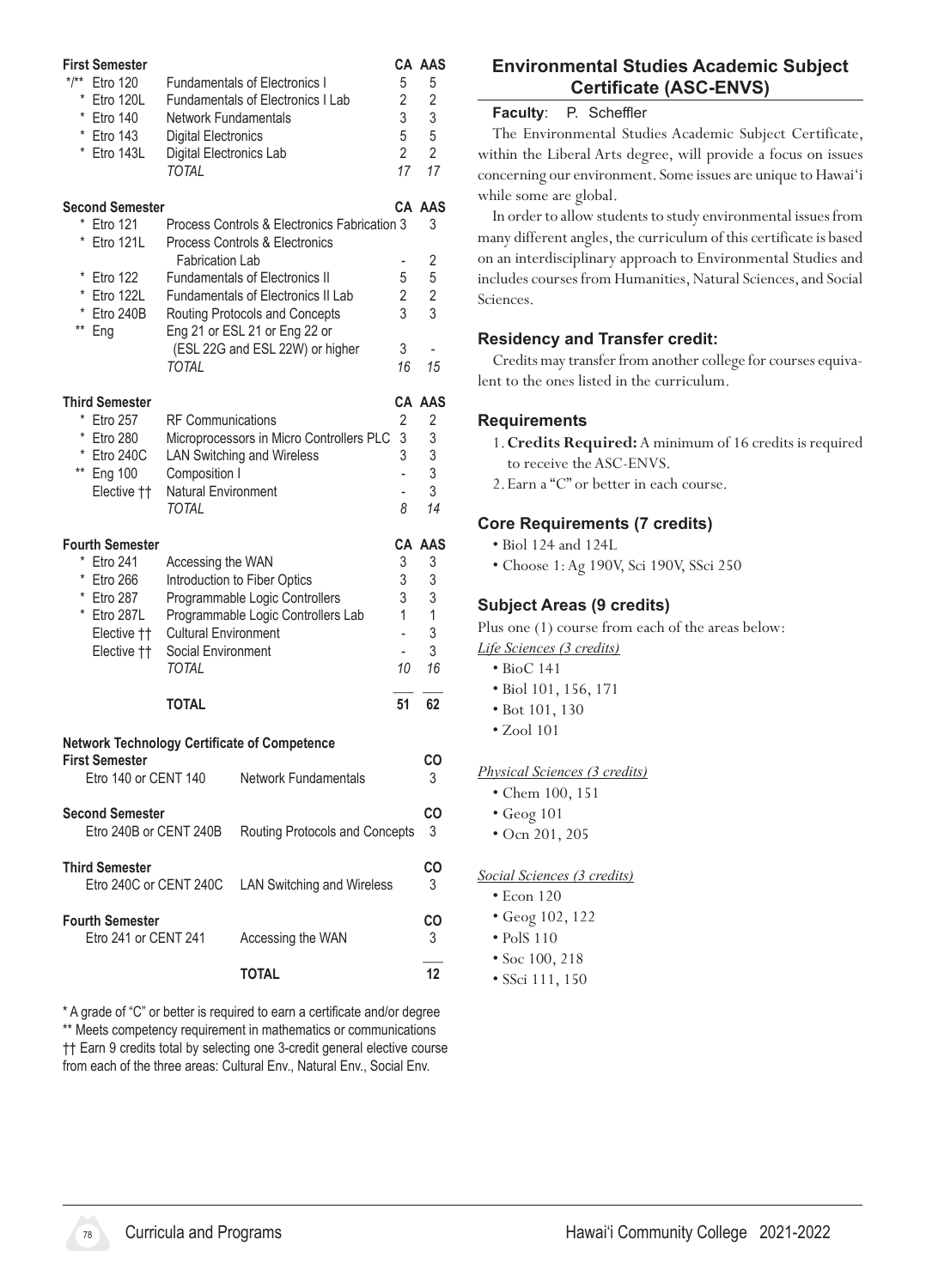| First Semester | | | CA | AAS |
|---|---|---|---|---|
| */** | Etro 120 | Fundamentals of Electronics I | 5 | 5 |
| * | Etro 120L | Fundamentals of Electronics I Lab | 2 | 2 |
| * | Etro 140 | Network Fundamentals | 3 | 3 |
| * | Etro 143 | Digital Electronics | 5 | 5 |
| * | Etro 143L | Digital Electronics Lab | 2 | 2 |
| | | *TOTAL* | *17* | *17* |

| Second Semester | | | CA | AAS |
|---|---|---|---|---|
| * | Etro 121 | Process Controls & Electronics Fabrication | 3 | 3 |
| * | Etro 121L | Process Controls & Electronics Fabrication Lab | - | 2 |
| * | Etro 122 | Fundamentals of Electronics II | 5 | 5 |
| * | Etro 122L | Fundamentals of Electronics II Lab | 2 | 2 |
| * | Etro 240B | Routing Protocols and Concepts | 3 | 3 |
| ** | Eng | Eng 21 or ESL 21 or Eng 22 or (ESL 22G and ESL 22W) or higher | 3 | - |
| | | *TOTAL* | *16* | *15* |

| Third Semester | | | CA | AAS |
|---|---|---|---|---|
| * | Etro 257 | RF Communications | 2 | 2 |
| * | Etro 280 | Microprocessors in Micro Controllers PLC | 3 | 3 |
| * | Etro 240C | LAN Switching and Wireless | 3 | 3 |
| ** | Eng 100 | Composition I | - | 3 |
| | Elective †† | Natural Environment | - | 3 |
| | | *TOTAL* | *8* | *14* |

| Fourth Semester | | | CA | AAS |
|---|---|---|---|---|
| * | Etro 241 | Accessing the WAN | 3 | 3 |
| * | Etro 266 | Introduction to Fiber Optics | 3 | 3 |
| * | Etro 287 | Programmable Logic Controllers | 3 | 3 |
| * | Etro 287L | Programmable Logic Controllers Lab | 1 | 1 |
| | Elective †† | Cultural Environment | - | 3 |
| | Elective †† | Social Environment | - | 3 |
| | | *TOTAL* | *10* | *16* |
| | | **TOTAL** | **51** | **62** |

**Network Technology Certificate of Competence**

| | | CO |
|---|---|---|
| **First Semester** | | |
| Etro 140 or CENT 140 | Network Fundamentals | 3 |
| **Second Semester** | | |
| Etro 240B or CENT 240B | Routing Protocols and Concepts | 3 |
| **Third Semester** | | |
| Etro 240C or CENT 240C | LAN Switching and Wireless | 3 |
| **Fourth Semester** | | |
| Etro 241 or CENT 241 | Accessing the WAN | 3 |
| | **TOTAL** | **12** |

* A grade of "C" or better is required to earn a certificate and/or degree
** Meets competency requirement in mathematics or communications
†† Earn 9 credits total by selecting one 3-credit general elective course from each of the three areas: Cultural Env., Natural Env., Social Env.

## Environmental Studies Academic Subject Certificate (ASC-ENVS)

**Faculty**: P. Scheffler

The Environmental Studies Academic Subject Certificate, within the Liberal Arts degree, will provide a focus on issues concerning our environment. Some issues are unique to Hawai'i while some are global.

In order to allow students to study environmental issues from many different angles, the curriculum of this certificate is based on an interdisciplinary approach to Environmental Studies and includes courses from Humanities, Natural Sciences, and Social Sciences.

### Residency and Transfer credit:

Credits may transfer from another college for courses equivalent to the ones listed in the curriculum.

### Requirements

1. **Credits Required:** A minimum of 16 credits is required to receive the ASC-ENVS.
2. Earn a "C" or better in each course.

### Core Requirements (7 credits)

- Biol 124 and 124L
- Choose 1: Ag 190V, Sci 190V, SSci 250

### Subject Areas (9 credits)

Plus one (1) course from each of the areas below:

*Life Sciences (3 credits)*

- BioC 141
- Biol 101, 156, 171
- Bot 101, 130
- Zool 101

*Physical Sciences (3 credits)*

- Chem 100, 151
- Geog 101
- Ocn 201, 205

*Social Sciences (3 credits)*

- Econ 120
- Geog 102, 122
- PolS 110
- Soc 100, 218
- SSci 111, 150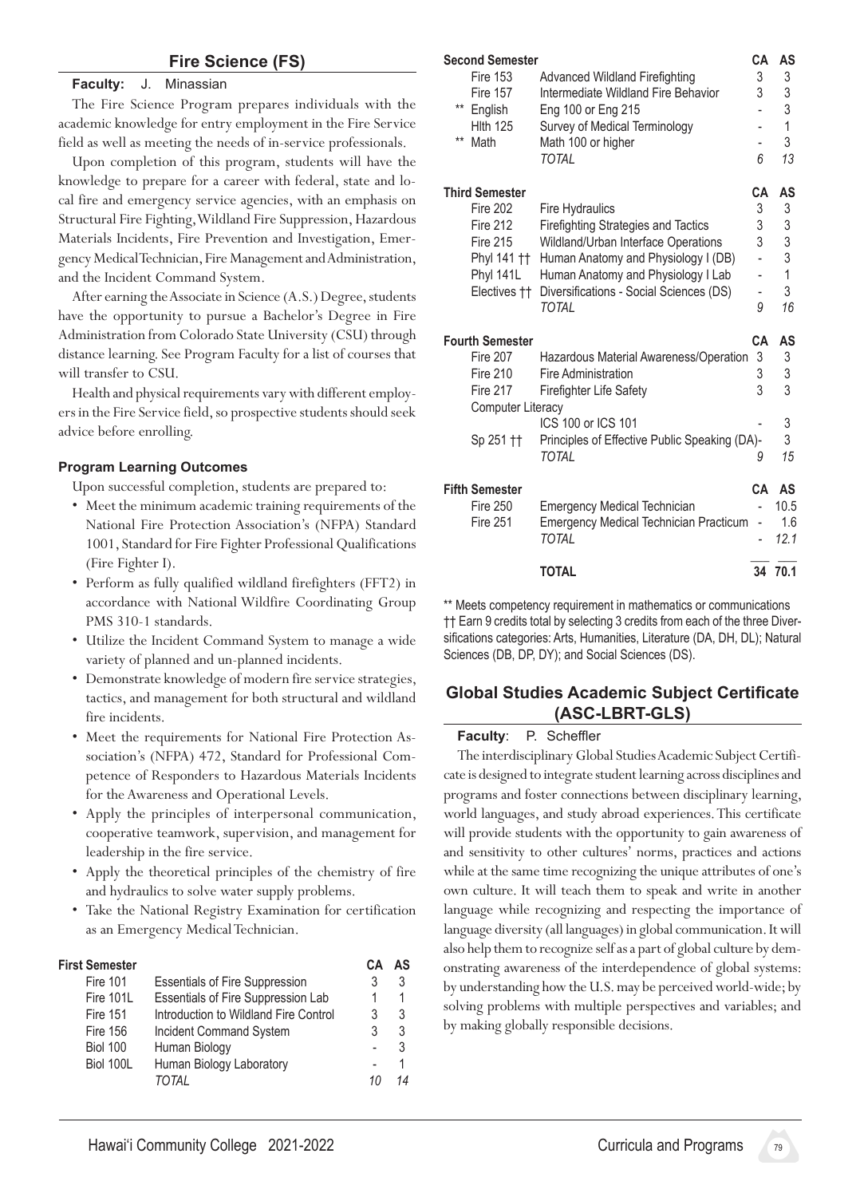## Fire Science (FS)

**Faculty:** J. Minassian

The Fire Science Program prepares individuals with the academic knowledge for entry employment in the Fire Service field as well as meeting the needs of in-service professionals.

Upon completion of this program, students will have the knowledge to prepare for a career with federal, state and local fire and emergency service agencies, with an emphasis on Structural Fire Fighting, Wildland Fire Suppression, Hazardous Materials Incidents, Fire Prevention and Investigation, Emergency Medical Technician, Fire Management and Administration, and the Incident Command System.

After earning the Associate in Science (A.S.) Degree, students have the opportunity to pursue a Bachelor's Degree in Fire Administration from Colorado State University (CSU) through distance learning. See Program Faculty for a list of courses that will transfer to CSU.

Health and physical requirements vary with different employers in the Fire Service field, so prospective students should seek advice before enrolling.

### Program Learning Outcomes

Upon successful completion, students are prepared to:

- Meet the minimum academic training requirements of the National Fire Protection Association's (NFPA) Standard 1001, Standard for Fire Fighter Professional Qualifications (Fire Fighter I).
- Perform as fully qualified wildland firefighters (FFT2) in accordance with National Wildfire Coordinating Group PMS 310-1 standards.
- Utilize the Incident Command System to manage a wide variety of planned and un-planned incidents.
- Demonstrate knowledge of modern fire service strategies, tactics, and management for both structural and wildland fire incidents.
- Meet the requirements for National Fire Protection Association's (NFPA) 472, Standard for Professional Competence of Responders to Hazardous Materials Incidents for the Awareness and Operational Levels.
- Apply the principles of interpersonal communication, cooperative teamwork, supervision, and management for leadership in the fire service.
- Apply the theoretical principles of the chemistry of fire and hydraulics to solve water supply problems.
- Take the National Registry Examination for certification as an Emergency Medical Technician.

| First Semester | | CA | AS |
|---|---|---|---|
| Fire 101 | Essentials of Fire Suppression | 3 | 3 |
| Fire 101L | Essentials of Fire Suppression Lab | 1 | 1 |
| Fire 151 | Introduction to Wildland Fire Control | 3 | 3 |
| Fire 156 | Incident Command System | 3 | 3 |
| Biol 100 | Human Biology | - | 3 |
| Biol 100L | Human Biology Laboratory | - | 1 |
| | *TOTAL* | *10* | *14* |

| Second Semester | | CA | AS |
|---|---|---|---|
| Fire 153 | Advanced Wildland Firefighting | 3 | 3 |
| Fire 157 | Intermediate Wildland Fire Behavior | 3 | 3 |
| ** English | Eng 100 or Eng 215 | - | 3 |
| Hlth 125 | Survey of Medical Terminology | - | 1 |
| ** Math | Math 100 or higher | - | 3 |
| | *TOTAL* | *6* | *13* |

| Third Semester | | CA | AS |
|---|---|---|---|
| Fire 202 | Fire Hydraulics | 3 | 3 |
| Fire 212 | Firefighting Strategies and Tactics | 3 | 3 |
| Fire 215 | Wildland/Urban Interface Operations | 3 | 3 |
| Phyl 141 †† | Human Anatomy and Physiology I (DB) | - | 3 |
| Phyl 141L | Human Anatomy and Physiology I Lab | - | 1 |
| Electives †† | Diversifications - Social Sciences (DS) | - | 3 |
| | *TOTAL* | *9* | *16* |

| Fourth Semester | | CA | AS |
|---|---|---|---|
| Fire 207 | Hazardous Material Awareness/Operation | 3 | 3 |
| Fire 210 | Fire Administration | 3 | 3 |
| Fire 217 | Firefighter Life Safety | 3 | 3 |
| Computer Literacy | | | |
| | ICS 100 or ICS 101 | - | 3 |
| Sp 251 †† | Principles of Effective Public Speaking (DA) | - | 3 |
| | *TOTAL* | *9* | *15* |

| Fifth Semester | | CA | AS |
|---|---|---|---|
| Fire 250 | Emergency Medical Technician | - | 10.5 |
| Fire 251 | Emergency Medical Technician Practicum | - | 1.6 |
| | *TOTAL* | - | *12.1* |
| | **TOTAL** | **34** | **70.1** |

** Meets competency requirement in mathematics or communications
†† Earn 9 credits total by selecting 3 credits from each of the three Diversifications categories: Arts, Humanities, Literature (DA, DH, DL); Natural Sciences (DB, DP, DY); and Social Sciences (DS).

## Global Studies Academic Subject Certificate (ASC-LBRT-GLS)

**Faculty**: P. Scheffler

The interdisciplinary Global Studies Academic Subject Certificate is designed to integrate student learning across disciplines and programs and foster connections between disciplinary learning, world languages, and study abroad experiences. This certificate will provide students with the opportunity to gain awareness of and sensitivity to other cultures' norms, practices and actions while at the same time recognizing the unique attributes of one's own culture. It will teach them to speak and write in another language while recognizing and respecting the importance of language diversity (all languages) in global communication. It will also help them to recognize self as a part of global culture by demonstrating awareness of the interdependence of global systems: by understanding how the U.S. may be perceived world-wide; by solving problems with multiple perspectives and variables; and by making globally responsible decisions.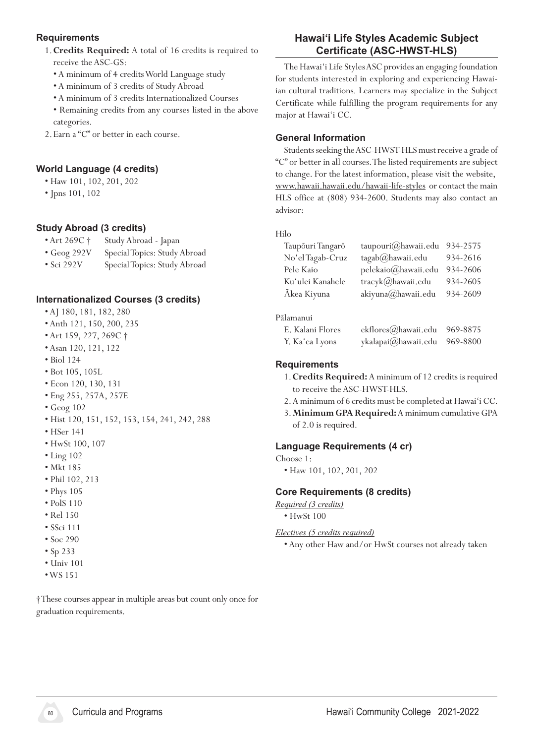### Requirements

1. **Credits Required:** A total of 16 credits is required to receive the ASC-GS:
   - A minimum of 4 credits World Language study
   - A minimum of 3 credits of Study Abroad
   - A minimum of 3 credits Internationalized Courses
   - Remaining credits from any courses listed in the above categories.
2. Earn a "C" or better in each course.

### World Language (4 credits)

- Haw 101, 102, 201, 202
- Jpns 101, 102

### Study Abroad (3 credits)

- Art 269C † Study Abroad - Japan
- Geog 292V Special Topics: Study Abroad
- Sci 292V Special Topics: Study Abroad

### Internationalized Courses (3 credits)

- AJ 180, 181, 182, 280
- Anth 121, 150, 200, 235
- Art 159, 227, 269C †
- Asan 120, 121, 122
- Biol 124
- Bot 105, 105L
- Econ 120, 130, 131
- Eng 255, 257A, 257E
- Geog 102
- Hist 120, 151, 152, 153, 154, 241, 242, 288
- HSer 141
- HwSt 100, 107
- Ling 102
- Mkt 185
- Phil 102, 213
- Phys 105
- PolS 110
- Rel 150
- SSci 111
- Soc 290
- Sp 233
- Univ 101
- WS 151

† These courses appear in multiple areas but count only once for graduation requirements.

## Hawai'i Life Styles Academic Subject Certificate (ASC-HWST-HLS)

The Hawai'i Life Styles ASC provides an engaging foundation for students interested in exploring and experiencing Hawaiian cultural traditions. Learners may specialize in the Subject Certificate while fulfilling the program requirements for any major at Hawai'i CC.

### General Information

Students seeking the ASC-HWST-HLS must receive a grade of "C" or better in all courses. The listed requirements are subject to change. For the latest information, please visit the website, www.hawaii.hawaii.edu/hawaii-life-styles or contact the main HLS office at (808) 934-2600. Students may also contact an advisor:

Hilo

| | | |
|---|---|---|
| Taupōuri Tangarō | taupouri@hawaii.edu | 934-2575 |
| No'el Tagab-Cruz | tagab@hawaii.edu | 934-2616 |
| Pele Kaio | pelekaio@hawaii.edu | 934-2606 |
| Ku'ulei Kanahele | tracyk@hawaii.edu | 934-2605 |
| Ākea Kiyuna | akiyuna@hawaii.edu | 934-2609 |

Pālamanui

| | | |
|---|---|---|
| E. Kalani Flores | ekflores@hawaii.edu | 969-8875 |
| Y. Ka'ea Lyons | ykalapai@hawaii.edu | 969-8800 |

### Requirements

1. **Credits Required:** A minimum of 12 credits is required to receive the ASC-HWST-HLS.
2. A minimum of 6 credits must be completed at Hawai'i CC.
3. **Minimum GPA Required:** A minimum cumulative GPA of 2.0 is required.

### Language Requirements (4 cr)

Choose 1:

- Haw 101, 102, 201, 202

### Core Requirements (8 credits)

*Required (3 credits)*

- HwSt 100

*Electives (5 credits required)*

- Any other Haw and/or HwSt courses not already taken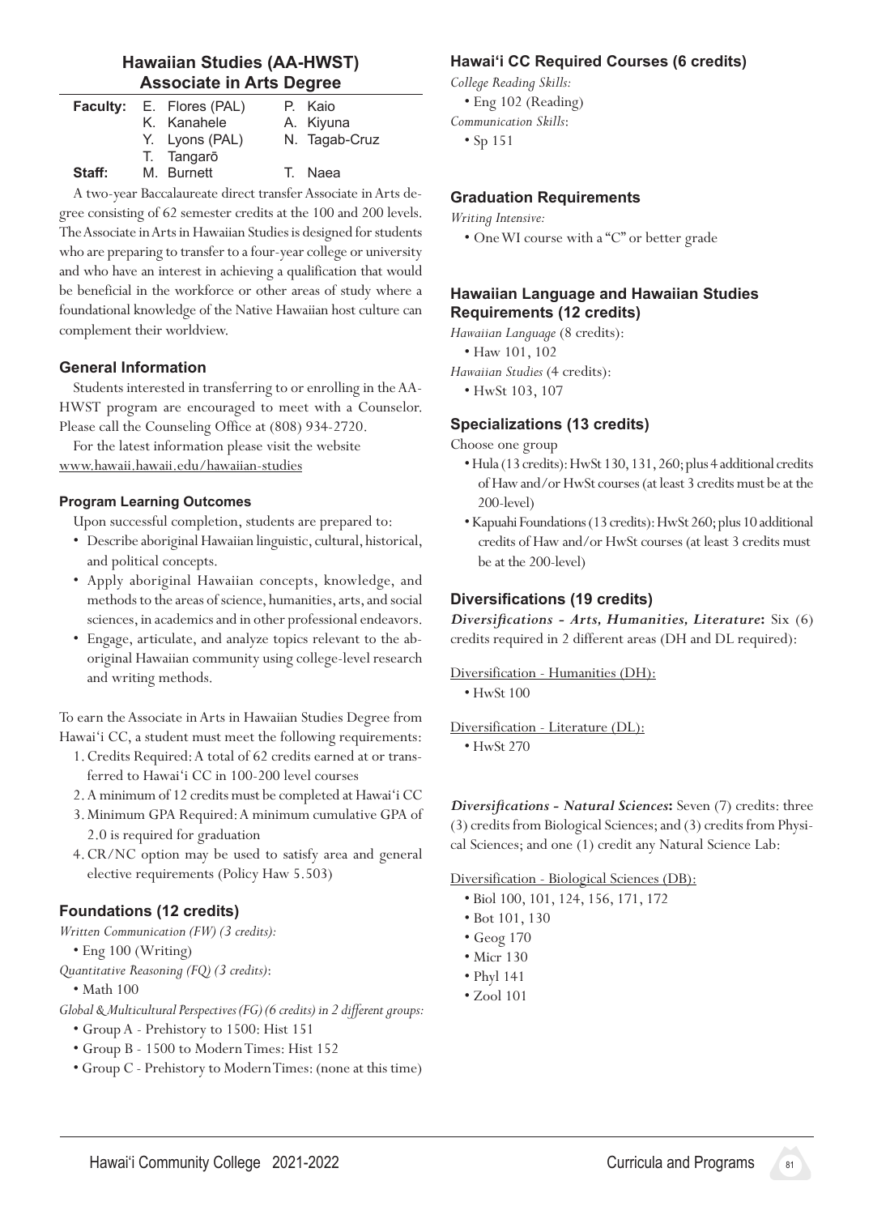## Hawaiian Studies (AA-HWST)
## Associate in Arts Degree

| | | |
|---|---|---|
| **Faculty:** | E. Flores (PAL) | P. Kaio |
| | K. Kanahele | A. Kiyuna |
| | Y. Lyons (PAL) | N. Tagab-Cruz |
| | T. Tangarō | |
| **Staff:** | M. Burnett | T. Naea |

A two-year Baccalaureate direct transfer Associate in Arts degree consisting of 62 semester credits at the 100 and 200 levels. The Associate in Arts in Hawaiian Studies is designed for students who are preparing to transfer to a four-year college or university and who have an interest in achieving a qualification that would be beneficial in the workforce or other areas of study where a foundational knowledge of the Native Hawaiian host culture can complement their worldview.

### General Information

Students interested in transferring to or enrolling in the AA-HWST program are encouraged to meet with a Counselor. Please call the Counseling Office at (808) 934-2720.

For the latest information please visit the website www.hawaii.hawaii.edu/hawaiian-studies

#### Program Learning Outcomes

Upon successful completion, students are prepared to:

- Describe aboriginal Hawaiian linguistic, cultural, historical, and political concepts.
- Apply aboriginal Hawaiian concepts, knowledge, and methods to the areas of science, humanities, arts, and social sciences, in academics and in other professional endeavors.
- Engage, articulate, and analyze topics relevant to the aboriginal Hawaiian community using college-level research and writing methods.

To earn the Associate in Arts in Hawaiian Studies Degree from Hawai'i CC, a student must meet the following requirements:

1. Credits Required: A total of 62 credits earned at or transferred to Hawai'i CC in 100-200 level courses
2. A minimum of 12 credits must be completed at Hawai'i CC
3. Minimum GPA Required: A minimum cumulative GPA of 2.0 is required for graduation
4. CR/NC option may be used to satisfy area and general elective requirements (Policy Haw 5.503)

### Foundations (12 credits)

*Written Communication (FW) (3 credits):*
- Eng 100 (Writing)

*Quantitative Reasoning (FQ) (3 credits)*:
- Math 100

*Global & Multicultural Perspectives (FG) (6 credits) in 2 different groups:*
- Group A - Prehistory to 1500: Hist 151
- Group B - 1500 to Modern Times: Hist 152
- Group C - Prehistory to Modern Times: (none at this time)

### Hawai'i CC Required Courses (6 credits)

*College Reading Skills:*
- Eng 102 (Reading)

*Communication Skills*:
- Sp 151

### Graduation Requirements

*Writing Intensive:*
- One WI course with a "C" or better grade

### Hawaiian Language and Hawaiian Studies Requirements (12 credits)

*Hawaiian Language* (8 credits):
- Haw 101, 102

*Hawaiian Studies* (4 credits):
- HwSt 103, 107

### Specializations (13 credits)

Choose one group
- Hula (13 credits): HwSt 130, 131, 260; plus 4 additional credits of Haw and/or HwSt courses (at least 3 credits must be at the 200-level)
- Kapuahi Foundations (13 credits): HwSt 260; plus 10 additional credits of Haw and/or HwSt courses (at least 3 credits must be at the 200-level)

### Diversifications (19 credits)

***Diversifications - Arts, Humanities, Literature*:** Six (6) credits required in 2 different areas (DH and DL required):

Diversification - Humanities (DH):
- HwSt 100

Diversification - Literature (DL):
- HwSt 270

***Diversifications - Natural Sciences*:** Seven (7) credits: three (3) credits from Biological Sciences; and (3) credits from Physical Sciences; and one (1) credit any Natural Science Lab:

Diversification - Biological Sciences (DB):
- Biol 100, 101, 124, 156, 171, 172
- Bot 101, 130
- Geog 170
- Micr 130
- Phyl 141
- Zool 101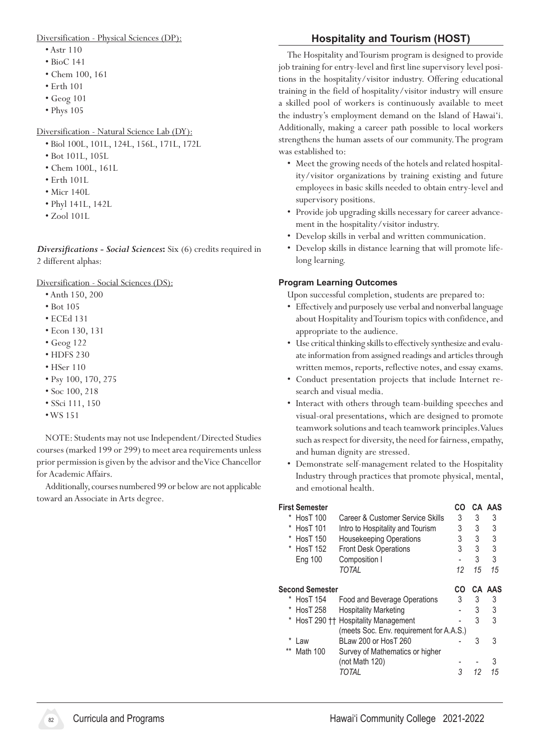Diversification - Physical Sciences (DP):

- Astr 110
- BioC 141
- Chem 100, 161
- Erth 101
- Geog 101
- Phys 105

Diversification - Natural Science Lab (DY):

- Biol 100L, 101L, 124L, 156L, 171L, 172L
- Bot 101L, 105L
- Chem 100L, 161L
- Erth 101L
- Micr 140L
- Phyl 141L, 142L
- Zool 101L

***Diversifications - Social Sciences*:** Six (6) credits required in 2 different alphas:

Diversification - Social Sciences (DS):

- Anth 150, 200
- Bot 105
- ECEd 131
- Econ 130, 131
- Geog 122
- HDFS 230
- HSer 110
- Psy 100, 170, 275
- Soc 100, 218
- SSci 111, 150
- WS 151

NOTE: Students may not use Independent/Directed Studies courses (marked 199 or 299) to meet area requirements unless prior permission is given by the advisor and the Vice Chancellor for Academic Affairs.

Additionally, courses numbered 99 or below are not applicable toward an Associate in Arts degree.

## Hospitality and Tourism (HOST)

The Hospitality and Tourism program is designed to provide job training for entry-level and first line supervisory level positions in the hospitality/visitor industry. Offering educational training in the field of hospitality/visitor industry will ensure a skilled pool of workers is continuously available to meet the industry's employment demand on the Island of Hawai'i. Additionally, making a career path possible to local workers strengthens the human assets of our community. The program was established to:

- Meet the growing needs of the hotels and related hospitality/visitor organizations by training existing and future employees in basic skills needed to obtain entry-level and supervisory positions.
- Provide job upgrading skills necessary for career advancement in the hospitality/visitor industry.
- Develop skills in verbal and written communication.
- Develop skills in distance learning that will promote lifelong learning.

### Program Learning Outcomes

Upon successful completion, students are prepared to:

- Effectively and purposely use verbal and nonverbal language about Hospitality and Tourism topics with confidence, and appropriate to the audience.
- Use critical thinking skills to effectively synthesize and evaluate information from assigned readings and articles through written memos, reports, reflective notes, and essay exams.
- Conduct presentation projects that include Internet research and visual media.
- Interact with others through team-building speeches and visual-oral presentations, which are designed to promote teamwork solutions and teach teamwork principles. Values such as respect for diversity, the need for fairness, empathy, and human dignity are stressed.
- Demonstrate self-management related to the Hospitality Industry through practices that promote physical, mental, and emotional health.

| First Semester | | CO | CA | AAS |
|---|---|---|---|---|
| * HosT 100 | Career & Customer Service Skills | 3 | 3 | 3 |
| * HosT 101 | Intro to Hospitality and Tourism | 3 | 3 | 3 |
| * HosT 150 | Housekeeping Operations | 3 | 3 | 3 |
| * HosT 152 | Front Desk Operations | 3 | 3 | 3 |
| Eng 100 | Composition I | - | 3 | 3 |
| | *TOTAL* | *12* | *15* | *15* |

| Second Semester | | CO | CA | AAS |
|---|---|---|---|---|
| * HosT 154 | Food and Beverage Operations | 3 | 3 | 3 |
| * HosT 258 | Hospitality Marketing | - | 3 | 3 |
| * HosT 290 †† | Hospitality Management (meets Soc. Env. requirement for A.A.S.) | - | 3 | 3 |
| * Law | BLaw 200 or HosT 260 | - | 3 | 3 |
| ** Math 100 | Survey of Mathematics or higher (not Math 120) | - | - | 3 |
| | *TOTAL* | *3* | *12* | *15* |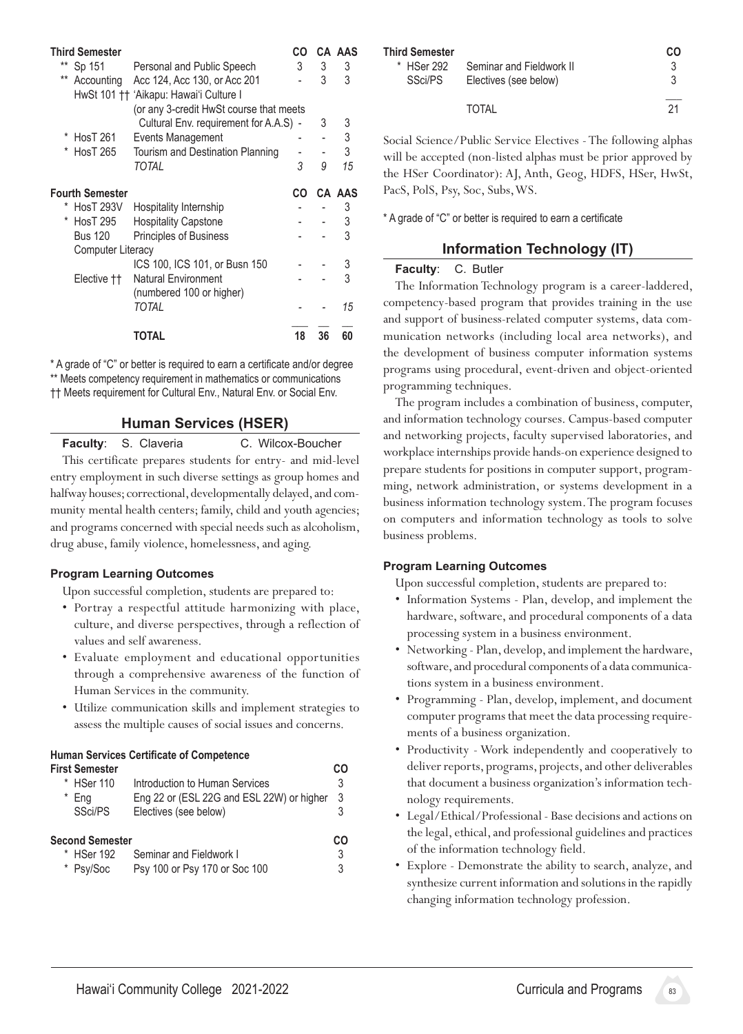| Third Semester | | CO | CA | AAS |
|---|---|---|---|---|
| ** Sp 151 | Personal and Public Speech | 3 | 3 | 3 |
| ** Accounting | Acc 124, Acc 130, or Acc 201 | - | 3 | 3 |
| HwSt 101 †† | ʻAikapu: Hawaiʻi Culture I (or any 3-credit HwSt course that meets Cultural Env. requirement for A.A.S) | - | 3 | 3 |
| * HosT 261 | Events Management | - | - | 3 |
| * HosT 265 | Tourism and Destination Planning | - | - | 3 |
| | *TOTAL* | *3* | *9* | *15* |

| Fourth Semester | | CO | CA | AAS |
|---|---|---|---|---|
| * HosT 293V | Hospitality Internship | - | - | 3 |
| * HosT 295 | Hospitality Capstone | - | - | 3 |
| Bus 120 | Principles of Business | - | - | 3 |
| Computer Literacy | ICS 100, ICS 101, or Busn 150 | - | - | 3 |
| Elective †† | Natural Environment (numbered 100 or higher) | - | - | 3 |
| | *TOTAL* | - | - | *15* |
| | **TOTAL** | **18** | **36** | **60** |

\* A grade of "C" or better is required to earn a certificate and/or degree
** Meets competency requirement in mathematics or communications
†† Meets requirement for Cultural Env., Natural Env. or Social Env.

## Human Services (HSER)

**Faculty**: S. Claveria C. Wilcox-Boucher

This certificate prepares students for entry- and mid-level entry employment in such diverse settings as group homes and halfway houses; correctional, developmentally delayed, and community mental health centers; family, child and youth agencies; and programs concerned with special needs such as alcoholism, drug abuse, family violence, homelessness, and aging.

### Program Learning Outcomes

Upon successful completion, students are prepared to:

- Portray a respectful attitude harmonizing with place, culture, and diverse perspectives, through a reflection of values and self awareness.
- Evaluate employment and educational opportunities through a comprehensive awareness of the function of Human Services in the community.
- Utilize communication skills and implement strategies to assess the multiple causes of social issues and concerns.

### Human Services Certificate of Competence

| First Semester | | CO |
|---|---|---|
| * HSer 110 | Introduction to Human Services | 3 |
| * Eng | Eng 22 or (ESL 22G and ESL 22W) or higher | 3 |
| SSci/PS | Electives (see below) | 3 |

| Second Semester | | CO |
|---|---|---|
| * HSer 192 | Seminar and Fieldwork I | 3 |
| * Psy/Soc | Psy 100 or Psy 170 or Soc 100 | 3 |

| Third Semester | | CO |
|---|---|---|
| * HSer 292 | Seminar and Fieldwork II | 3 |
| SSci/PS | Electives (see below) | 3 |
| | TOTAL | 21 |

Social Science/Public Service Electives - The following alphas will be accepted (non-listed alphas must be prior approved by the HSer Coordinator): AJ, Anth, Geog, HDFS, HSer, HwSt, PacS, PolS, Psy, Soc, Subs, WS.

\* A grade of "C" or better is required to earn a certificate

## Information Technology (IT)

**Faculty**: C. Butler

The Information Technology program is a career-laddered, competency-based program that provides training in the use and support of business-related computer systems, data communication networks (including local area networks), and the development of business computer information systems programs using procedural, event-driven and object-oriented programming techniques.

The program includes a combination of business, computer, and information technology courses. Campus-based computer and networking projects, faculty supervised laboratories, and workplace internships provide hands-on experience designed to prepare students for positions in computer support, programming, network administration, or systems development in a business information technology system. The program focuses on computers and information technology as tools to solve business problems.

### Program Learning Outcomes

Upon successful completion, students are prepared to:

- Information Systems - Plan, develop, and implement the hardware, software, and procedural components of a data processing system in a business environment.
- Networking - Plan, develop, and implement the hardware, software, and procedural components of a data communications system in a business environment.
- Programming - Plan, develop, implement, and document computer programs that meet the data processing requirements of a business organization.
- Productivity - Work independently and cooperatively to deliver reports, programs, projects, and other deliverables that document a business organization's information technology requirements.
- Legal/Ethical/Professional - Base decisions and actions on the legal, ethical, and professional guidelines and practices of the information technology field.
- Explore - Demonstrate the ability to search, analyze, and synthesize current information and solutions in the rapidly changing information technology profession.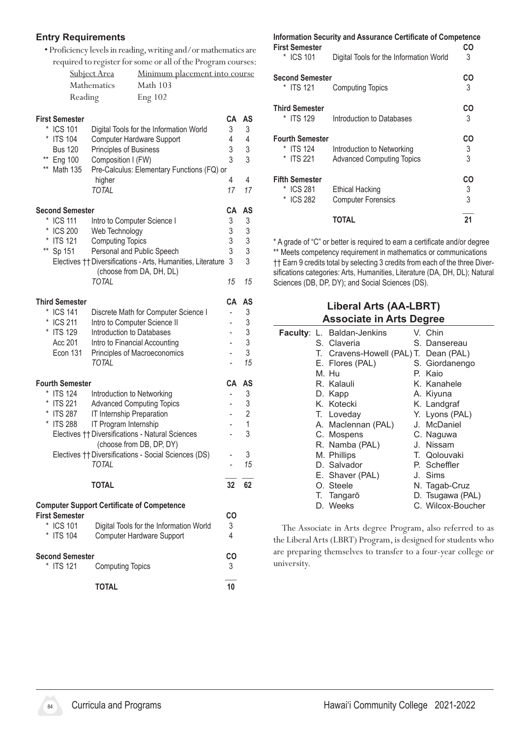## Entry Requirements

- Proficiency levels in reading, writing and/or mathematics are required to register for some or all of the Program courses:

| Subject Area | Minimum placement into course |
|---|---|
| Mathematics | Math 103 |
| Reading | Eng 102 |

| First Semester | | CA | AS |
|---|---|---|---|
| * ICS 101 | Digital Tools for the Information World | 3 | 3 |
| * ITS 104 | Computer Hardware Support | 4 | 4 |
| Bus 120 | Principles of Business | 3 | 3 |
| ** Eng 100 | Composition I (FW) | 3 | 3 |
| ** Math 135 | Pre-Calculus: Elementary Functions (FQ) or higher | 4 | 4 |
| | *TOTAL* | *17* | *17* |

| Second Semester | | CA | AS |
|---|---|---|---|
| * ICS 111 | Intro to Computer Science I | 3 | 3 |
| * ICS 200 | Web Technology | 3 | 3 |
| * ITS 121 | Computing Topics | 3 | 3 |
| ** Sp 151 | Personal and Public Speech | 3 | 3 |
| Electives †† | Diversifications - Arts, Humanities, Literature (choose from DA, DH, DL) | 3 | 3 |
| | *TOTAL* | *15* | *15* |

| Third Semester | | CA | AS |
|---|---|---|---|
| * ICS 141 | Discrete Math for Computer Science I | - | 3 |
| * ICS 211 | Intro to Computer Science II | - | 3 |
| * ITS 129 | Introduction to Databases | - | 3 |
| Acc 201 | Intro to Financial Accounting | - | 3 |
| Econ 131 | Principles of Macroeconomics | - | 3 |
| | *TOTAL* | - | *15* |

| Fourth Semester | | CA | AS |
|---|---|---|---|
| * ITS 124 | Introduction to Networking | - | 3 |
| * ITS 221 | Advanced Computing Topics | - | 3 |
| * ITS 287 | IT Internship Preparation | - | 2 |
| * ITS 288 | IT Program Internship | - | 1 |
| Electives †† | Diversifications - Natural Sciences (choose from DB, DP, DY) | - | 3 |
| Electives †† | Diversifications - Social Sciences (DS) | - | 3 |
| | *TOTAL* | - | *15* |
| | **TOTAL** | 32 | 62 |

### Computer Support Certificate of Competence

| First Semester | | CO |
|---|---|---|
| * ICS 101 | Digital Tools for the Information World | 3 |
| * ITS 104 | Computer Hardware Support | 4 |
| **Second Semester** | | **CO** |
| * ITS 121 | Computing Topics | 3 |
| | **TOTAL** | 10 |

### Information Security and Assurance Certificate of Competence

| First Semester | | CO |
|---|---|---|
| * ICS 101 | Digital Tools for the Information World | 3 |
| **Second Semester** | | **CO** |
| * ITS 121 | Computing Topics | 3 |
| **Third Semester** | | **CO** |
| * ITS 129 | Introduction to Databases | 3 |
| **Fourth Semester** | | **CO** |
| * ITS 124 | Introduction to Networking | 3 |
| * ITS 221 | Advanced Computing Topics | 3 |
| **Fifth Semester** | | **CO** |
| * ICS 281 | Ethical Hacking | 3 |
| * ICS 282 | Computer Forensics | 3 |
| | **TOTAL** | 21 |

* A grade of "C" or better is required to earn a certificate and/or degree
** Meets competency requirement in mathematics or communications
†† Earn 9 credits total by selecting 3 credits from each of the three Diversifications categories: Arts, Humanities, Literature (DA, DH, DL); Natural Sciences (DB, DP, DY); and Social Sciences (DS).

## Liberal Arts (AA-LBRT) Associate in Arts Degree

**Faculty**:

| | |
|---|---|
| L. Baldan-Jenkins | V. Chin |
| S. Claveria | S. Dansereau |
| T. Cravens-Howell (PAL) | T. Dean (PAL) |
| E. Flores (PAL) | S. Giordanengo |
| M. Hu | P. Kaio |
| R. Kalauli | K. Kanahele |
| D. Kapp | A. Kiyuna |
| K. Kotecki | K. Landgraf |
| T. Loveday | Y. Lyons (PAL) |
| A. Maclennan (PAL) | J. McDaniel |
| C. Mospens | C. Naguwa |
| R. Namba (PAL) | J. Nissam |
| M. Phillips | T. Qolouvaki |
| D. Salvador | P. Scheffler |
| E. Shaver (PAL) | J. Sims |
| O. Steele | N. Tagab-Cruz |
| T. Tangarō | D. Tsugawa (PAL) |
| D. Weeks | C. Wilcox-Boucher |

The Associate in Arts degree Program, also referred to as the Liberal Arts (LBRT) Program, is designed for students who are preparing themselves to transfer to a four-year college or university.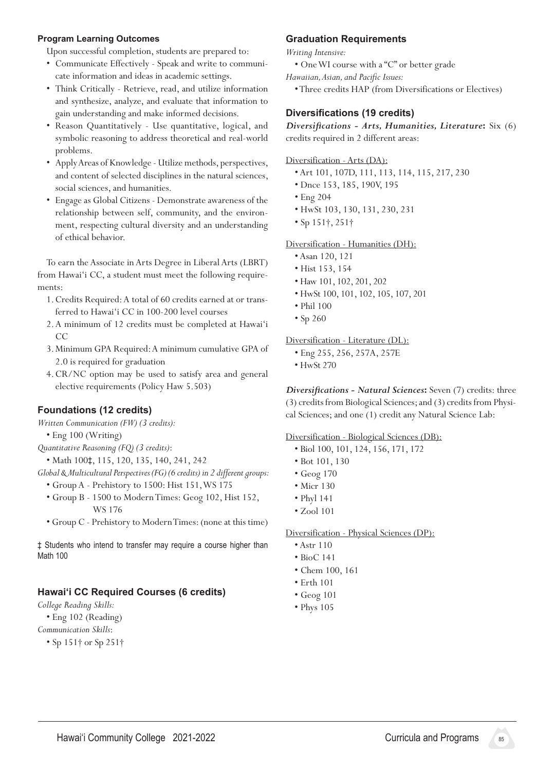#### Program Learning Outcomes

Upon successful completion, students are prepared to:

- Communicate Effectively - Speak and write to communicate information and ideas in academic settings.
- Think Critically - Retrieve, read, and utilize information and synthesize, analyze, and evaluate that information to gain understanding and make informed decisions.
- Reason Quantitatively - Use quantitative, logical, and symbolic reasoning to address theoretical and real-world problems.
- Apply Areas of Knowledge - Utilize methods, perspectives, and content of selected disciplines in the natural sciences, social sciences, and humanities.
- Engage as Global Citizens - Demonstrate awareness of the relationship between self, community, and the environment, respecting cultural diversity and an understanding of ethical behavior.

To earn the Associate in Arts Degree in Liberal Arts (LBRT) from Hawai'i CC, a student must meet the following requirements:

1. Credits Required: A total of 60 credits earned at or transferred to Hawai'i CC in 100-200 level courses
2. A minimum of 12 credits must be completed at Hawai'i CC
3. Minimum GPA Required: A minimum cumulative GPA of 2.0 is required for graduation
4. CR/NC option may be used to satisfy area and general elective requirements (Policy Haw 5.503)

### Foundations (12 credits)

*Written Communication (FW) (3 credits):*
- Eng 100 (Writing)

*Quantitative Reasoning (FQ) (3 credits)*:
- Math 100‡, 115, 120, 135, 140, 241, 242

*Global & Multicultural Perspectives (FG) (6 credits) in 2 different groups:*
- Group A - Prehistory to 1500: Hist 151, WS 175
- Group B - 1500 to Modern Times: Geog 102, Hist 152, WS 176
- Group C - Prehistory to Modern Times: (none at this time)

‡ Students who intend to transfer may require a course higher than Math 100

### Hawai'i CC Required Courses (6 credits)

*College Reading Skills:*
- Eng 102 (Reading)

*Communication Skills*:
- Sp 151† or Sp 251†

### Graduation Requirements

*Writing Intensive:*
- One WI course with a "C" or better grade

*Hawaiian, Asian, and Pacific Issues:*
- Three credits HAP (from Diversifications or Electives)

### Diversifications (19 credits)

***Diversifications - Arts, Humanities, Literature*:** Six (6) credits required in 2 different areas:

Diversification - Arts (DA):
- Art 101, 107D, 111, 113, 114, 115, 217, 230
- Dnce 153, 185, 190V, 195
- Eng 204
- HwSt 103, 130, 131, 230, 231
- Sp 151†, 251†

Diversification - Humanities (DH):
- Asan 120, 121
- Hist 153, 154
- Haw 101, 102, 201, 202
- HwSt 100, 101, 102, 105, 107, 201
- Phil 100
- Sp 260

Diversification - Literature (DL):
- Eng 255, 256, 257A, 257E
- HwSt 270

***Diversifications - Natural Sciences*:** Seven (7) credits: three (3) credits from Biological Sciences; and (3) credits from Physical Sciences; and one (1) credit any Natural Science Lab:

Diversification - Biological Sciences (DB):
- Biol 100, 101, 124, 156, 171, 172
- Bot 101, 130
- Geog 170
- Micr 130
- Phyl 141
- Zool 101

Diversification - Physical Sciences (DP):
- Astr 110
- BioC 141
- Chem 100, 161
- Erth 101
- Geog 101
- Phys 105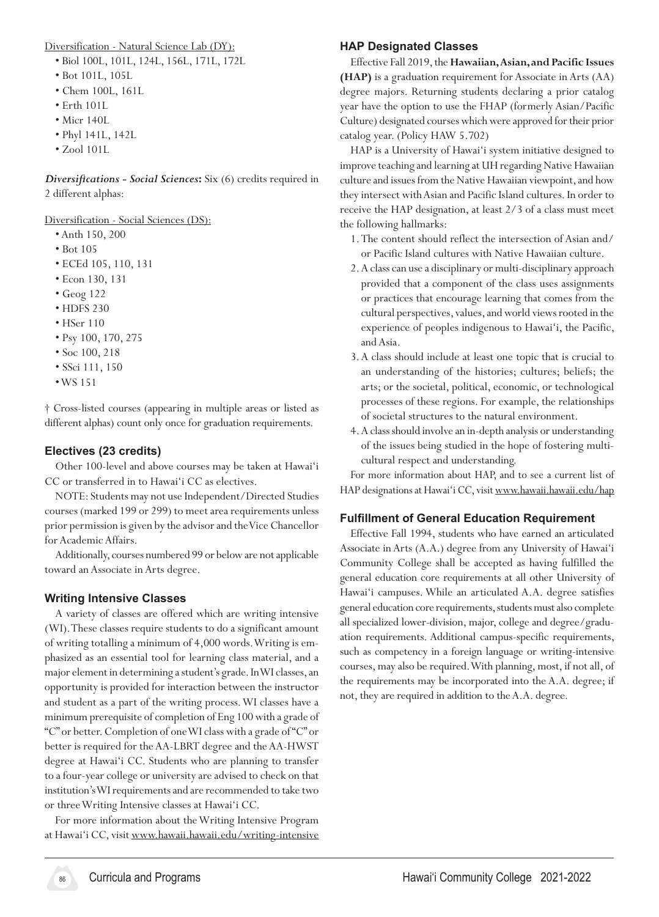Diversification - Natural Science Lab (DY):

- Biol 100L, 101L, 124L, 156L, 171L, 172L
- Bot 101L, 105L
- Chem 100L, 161L
- Erth 101L
- Micr 140L
- Phyl 141L, 142L
- Zool 101L

***Diversifications - Social Sciences*:** Six (6) credits required in 2 different alphas:

Diversification - Social Sciences (DS):

- Anth 150, 200
- Bot 105
- ECEd 105, 110, 131
- Econ 130, 131
- Geog 122
- HDFS 230
- HSer 110
- Psy 100, 170, 275
- Soc 100, 218
- SSci 111, 150
- WS 151

† Cross-listed courses (appearing in multiple areas or listed as different alphas) count only once for graduation requirements.

### Electives (23 credits)

Other 100-level and above courses may be taken at Hawaiʻi CC or transferred in to Hawaiʻi CC as electives.

NOTE: Students may not use Independent/Directed Studies courses (marked 199 or 299) to meet area requirements unless prior permission is given by the advisor and the Vice Chancellor for Academic Affairs.

Additionally, courses numbered 99 or below are not applicable toward an Associate in Arts degree.

### Writing Intensive Classes

A variety of classes are offered which are writing intensive (WI). These classes require students to do a significant amount of writing totalling a minimum of 4,000 words. Writing is emphasized as an essential tool for learning class material, and a major element in determining a student's grade. In WI classes, an opportunity is provided for interaction between the instructor and student as a part of the writing process. WI classes have a minimum prerequisite of completion of Eng 100 with a grade of "C" or better. Completion of one WI class with a grade of "C" or better is required for the AA-LBRT degree and the AA-HWST degree at Hawaiʻi CC. Students who are planning to transfer to a four-year college or university are advised to check on that institution's WI requirements and are recommended to take two or three Writing Intensive classes at Hawaiʻi CC.

For more information about the Writing Intensive Program at Hawaiʻi CC, visit www.hawaii.hawaii.edu/writing-intensive

### HAP Designated Classes

Effective Fall 2019, the **Hawaiian, Asian, and Pacific Issues (HAP)** is a graduation requirement for Associate in Arts (AA) degree majors. Returning students declaring a prior catalog year have the option to use the FHAP (formerly Asian/Pacific Culture) designated courses which were approved for their prior catalog year. (Policy HAW 5.702)

HAP is a University of Hawaiʻi system initiative designed to improve teaching and learning at UH regarding Native Hawaiian culture and issues from the Native Hawaiian viewpoint, and how they intersect with Asian and Pacific Island cultures. In order to receive the HAP designation, at least 2/3 of a class must meet the following hallmarks:

1. The content should reflect the intersection of Asian and/or Pacific Island cultures with Native Hawaiian culture.
2. A class can use a disciplinary or multi-disciplinary approach provided that a component of the class uses assignments or practices that encourage learning that comes from the cultural perspectives, values, and world views rooted in the experience of peoples indigenous to Hawaiʻi, the Pacific, and Asia.
3. A class should include at least one topic that is crucial to an understanding of the histories; cultures; beliefs; the arts; or the societal, political, economic, or technological processes of these regions. For example, the relationships of societal structures to the natural environment.
4. A class should involve an in-depth analysis or understanding of the issues being studied in the hope of fostering multi-cultural respect and understanding.

For more information about HAP, and to see a current list of HAP designations at Hawaiʻi CC, visit www.hawaii.hawaii.edu/hap

### Fulfillment of General Education Requirement

Effective Fall 1994, students who have earned an articulated Associate in Arts (A.A.) degree from any University of Hawaiʻi Community College shall be accepted as having fulfilled the general education core requirements at all other University of Hawaiʻi campuses. While an articulated A.A. degree satisfies general education core requirements, students must also complete all specialized lower-division, major, college and degree/graduation requirements. Additional campus-specific requirements, such as competency in a foreign language or writing-intensive courses, may also be required. With planning, most, if not all, of the requirements may be incorporated into the A.A. degree; if not, they are required in addition to the A.A. degree.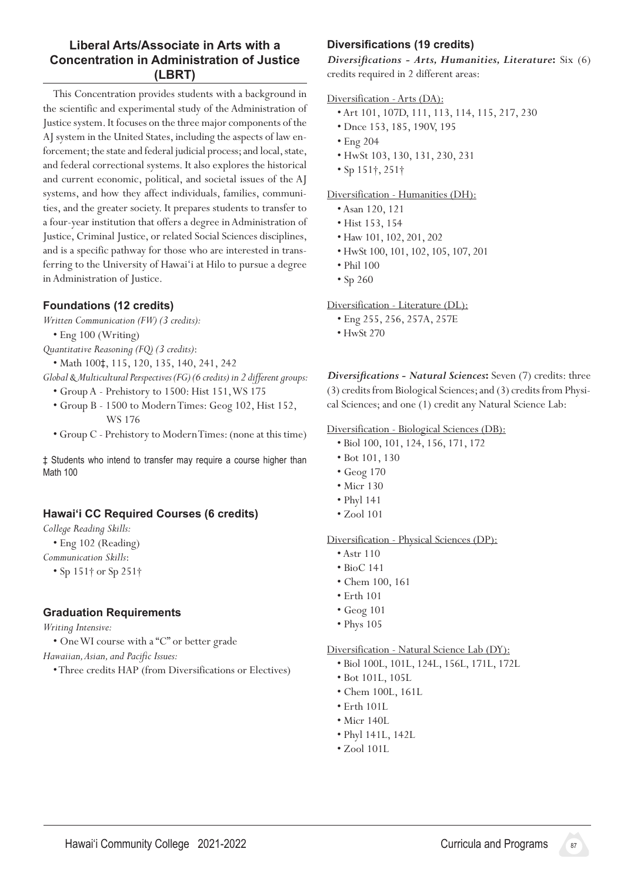## Liberal Arts/Associate in Arts with a Concentration in Administration of Justice (LBRT)

This Concentration provides students with a background in the scientific and experimental study of the Administration of Justice system. It focuses on the three major components of the AJ system in the United States, including the aspects of law enforcement; the state and federal judicial process; and local, state, and federal correctional systems. It also explores the historical and current economic, political, and societal issues of the AJ systems, and how they affect individuals, families, communities, and the greater society. It prepares students to transfer to a four-year institution that offers a degree in Administration of Justice, Criminal Justice, or related Social Sciences disciplines, and is a specific pathway for those who are interested in transferring to the University of Hawai'i at Hilo to pursue a degree in Administration of Justice.

### Foundations (12 credits)

*Written Communication (FW) (3 credits):*

- Eng 100 (Writing)

*Quantitative Reasoning (FQ) (3 credits):*

- Math 100‡, 115, 120, 135, 140, 241, 242

*Global & Multicultural Perspectives (FG) (6 credits) in 2 different groups:*

- Group A - Prehistory to 1500: Hist 151, WS 175
- Group B - 1500 to Modern Times: Geog 102, Hist 152, WS 176
- Group C - Prehistory to Modern Times: (none at this time)

‡ Students who intend to transfer may require a course higher than Math 100

### Hawai'i CC Required Courses (6 credits)

*College Reading Skills:*

- Eng 102 (Reading)

*Communication Skills:*

- Sp 151† or Sp 251†

### Graduation Requirements

*Writing Intensive:*

- One WI course with a "C" or better grade

*Hawaiian, Asian, and Pacific Issues:*

- Three credits HAP (from Diversifications or Electives)

### Diversifications (19 credits)

***Diversifications - Arts, Humanities, Literature:*** Six (6) credits required in 2 different areas:

Diversification - Arts (DA):

- Art 101, 107D, 111, 113, 114, 115, 217, 230
- Dnce 153, 185, 190V, 195
- Eng 204
- HwSt 103, 130, 131, 230, 231
- Sp 151†, 251†

Diversification - Humanities (DH):

- Asan 120, 121
- Hist 153, 154
- Haw 101, 102, 201, 202
- HwSt 100, 101, 102, 105, 107, 201
- Phil 100
- Sp 260

Diversification - Literature (DL):

- Eng 255, 256, 257A, 257E
- HwSt 270

***Diversifications - Natural Sciences:*** Seven (7) credits: three (3) credits from Biological Sciences; and (3) credits from Physical Sciences; and one (1) credit any Natural Science Lab:

Diversification - Biological Sciences (DB):

- Biol 100, 101, 124, 156, 171, 172
- Bot 101, 130
- Geog 170
- Micr 130
- Phyl 141
- Zool 101

Diversification - Physical Sciences (DP):

- Astr 110
- BioC 141
- Chem 100, 161
- Erth 101
- Geog 101
- Phys 105

Diversification - Natural Science Lab (DY):

- Biol 100L, 101L, 124L, 156L, 171L, 172L
- Bot 101L, 105L
- Chem 100L, 161L
- Erth 101L
- Micr 140L
- Phyl 141L, 142L
- Zool 101L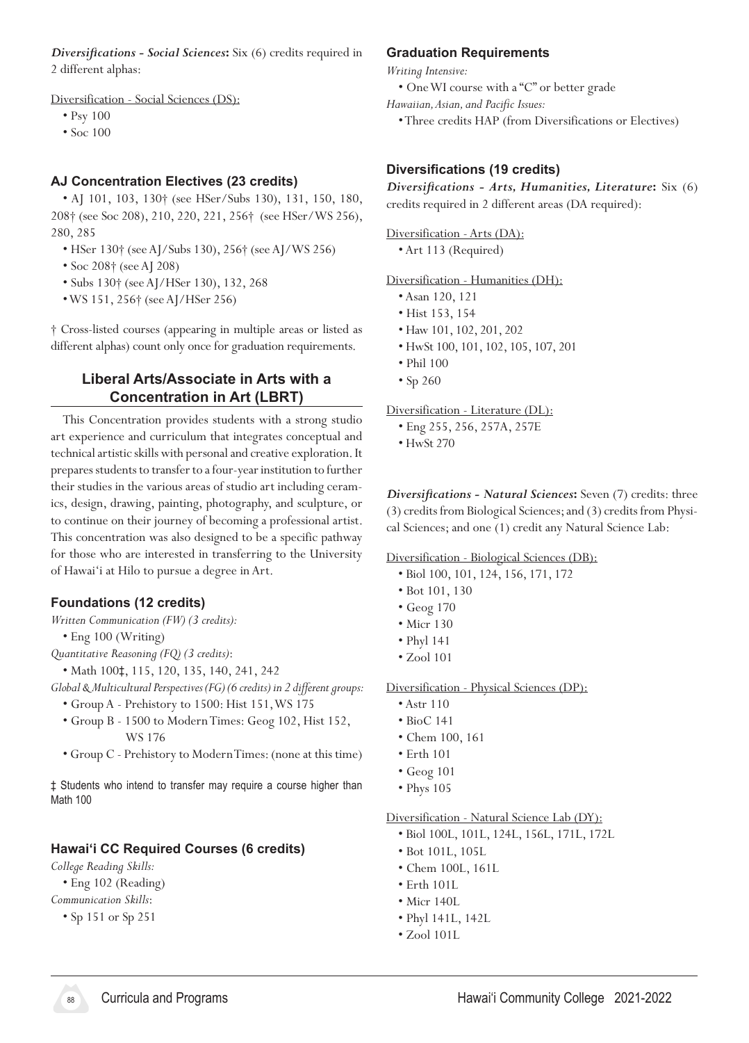***Diversifications - Social Sciences*:** Six (6) credits required in 2 different alphas:

Diversification - Social Sciences (DS):

- Psy 100
- Soc 100

### AJ Concentration Electives (23 credits)

- AJ 101, 103, 130† (see HSer/Subs 130), 131, 150, 180, 208† (see Soc 208), 210, 220, 221, 256† (see HSer/WS 256), 280, 285
- HSer 130† (see AJ/Subs 130), 256† (see AJ/WS 256)
- Soc 208† (see AJ 208)
- Subs 130† (see AJ/HSer 130), 132, 268
- WS 151, 256† (see AJ/HSer 256)

† Cross-listed courses (appearing in multiple areas or listed as different alphas) count only once for graduation requirements.

## Liberal Arts/Associate in Arts with a Concentration in Art (LBRT)

This Concentration provides students with a strong studio art experience and curriculum that integrates conceptual and technical artistic skills with personal and creative exploration. It prepares students to transfer to a four-year institution to further their studies in the various areas of studio art including ceramics, design, drawing, painting, photography, and sculpture, or to continue on their journey of becoming a professional artist. This concentration was also designed to be a specific pathway for those who are interested in transferring to the University of Hawai'i at Hilo to pursue a degree in Art.

### Foundations (12 credits)

*Written Communication (FW) (3 credits):*

- Eng 100 (Writing)

*Quantitative Reasoning (FQ) (3 credits)*:

- Math 100‡, 115, 120, 135, 140, 241, 242

*Global & Multicultural Perspectives (FG) (6 credits) in 2 different groups:*

- Group A - Prehistory to 1500: Hist 151, WS 175
- Group B - 1500 to Modern Times: Geog 102, Hist 152, WS 176
- Group C - Prehistory to Modern Times: (none at this time)

‡ Students who intend to transfer may require a course higher than Math 100

### Hawai'i CC Required Courses (6 credits)

*College Reading Skills:*

- Eng 102 (Reading)

*Communication Skills*:

- Sp 151 or Sp 251

### Graduation Requirements

*Writing Intensive:*

- One WI course with a "C" or better grade

*Hawaiian, Asian, and Pacific Issues:*

- Three credits HAP (from Diversifications or Electives)

### Diversifications (19 credits)

***Diversifications - Arts, Humanities, Literature*:** Six (6) credits required in 2 different areas (DA required):

Diversification - Arts (DA):

- Art 113 (Required)

Diversification - Humanities (DH):

- Asan 120, 121
- Hist 153, 154
- Haw 101, 102, 201, 202
- HwSt 100, 101, 102, 105, 107, 201
- Phil 100
- Sp 260

Diversification - Literature (DL):

- Eng 255, 256, 257A, 257E
- HwSt 270

***Diversifications - Natural Sciences*:** Seven (7) credits: three (3) credits from Biological Sciences; and (3) credits from Physical Sciences; and one (1) credit any Natural Science Lab:

Diversification - Biological Sciences (DB):

- Biol 100, 101, 124, 156, 171, 172
- Bot 101, 130
- Geog 170
- Micr 130
- Phyl 141
- Zool 101

Diversification - Physical Sciences (DP):

- Astr 110
- BioC 141
- Chem 100, 161
- Erth 101
- Geog 101
- Phys 105

Diversification - Natural Science Lab (DY):

- Biol 100L, 101L, 124L, 156L, 171L, 172L
- Bot 101L, 105L
- Chem 100L, 161L
- Erth 101L
- Micr 140L
- Phyl 141L, 142L
- Zool 101L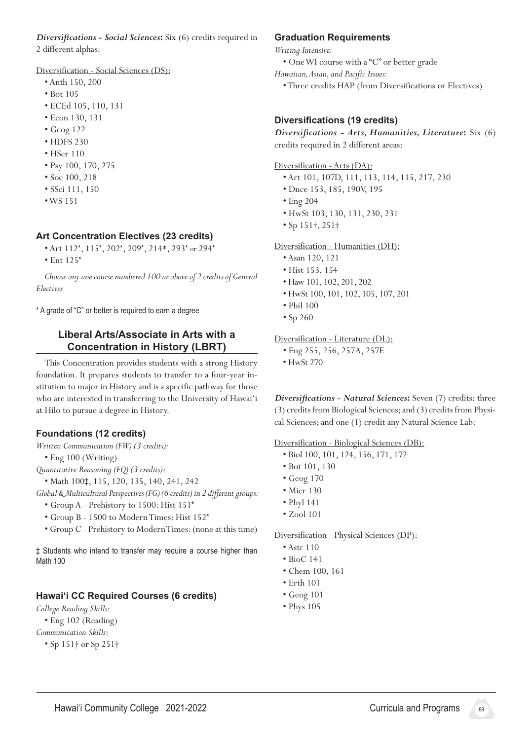*Diversifications - Social Sciences*: Six (6) credits required in 2 different alphas:

Diversification - Social Sciences (DS):

- Anth 150, 200
- Bot 105
- ECEd 105, 110, 131
- Econ 130, 131
- Geog 122
- HDFS 230
- HSer 110
- Psy 100, 170, 275
- Soc 100, 218
- SSci 111, 150
- WS 151

### Art Concentration Electives (23 credits)

- Art 112*, 115*, 202*, 209*, 214*, 293* or 294*
- Ent 125*

*Choose any one course numbered 100 or above of 2 credits of General Electives*

* A grade of "C" or better is required to earn a degree

## Liberal Arts/Associate in Arts with a Concentration in History (LBRT)

This Concentration provides students with a strong History foundation. It prepares students to transfer to a four-year institution to major in History and is a specific pathway for those who are interested in transferring to the University of Hawai'i at Hilo to pursue a degree in History.

### Foundations (12 credits)

*Written Communication (FW) (3 credits):*

- Eng 100 (Writing)

*Quantitative Reasoning (FQ) (3 credits)*:

- Math 100‡, 115, 120, 135, 140, 241, 242

*Global & Multicultural Perspectives (FG) (6 credits) in 2 different groups:*

- Group A - Prehistory to 1500: Hist 151*
- Group B - 1500 to Modern Times: Hist 152*
- Group C - Prehistory to Modern Times: (none at this time)

‡ Students who intend to transfer may require a course higher than Math 100

### Hawai'i CC Required Courses (6 credits)

*College Reading Skills:*

- Eng 102 (Reading)

*Communication Skills*:

- Sp 151† or Sp 251†

### Graduation Requirements

*Writing Intensive:*

- One WI course with a "C" or better grade

*Hawaiian, Asian, and Pacific Issues:*

- Three credits HAP (from Diversifications or Electives)

### Diversifications (19 credits)

*Diversifications - Arts, Humanities, Literature*: Six (6) credits required in 2 different areas:

Diversification - Arts (DA):

- Art 101, 107D, 111, 113, 114, 115, 217, 230
- Dnce 153, 185, 190V, 195
- Eng 204
- HwSt 103, 130, 131, 230, 231
- Sp 151†, 251†

Diversification - Humanities (DH):

- Asan 120, 121
- Hist 153, 154
- Haw 101, 102, 201, 202
- HwSt 100, 101, 102, 105, 107, 201
- Phil 100
- Sp 260

Diversification - Literature (DL):

- Eng 255, 256, 257A, 257E
- HwSt 270

*Diversifications - Natural Sciences*: Seven (7) credits: three (3) credits from Biological Sciences; and (3) credits from Physical Sciences; and one (1) credit any Natural Science Lab:

Diversification - Biological Sciences (DB):

- Biol 100, 101, 124, 156, 171, 172
- Bot 101, 130
- Geog 170
- Micr 130
- Phyl 141
- Zool 101

Diversification - Physical Sciences (DP):

- Astr 110
- BioC 141
- Chem 100, 161
- Erth 101
- Geog 101
- Phys 105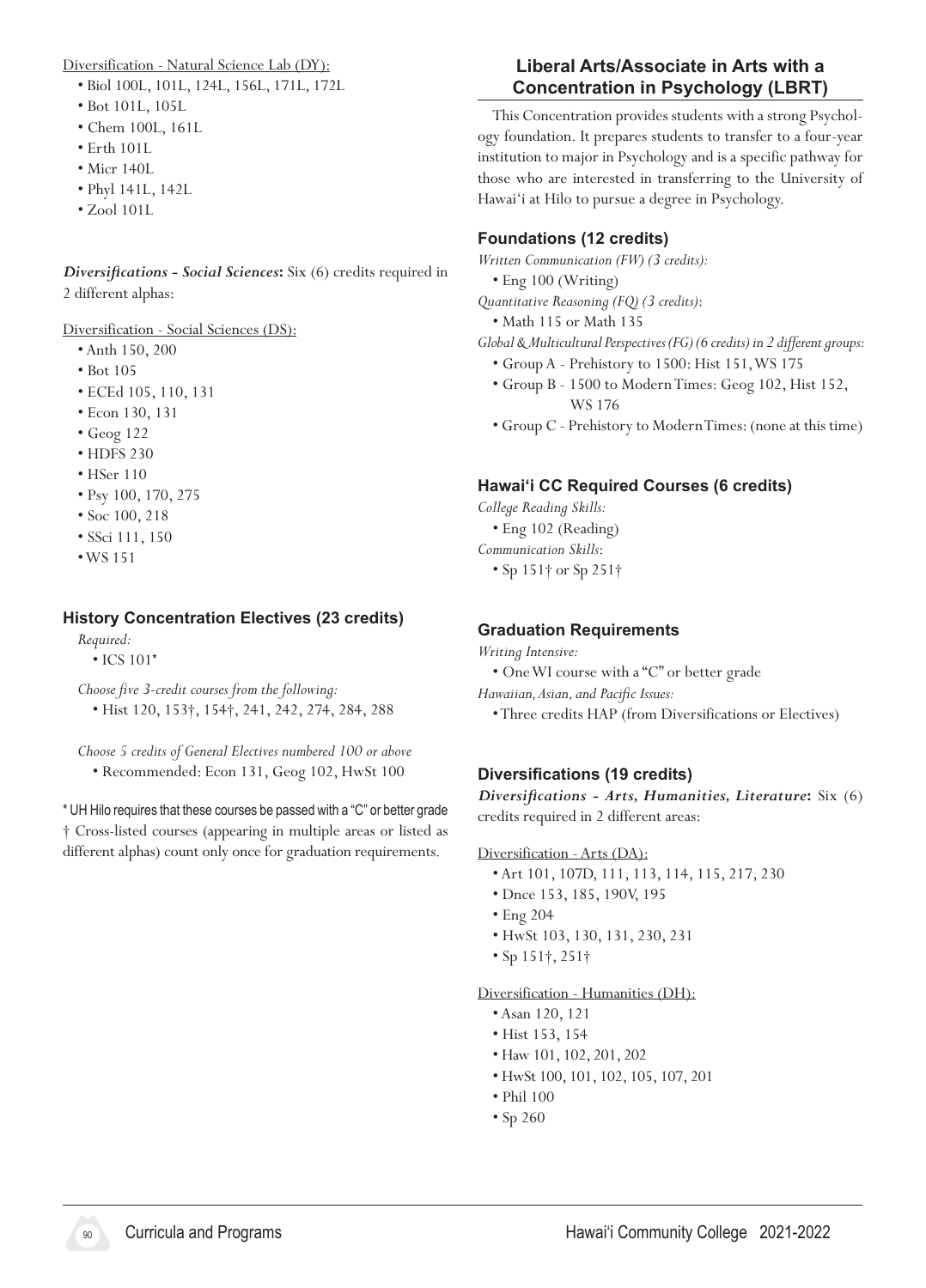Diversification - Natural Science Lab (DY):

- Biol 100L, 101L, 124L, 156L, 171L, 172L
- Bot 101L, 105L
- Chem 100L, 161L
- Erth 101L
- Micr 140L
- Phyl 141L, 142L
- Zool 101L

***Diversifications - Social Sciences*:** Six (6) credits required in 2 different alphas:

Diversification - Social Sciences (DS):

- Anth 150, 200
- Bot 105
- ECEd 105, 110, 131
- Econ 130, 131
- Geog 122
- HDFS 230
- HSer 110
- Psy 100, 170, 275
- Soc 100, 218
- SSci 111, 150
- WS 151

### History Concentration Electives (23 credits)

*Required:*

- ICS 101*

*Choose five 3-credit courses from the following:*

- Hist 120, 153†, 154†, 241, 242, 274, 284, 288

*Choose 5 credits of General Electives numbered 100 or above*

- Recommended: Econ 131, Geog 102, HwSt 100

* UH Hilo requires that these courses be passed with a "C" or better grade

† Cross-listed courses (appearing in multiple areas or listed as different alphas) count only once for graduation requirements.

## Liberal Arts/Associate in Arts with a Concentration in Psychology (LBRT)

This Concentration provides students with a strong Psychology foundation. It prepares students to transfer to a four-year institution to major in Psychology and is a specific pathway for those who are interested in transferring to the University of Hawai'i at Hilo to pursue a degree in Psychology.

### Foundations (12 credits)

*Written Communication (FW) (3 credits):*

- Eng 100 (Writing)

*Quantitative Reasoning (FQ) (3 credits)*:

- Math 115 or Math 135

*Global & Multicultural Perspectives (FG) (6 credits) in 2 different groups:*

- Group A - Prehistory to 1500: Hist 151, WS 175
- Group B - 1500 to Modern Times: Geog 102, Hist 152, WS 176
- Group C - Prehistory to Modern Times: (none at this time)

### Hawai'i CC Required Courses (6 credits)

*College Reading Skills:*

- Eng 102 (Reading)

*Communication Skills*:

- Sp 151† or Sp 251†

### Graduation Requirements

*Writing Intensive:*

- One WI course with a "C" or better grade

*Hawaiian, Asian, and Pacific Issues:*

- Three credits HAP (from Diversifications or Electives)

### Diversifications (19 credits)

***Diversifications - Arts, Humanities, Literature*:** Six (6) credits required in 2 different areas:

Diversification - Arts (DA):

- Art 101, 107D, 111, 113, 114, 115, 217, 230
- Dnce 153, 185, 190V, 195
- Eng 204
- HwSt 103, 130, 131, 230, 231
- Sp 151†, 251†

Diversification - Humanities (DH):

- Asan 120, 121
- Hist 153, 154
- Haw 101, 102, 201, 202
- HwSt 100, 101, 102, 105, 107, 201
- Phil 100
- Sp 260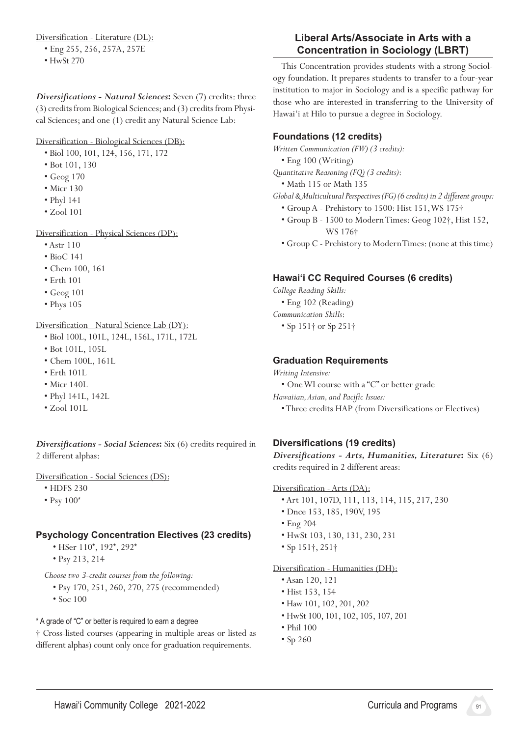Diversification - Literature (DL):

- Eng 255, 256, 257A, 257E
- HwSt 270

***Diversifications - Natural Sciences*:** Seven (7) credits: three (3) credits from Biological Sciences; and (3) credits from Physical Sciences; and one (1) credit any Natural Science Lab:

Diversification - Biological Sciences (DB):

- Biol 100, 101, 124, 156, 171, 172
- Bot 101, 130
- Geog 170
- Micr 130
- Phyl 141
- Zool 101

Diversification - Physical Sciences (DP):

- Astr 110
- BioC 141
- Chem 100, 161
- Erth 101
- Geog 101
- Phys 105

Diversification - Natural Science Lab (DY):

- Biol 100L, 101L, 124L, 156L, 171L, 172L
- Bot 101L, 105L
- Chem 100L, 161L
- Erth 101L
- Micr 140L
- Phyl 141L, 142L
- Zool 101L

***Diversifications - Social Sciences*:** Six (6) credits required in 2 different alphas:

Diversification - Social Sciences (DS):

- HDFS 230
- Psy 100*

### Psychology Concentration Electives (23 credits)

- HSer 110*, 192*, 292*
- Psy 213, 214

*Choose two 3-credit courses from the following:*

- Psy 170, 251, 260, 270, 275 (recommended)
- Soc 100

\* A grade of "C" or better is required to earn a degree

† Cross-listed courses (appearing in multiple areas or listed as different alphas) count only once for graduation requirements.

## Liberal Arts/Associate in Arts with a Concentration in Sociology (LBRT)

This Concentration provides students with a strong Sociology foundation. It prepares students to transfer to a four-year institution to major in Sociology and is a specific pathway for those who are interested in transferring to the University of Hawai'i at Hilo to pursue a degree in Sociology.

### Foundations (12 credits)

*Written Communication (FW) (3 credits):*

- Eng 100 (Writing)

*Quantitative Reasoning (FQ) (3 credits)*:

- Math 115 or Math 135

*Global & Multicultural Perspectives (FG) (6 credits) in 2 different groups:*

- Group A - Prehistory to 1500: Hist 151, WS 175†
- Group B - 1500 to Modern Times: Geog 102†, Hist 152, WS 176†
- Group C - Prehistory to Modern Times: (none at this time)

### Hawai'i CC Required Courses (6 credits)

*College Reading Skills:*

- Eng 102 (Reading)

*Communication Skills*:

- Sp 151† or Sp 251†

### Graduation Requirements

*Writing Intensive:*

- One WI course with a "C" or better grade

*Hawaiian, Asian, and Pacific Issues:*

- Three credits HAP (from Diversifications or Electives)

### Diversifications (19 credits)

***Diversifications - Arts, Humanities, Literature*:** Six (6) credits required in 2 different areas:

Diversification - Arts (DA):

- Art 101, 107D, 111, 113, 114, 115, 217, 230
- Dnce 153, 185, 190V, 195
- Eng 204
- HwSt 103, 130, 131, 230, 231
- Sp 151†, 251†

Diversification - Humanities (DH):

- Asan 120, 121
- Hist 153, 154
- Haw 101, 102, 201, 202
- HwSt 100, 101, 102, 105, 107, 201
- Phil 100
- Sp 260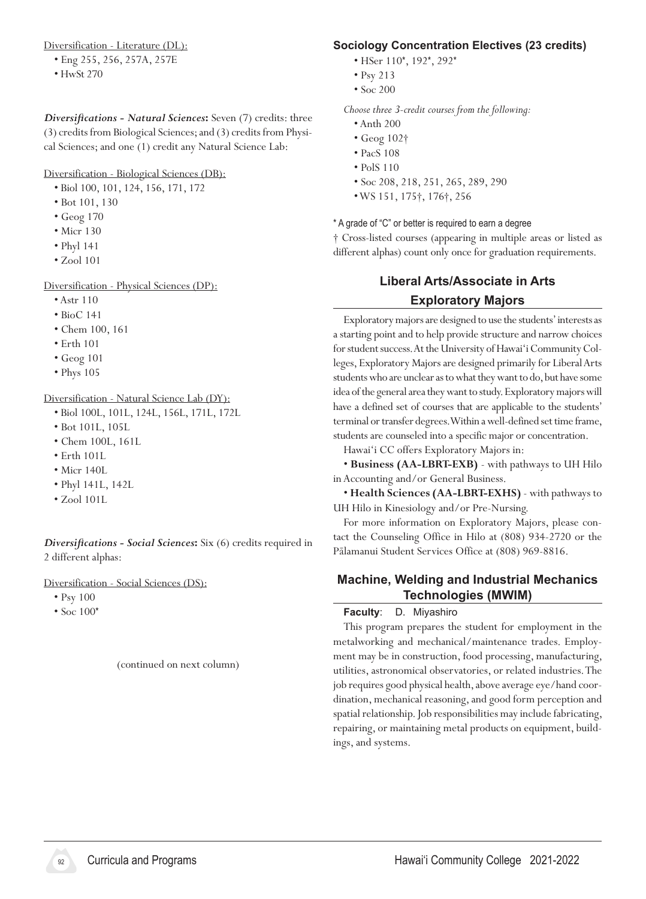Diversification - Literature (DL):

- Eng 255, 256, 257A, 257E
- HwSt 270

***Diversifications - Natural Sciences*:** Seven (7) credits: three (3) credits from Biological Sciences; and (3) credits from Physical Sciences; and one (1) credit any Natural Science Lab:

Diversification - Biological Sciences (DB):

- Biol 100, 101, 124, 156, 171, 172
- Bot 101, 130
- Geog 170
- Micr 130
- Phyl 141
- Zool 101

Diversification - Physical Sciences (DP):

- Astr 110
- BioC 141
- Chem 100, 161
- Erth 101
- Geog 101
- Phys 105

Diversification - Natural Science Lab (DY):

- Biol 100L, 101L, 124L, 156L, 171L, 172L
- Bot 101L, 105L
- Chem 100L, 161L
- Erth 101L
- Micr 140L
- Phyl 141L, 142L
- Zool 101L

***Diversifications - Social Sciences*:** Six (6) credits required in 2 different alphas:

Diversification - Social Sciences (DS):

- Psy 100
- Soc 100*

(continued on next column)

### Sociology Concentration Electives (23 credits)

- HSer 110*, 192*, 292*
- Psy 213
- Soc 200

*Choose three 3-credit courses from the following:*

- Anth 200
- Geog 102†
- PacS 108
- PolS 110
- Soc 208, 218, 251, 265, 289, 290
- WS 151, 175†, 176†, 256

\* A grade of "C" or better is required to earn a degree

† Cross-listed courses (appearing in multiple areas or listed as different alphas) count only once for graduation requirements.

## Liberal Arts/Associate in Arts Exploratory Majors

Exploratory majors are designed to use the students' interests as a starting point and to help provide structure and narrow choices for student success. At the University of Hawaiʻi Community Colleges, Exploratory Majors are designed primarily for Liberal Arts students who are unclear as to what they want to do, but have some idea of the general area they want to study. Exploratory majors will have a defined set of courses that are applicable to the students' terminal or transfer degrees. Within a well-defined set time frame, students are counseled into a specific major or concentration.

Hawaiʻi CC offers Exploratory Majors in:

- **Business (AA-LBRT-EXB)** - with pathways to UH Hilo in Accounting and/or General Business.
- **Health Sciences (AA-LBRT-EXHS)** - with pathways to UH Hilo in Kinesiology and/or Pre-Nursing.

For more information on Exploratory Majors, please contact the Counseling Office in Hilo at (808) 934-2720 or the Pālamanui Student Services Office at (808) 969-8816.

## Machine, Welding and Industrial Mechanics Technologies (MWIM)

**Faculty**: D. Miyashiro

This program prepares the student for employment in the metalworking and mechanical/maintenance trades. Employment may be in construction, food processing, manufacturing, utilities, astronomical observatories, or related industries. The job requires good physical health, above average eye/hand coordination, mechanical reasoning, and good form perception and spatial relationship. Job responsibilities may include fabricating, repairing, or maintaining metal products on equipment, buildings, and systems.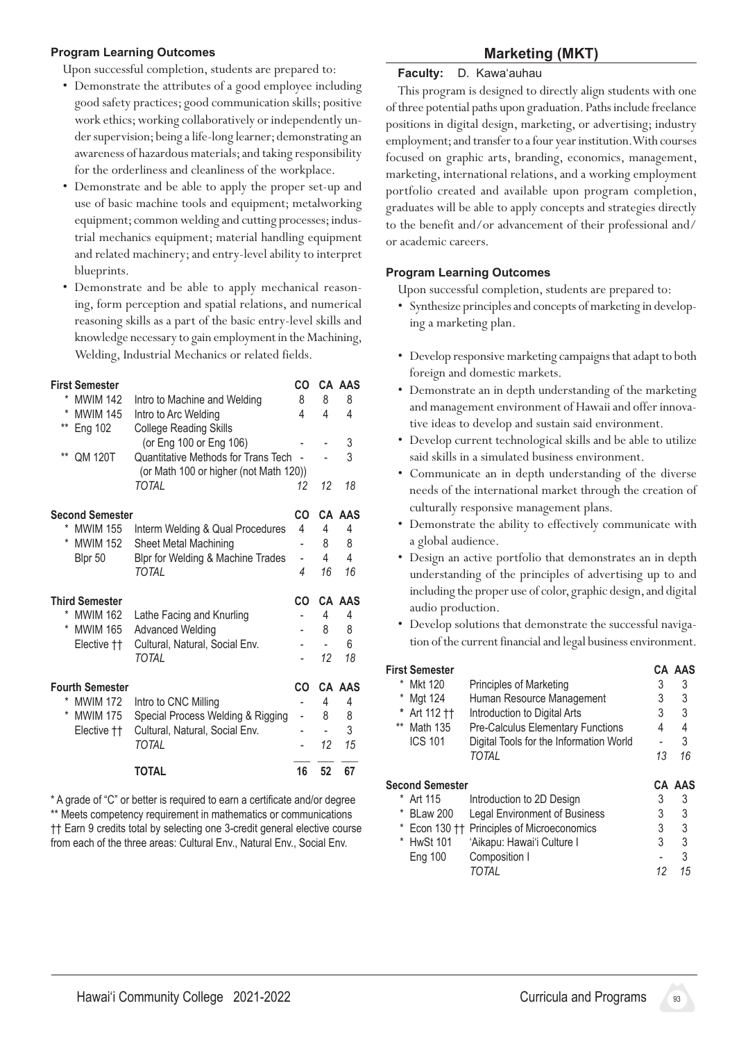### Program Learning Outcomes

Upon successful completion, students are prepared to:

- Demonstrate the attributes of a good employee including good safety practices; good communication skills; positive work ethics; working collaboratively or independently under supervision; being a life-long learner; demonstrating an awareness of hazardous materials; and taking responsibility for the orderliness and cleanliness of the workplace.
- Demonstrate and be able to apply the proper set-up and use of basic machine tools and equipment; metalworking equipment; common welding and cutting processes; industrial mechanics equipment; material handling equipment and related machinery; and entry-level ability to interpret blueprints.
- Demonstrate and be able to apply mechanical reasoning, form perception and spatial relations, and numerical reasoning skills as a part of the basic entry-level skills and knowledge necessary to gain employment in the Machining, Welding, Industrial Mechanics or related fields.

| **First Semester** | | CO | CA | AAS |
|---|---|---|---|---|
| * MWIM 142 | Intro to Machine and Welding | 8 | 8 | 8 |
| * MWIM 145 | Intro to Arc Welding | 4 | 4 | 4 |
| ** Eng 102 | College Reading Skills (or Eng 100 or Eng 106) | - | - | 3 |
| ** QM 120T | Quantitative Methods for Trans Tech (or Math 100 or higher (not Math 120)) | - | - | 3 |
| | *TOTAL* | *12* | *12* | *18* |
| **Second Semester** | | CO | CA | AAS |
| * MWIM 155 | Interm Welding & Qual Procedures | 4 | 4 | 4 |
| * MWIM 152 | Sheet Metal Machining | - | 8 | 8 |
| Blpr 50 | Blpr for Welding & Machine Trades | - | 4 | 4 |
| | *TOTAL* | *4* | *16* | *16* |
| **Third Semester** | | CO | CA | AAS |
| * MWIM 162 | Lathe Facing and Knurling | - | 4 | 4 |
| * MWIM 165 | Advanced Welding | - | 8 | 8 |
| Elective †† | Cultural, Natural, Social Env. | - | - | 6 |
| | *TOTAL* | - | *12* | *18* |
| **Fourth Semester** | | CO | CA | AAS |
| * MWIM 172 | Intro to CNC Milling | - | 4 | 4 |
| * MWIM 175 | Special Process Welding & Rigging | - | 8 | 8 |
| Elective †† | Cultural, Natural, Social Env. | - | - | 3 |
| | *TOTAL* | - | *12* | *15* |
| | **TOTAL** | **16** | **52** | **67** |

\* A grade of "C" or better is required to earn a certificate and/or degree
** Meets competency requirement in mathematics or communications
†† Earn 9 credits total by selecting one 3-credit general elective course from each of the three areas: Cultural Env., Natural Env., Social Env.

## Marketing (MKT)

**Faculty:** D. Kawaʻauhau

This program is designed to directly align students with one of three potential paths upon graduation. Paths include freelance positions in digital design, marketing, or advertising; industry employment; and transfer to a four year institution. With courses focused on graphic arts, branding, economics, management, marketing, international relations, and a working employment portfolio created and available upon program completion, graduates will be able to apply concepts and strategies directly to the benefit and/or advancement of their professional and/or academic careers.

### Program Learning Outcomes

Upon successful completion, students are prepared to:

- Synthesize principles and concepts of marketing in developing a marketing plan.
- Develop responsive marketing campaigns that adapt to both foreign and domestic markets.
- Demonstrate an in depth understanding of the marketing and management environment of Hawaii and offer innovative ideas to develop and sustain said environment.
- Develop current technological skills and be able to utilize said skills in a simulated business environment.
- Communicate an in depth understanding of the diverse needs of the international market through the creation of culturally responsive management plans.
- Demonstrate the ability to effectively communicate with a global audience.
- Design an active portfolio that demonstrates an in depth understanding of the principles of advertising up to and including the proper use of color, graphic design, and digital audio production.
- Develop solutions that demonstrate the successful navigation of the current financial and legal business environment.

| **First Semester** | | CA | AAS |
|---|---|---|---|
| * Mkt 120 | Principles of Marketing | 3 | 3 |
| * Mgt 124 | Human Resource Management | 3 | 3 |
| * Art 112 †† | Introduction to Digital Arts | 3 | 3 |
| ** Math 135 | Pre-Calculus Elementary Functions | 4 | 4 |
| ICS 101 | Digital Tools for the Information World | - | 3 |
| | *TOTAL* | *13* | *16* |
| **Second Semester** | | CA | AAS |
| * Art 115 | Introduction to 2D Design | 3 | 3 |
| * BLaw 200 | Legal Environment of Business | 3 | 3 |
| * Econ 130 †† | Principles of Microeconomics | 3 | 3 |
| * HwSt 101 | ʻAikapu: Hawaiʻi Culture I | 3 | 3 |
| Eng 100 | Composition I | - | 3 |
| | *TOTAL* | *12* | *15* |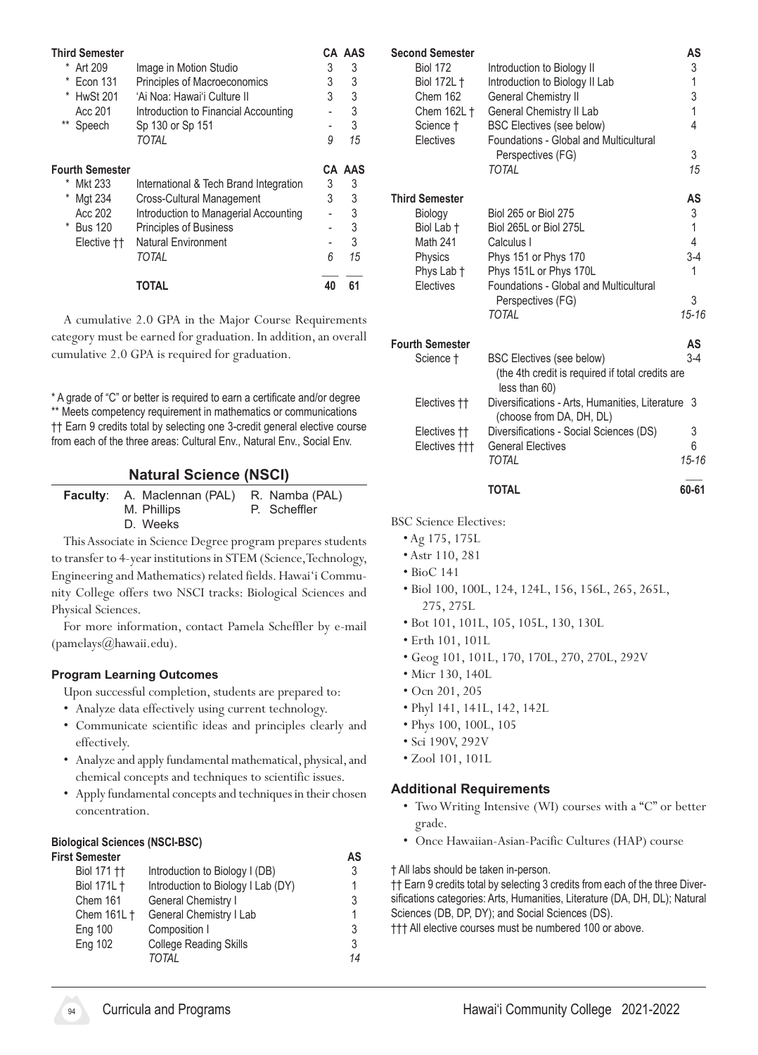| Third Semester | | CA | AAS |
|---|---|---|---|
| * Art 209 | Image in Motion Studio | 3 | 3 |
| * Econ 131 | Principles of Macroeconomics | 3 | 3 |
| * HwSt 201 | ʻAi Noa: Hawaiʻi Culture II | 3 | 3 |
| Acc 201 | Introduction to Financial Accounting | - | 3 |
| ** Speech | Sp 130 or Sp 151 | - | 3 |
| | *TOTAL* | *9* | *15* |

| Fourth Semester | | CA | AAS |
|---|---|---|---|
| * Mkt 233 | International & Tech Brand Integration | 3 | 3 |
| * Mgt 234 | Cross-Cultural Management | 3 | 3 |
| Acc 202 | Introduction to Managerial Accounting | - | 3 |
| * Bus 120 | Principles of Business | - | 3 |
| Elective †† | Natural Environment | - | 3 |
| | *TOTAL* | *6* | *15* |
| | **TOTAL** | **40** | **61** |

A cumulative 2.0 GPA in the Major Course Requirements category must be earned for graduation. In addition, an overall cumulative 2.0 GPA is required for graduation.

\* A grade of "C" or better is required to earn a certificate and/or degree
** Meets competency requirement in mathematics or communications
†† Earn 9 credits total by selecting one 3-credit general elective course from each of the three areas: Cultural Env., Natural Env., Social Env.

## Natural Science (NSCI)

**Faculty**: A. Maclennan (PAL), R. Namba (PAL), M. Phillips, P. Scheffler, D. Weeks

This Associate in Science Degree program prepares students to transfer to 4-year institutions in STEM (Science, Technology, Engineering and Mathematics) related fields. Hawaiʻi Community College offers two NSCI tracks: Biological Sciences and Physical Sciences.

For more information, contact Pamela Scheffler by e-mail (pamelays@hawaii.edu).

### Program Learning Outcomes

Upon successful completion, students are prepared to:

- Analyze data effectively using current technology.
- Communicate scientific ideas and principles clearly and effectively.
- Analyze and apply fundamental mathematical, physical, and chemical concepts and techniques to scientific issues.
- Apply fundamental concepts and techniques in their chosen concentration.

#### Biological Sciences (NSCI-BSC)

| First Semester | | AS |
|---|---|---|
| Biol 171 †† | Introduction to Biology I (DB) | 3 |
| Biol 171L † | Introduction to Biology I Lab (DY) | 1 |
| Chem 161 | General Chemistry I | 3 |
| Chem 161L † | General Chemistry I Lab | 1 |
| Eng 100 | Composition I | 3 |
| Eng 102 | College Reading Skills | 3 |
| | *TOTAL* | *14* |

| Second Semester | | AS |
|---|---|---|
| Biol 172 | Introduction to Biology II | 3 |
| Biol 172L † | Introduction to Biology II Lab | 1 |
| Chem 162 | General Chemistry II | 3 |
| Chem 162L † | General Chemistry II Lab | 1 |
| Science † | BSC Electives (see below) | 4 |
| Electives | Foundations - Global and Multicultural Perspectives (FG) | 3 |
| | *TOTAL* | *15* |

| Third Semester | | AS |
|---|---|---|
| Biology | Biol 265 or Biol 275 | 3 |
| Biol Lab † | Biol 265L or Biol 275L | 1 |
| Math 241 | Calculus I | 4 |
| Physics | Phys 151 or Phys 170 | 3-4 |
| Phys Lab † | Phys 151L or Phys 170L | 1 |
| Electives | Foundations - Global and Multicultural Perspectives (FG) | 3 |
| | *TOTAL* | *15-16* |

| Fourth Semester | | AS |
|---|---|---|
| Science † | BSC Electives (see below) (the 4th credit is required if total credits are less than 60) | 3-4 |
| Electives †† | Diversifications - Arts, Humanities, Literature (choose from DA, DH, DL) | 3 |
| Electives †† | Diversifications - Social Sciences (DS) | 3 |
| Electives ††† | General Electives | 6 |
| | *TOTAL* | *15-16* |
| | **TOTAL** | **60-61** |

BSC Science Electives:

- Ag 175, 175L
- Astr 110, 281
- BioC 141
- Biol 100, 100L, 124, 124L, 156, 156L, 265, 265L, 275, 275L
- Bot 101, 101L, 105, 105L, 130, 130L
- Erth 101, 101L
- Geog 101, 101L, 170, 170L, 270, 270L, 292V
- Micr 130, 140L
- Ocn 201, 205
- Phyl 141, 141L, 142, 142L
- Phys 100, 100L, 105
- Sci 190V, 292V
- Zool 101, 101L

### Additional Requirements

- Two Writing Intensive (WI) courses with a "C" or better grade.
- Once Hawaiian-Asian-Pacific Cultures (HAP) course

† All labs should be taken in-person.
†† Earn 9 credits total by selecting 3 credits from each of the three Diversifications categories: Arts, Humanities, Literature (DA, DH, DL); Natural Sciences (DB, DP, DY); and Social Sciences (DS).
††† All elective courses must be numbered 100 or above.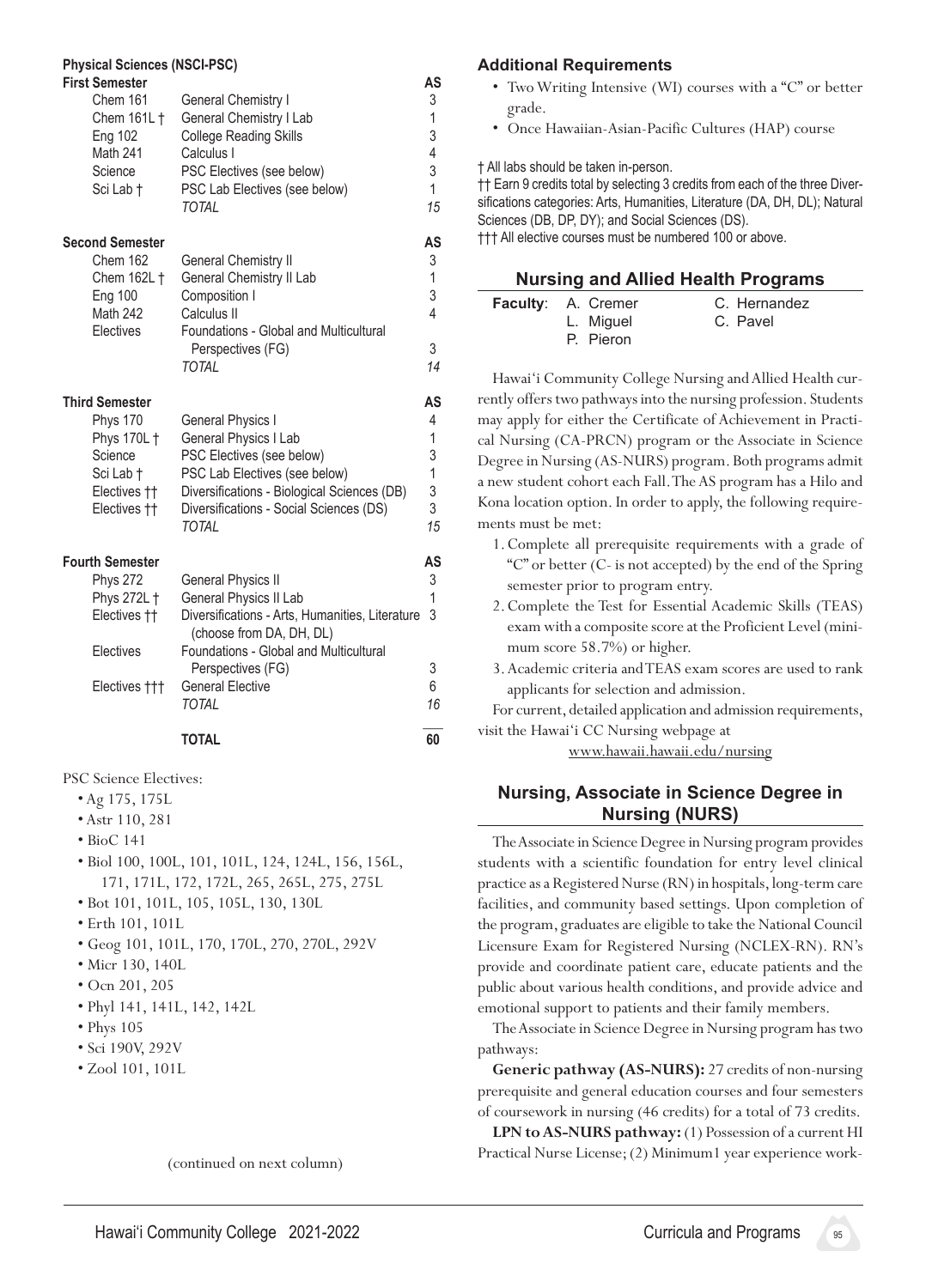**Physical Sciences (NSCI-PSC)**

| First Semester | | AS |
|---|---|---|
| Chem 161 | General Chemistry I | 3 |
| Chem 161L † | General Chemistry I Lab | 1 |
| Eng 102 | College Reading Skills | 3 |
| Math 241 | Calculus I | 4 |
| Science | PSC Electives (see below) | 3 |
| Sci Lab † | PSC Lab Electives (see below) | 1 |
| | *TOTAL* | *15* |

| Second Semester | | AS |
|---|---|---|
| Chem 162 | General Chemistry II | 3 |
| Chem 162L † | General Chemistry II Lab | 1 |
| Eng 100 | Composition I | 3 |
| Math 242 | Calculus II | 4 |
| Electives | Foundations - Global and Multicultural Perspectives (FG) | 3 |
| | *TOTAL* | *14* |

| Third Semester | | AS |
|---|---|---|
| Phys 170 | General Physics I | 4 |
| Phys 170L † | General Physics I Lab | 1 |
| Science | PSC Electives (see below) | 3 |
| Sci Lab † | PSC Lab Electives (see below) | 1 |
| Electives †† | Diversifications - Biological Sciences (DB) | 3 |
| Electives †† | Diversifications - Social Sciences (DS) | 3 |
| | *TOTAL* | *15* |

| Fourth Semester | | AS |
|---|---|---|
| Phys 272 | General Physics II | 3 |
| Phys 272L † | General Physics II Lab | 1 |
| Electives †† | Diversifications - Arts, Humanities, Literature (choose from DA, DH, DL) | 3 |
| Electives | Foundations - Global and Multicultural Perspectives (FG) | 3 |
| Electives ††† | General Elective | 6 |
| | *TOTAL* | *16* |
| | **TOTAL** | **60** |

PSC Science Electives:

- Ag 175, 175L
- Astr 110, 281
- BioC 141
- Biol 100, 100L, 101, 101L, 124, 124L, 156, 156L, 171, 171L, 172, 172L, 265, 265L, 275, 275L
- Bot 101, 101L, 105, 105L, 130, 130L
- Erth 101, 101L
- Geog 101, 101L, 170, 170L, 270, 270L, 292V
- Micr 130, 140L
- Ocn 201, 205
- Phyl 141, 141L, 142, 142L
- Phys 105
- Sci 190V, 292V
- Zool 101, 101L

(continued on next column)

### Additional Requirements

- Two Writing Intensive (WI) courses with a "C" or better grade.
- Once Hawaiian-Asian-Pacific Cultures (HAP) course

† All labs should be taken in-person.

†† Earn 9 credits total by selecting 3 credits from each of the three Diversifications categories: Arts, Humanities, Literature (DA, DH, DL); Natural Sciences (DB, DP, DY); and Social Sciences (DS).

††† All elective courses must be numbered 100 or above.

## Nursing and Allied Health Programs

**Faculty**: A. Cremer, L. Miguel, P. Pieron, C. Hernandez, C. Pavel

Hawai'i Community College Nursing and Allied Health currently offers two pathways into the nursing profession. Students may apply for either the Certificate of Achievement in Practical Nursing (CA-PRCN) program or the Associate in Science Degree in Nursing (AS-NURS) program. Both programs admit a new student cohort each Fall. The AS program has a Hilo and Kona location option. In order to apply, the following requirements must be met:

1. Complete all prerequisite requirements with a grade of "C" or better (C- is not accepted) by the end of the Spring semester prior to program entry.
2. Complete the Test for Essential Academic Skills (TEAS) exam with a composite score at the Proficient Level (minimum score 58.7%) or higher.
3. Academic criteria and TEAS exam scores are used to rank applicants for selection and admission.

For current, detailed application and admission requirements, visit the Hawai'i CC Nursing webpage at

www.hawaii.hawaii.edu/nursing

## Nursing, Associate in Science Degree in Nursing (NURS)

The Associate in Science Degree in Nursing program provides students with a scientific foundation for entry level clinical practice as a Registered Nurse (RN) in hospitals, long-term care facilities, and community based settings. Upon completion of the program, graduates are eligible to take the National Council Licensure Exam for Registered Nursing (NCLEX-RN). RN's provide and coordinate patient care, educate patients and the public about various health conditions, and provide advice and emotional support to patients and their family members.

The Associate in Science Degree in Nursing program has two pathways:

**Generic pathway (AS-NURS):** 27 credits of non-nursing prerequisite and general education courses and four semesters of coursework in nursing (46 credits) for a total of 73 credits.

**LPN to AS-NURS pathway:** (1) Possession of a current HI Practical Nurse License; (2) Minimum1 year experience work-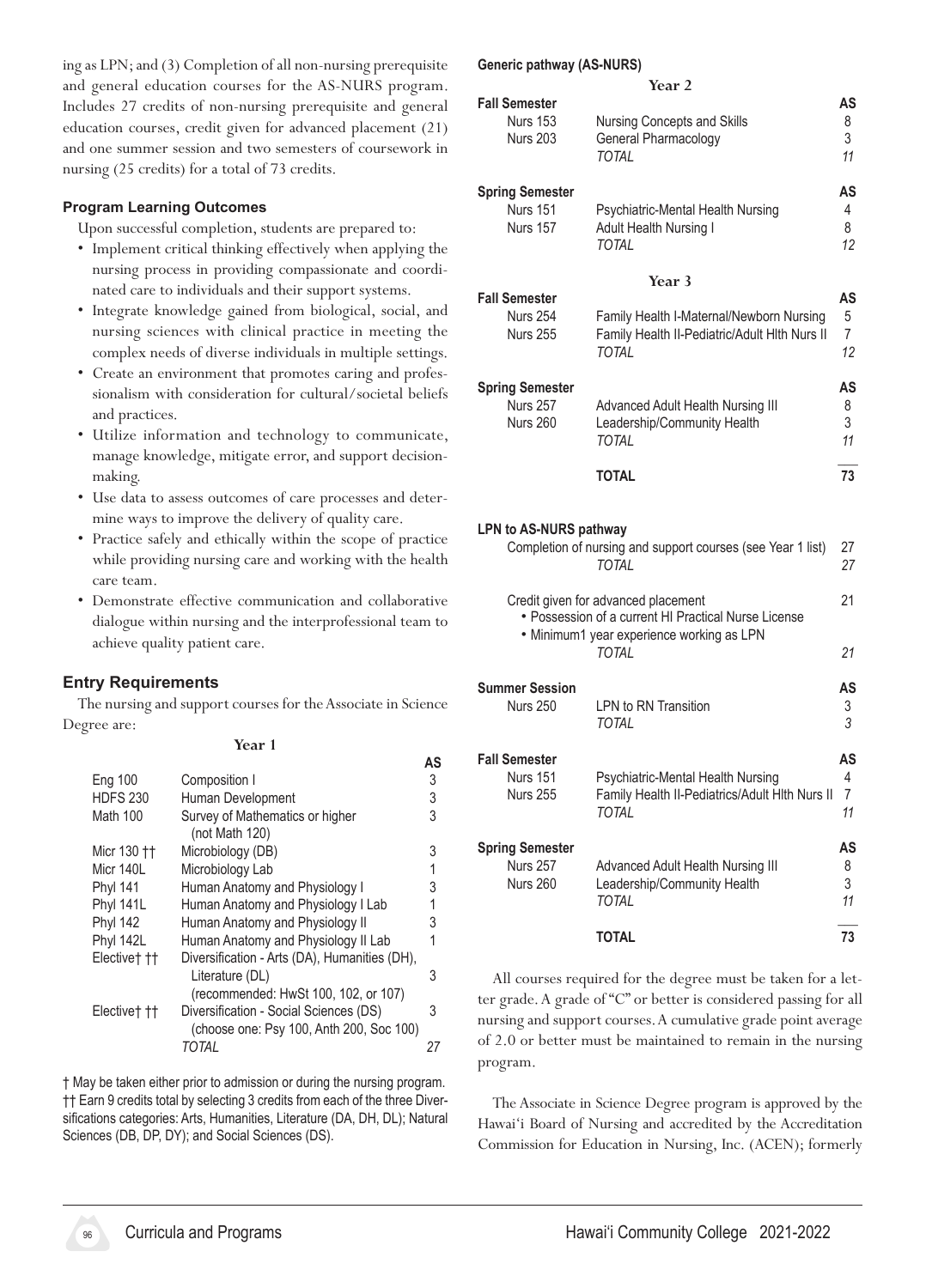ing as LPN; and (3) Completion of all non-nursing prerequisite and general education courses for the AS-NURS program. Includes 27 credits of non-nursing prerequisite and general education courses, credit given for advanced placement (21) and one summer session and two semesters of coursework in nursing (25 credits) for a total of 73 credits.

### Program Learning Outcomes

Upon successful completion, students are prepared to:

- Implement critical thinking effectively when applying the nursing process in providing compassionate and coordinated care to individuals and their support systems.
- Integrate knowledge gained from biological, social, and nursing sciences with clinical practice in meeting the complex needs of diverse individuals in multiple settings.
- Create an environment that promotes caring and professionalism with consideration for cultural/societal beliefs and practices.
- Utilize information and technology to communicate, manage knowledge, mitigate error, and support decision-making.
- Use data to assess outcomes of care processes and determine ways to improve the delivery of quality care.
- Practice safely and ethically within the scope of practice while providing nursing care and working with the health care team.
- Demonstrate effective communication and collaborative dialogue within nursing and the interprofessional team to achieve quality patient care.

## Entry Requirements

The nursing and support courses for the Associate in Science Degree are:

**Year 1**

| | | AS |
|---|---|---|
| Eng 100 | Composition I | 3 |
| HDFS 230 | Human Development | 3 |
| Math 100 | Survey of Mathematics or higher (not Math 120) | 3 |
| Micr 130 †† | Microbiology (DB) | 3 |
| Micr 140L | Microbiology Lab | 1 |
| Phyl 141 | Human Anatomy and Physiology I | 3 |
| Phyl 141L | Human Anatomy and Physiology I Lab | 1 |
| Phyl 142 | Human Anatomy and Physiology II | 3 |
| Phyl 142L | Human Anatomy and Physiology II Lab | 1 |
| Elective† †† | Diversification - Arts (DA), Humanities (DH), Literature (DL) (recommended: HwSt 100, 102, or 107) | 3 |
| Elective† †† | Diversification - Social Sciences (DS) (choose one: Psy 100, Anth 200, Soc 100) | 3 |
| | *TOTAL* | *27* |

† May be taken either prior to admission or during the nursing program.
†† Earn 9 credits total by selecting 3 credits from each of the three Diversifications categories: Arts, Humanities, Literature (DA, DH, DL); Natural Sciences (DB, DP, DY); and Social Sciences (DS).

### Generic pathway (AS-NURS)

**Year 2**

| Fall Semester | | AS |
|---|---|---|
| Nurs 153 | Nursing Concepts and Skills | 8 |
| Nurs 203 | General Pharmacology | 3 |
| | *TOTAL* | *11* |
| **Spring Semester** | | **AS** |
| Nurs 151 | Psychiatric-Mental Health Nursing | 4 |
| Nurs 157 | Adult Health Nursing I | 8 |
| | *TOTAL* | *12* |

**Year 3**

| Fall Semester | | AS |
|---|---|---|
| Nurs 254 | Family Health I-Maternal/Newborn Nursing | 5 |
| Nurs 255 | Family Health II-Pediatric/Adult Hlth Nurs II | 7 |
| | *TOTAL* | *12* |
| **Spring Semester** | | **AS** |
| Nurs 257 | Advanced Adult Health Nursing III | 8 |
| Nurs 260 | Leadership/Community Health | 3 |
| | *TOTAL* | *11* |
| | **TOTAL** | **73** |

### LPN to AS-NURS pathway

| | | |
|---|---|---|
| Completion of nursing and support courses (see Year 1 list) | | 27 |
| | *TOTAL* | *27* |
| Credit given for advanced placement<br>• Possession of a current HI Practical Nurse License<br>• Minimum1 year experience working as LPN | | 21 |
| | *TOTAL* | *21* |
| **Summer Session** | | **AS** |
| Nurs 250 | LPN to RN Transition | 3 |
| | *TOTAL* | *3* |
| **Fall Semester** | | **AS** |
| Nurs 151 | Psychiatric-Mental Health Nursing | 4 |
| Nurs 255 | Family Health II-Pediatrics/Adult Hlth Nurs II | 7 |
| | *TOTAL* | *11* |
| **Spring Semester** | | **AS** |
| Nurs 257 | Advanced Adult Health Nursing III | 8 |
| Nurs 260 | Leadership/Community Health | 3 |
| | *TOTAL* | *11* |
| | **TOTAL** | **73** |

All courses required for the degree must be taken for a letter grade. A grade of "C" or better is considered passing for all nursing and support courses. A cumulative grade point average of 2.0 or better must be maintained to remain in the nursing program.

The Associate in Science Degree program is approved by the Hawai'i Board of Nursing and accredited by the Accreditation Commission for Education in Nursing, Inc. (ACEN); formerly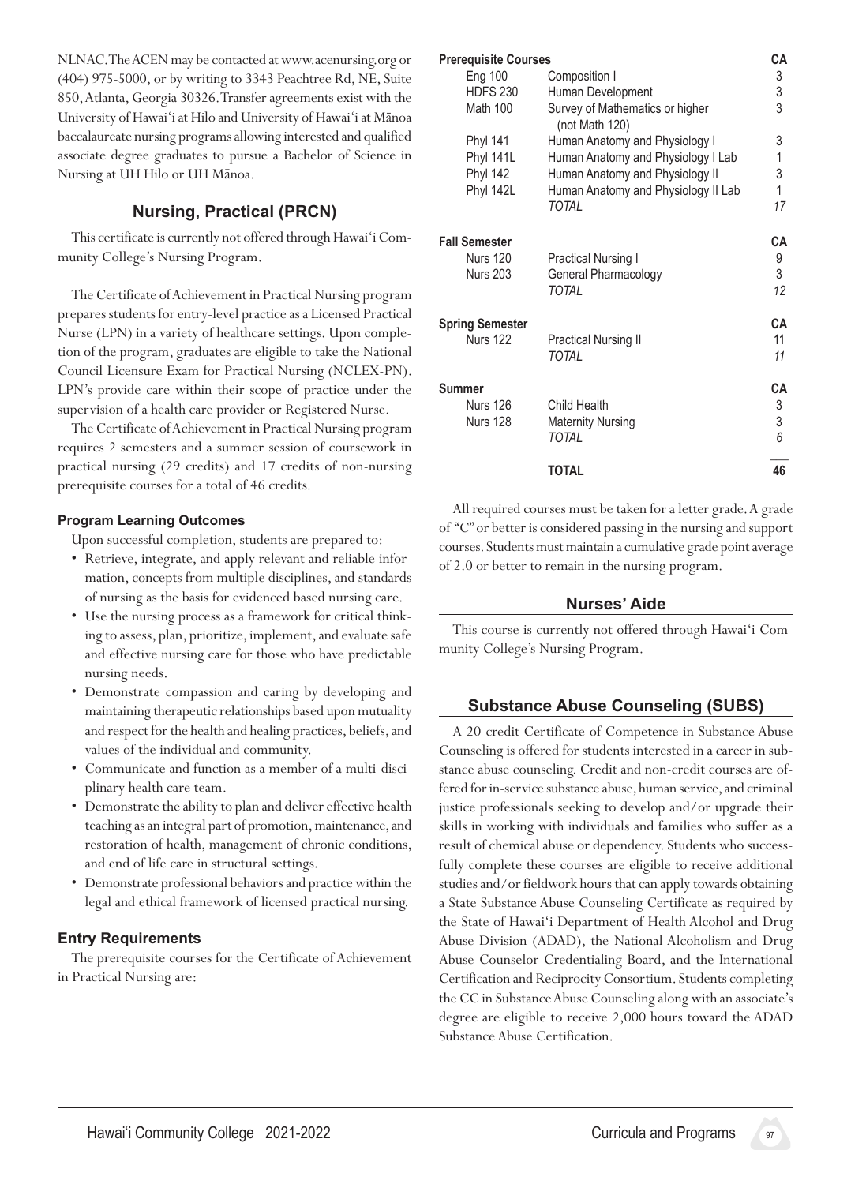NLNAC. The ACEN may be contacted at www.acenursing.org or (404) 975-5000, or by writing to 3343 Peachtree Rd, NE, Suite 850, Atlanta, Georgia 30326. Transfer agreements exist with the University of Hawai'i at Hilo and University of Hawai'i at Mānoa baccalaureate nursing programs allowing interested and qualified associate degree graduates to pursue a Bachelor of Science in Nursing at UH Hilo or UH Mānoa.

## Nursing, Practical (PRCN)

This certificate is currently not offered through Hawai'i Community College's Nursing Program.

The Certificate of Achievement in Practical Nursing program prepares students for entry-level practice as a Licensed Practical Nurse (LPN) in a variety of healthcare settings. Upon completion of the program, graduates are eligible to take the National Council Licensure Exam for Practical Nursing (NCLEX-PN). LPN's provide care within their scope of practice under the supervision of a health care provider or Registered Nurse.

The Certificate of Achievement in Practical Nursing program requires 2 semesters and a summer session of coursework in practical nursing (29 credits) and 17 credits of non-nursing prerequisite courses for a total of 46 credits.

### Program Learning Outcomes

Upon successful completion, students are prepared to:

- Retrieve, integrate, and apply relevant and reliable information, concepts from multiple disciplines, and standards of nursing as the basis for evidenced based nursing care.
- Use the nursing process as a framework for critical thinking to assess, plan, prioritize, implement, and evaluate safe and effective nursing care for those who have predictable nursing needs.
- Demonstrate compassion and caring by developing and maintaining therapeutic relationships based upon mutuality and respect for the health and healing practices, beliefs, and values of the individual and community.
- Communicate and function as a member of a multi-disciplinary health care team.
- Demonstrate the ability to plan and deliver effective health teaching as an integral part of promotion, maintenance, and restoration of health, management of chronic conditions, and end of life care in structural settings.
- Demonstrate professional behaviors and practice within the legal and ethical framework of licensed practical nursing.

### Entry Requirements

The prerequisite courses for the Certificate of Achievement in Practical Nursing are:

| **Prerequisite Courses** | | **CA** |
|---|---|---|
| Eng 100 | Composition I | 3 |
| HDFS 230 | Human Development | 3 |
| Math 100 | Survey of Mathematics or higher (not Math 120) | 3 |
| Phyl 141 | Human Anatomy and Physiology I | 3 |
| Phyl 141L | Human Anatomy and Physiology I Lab | 1 |
| Phyl 142 | Human Anatomy and Physiology II | 3 |
| Phyl 142L | Human Anatomy and Physiology II Lab | 1 |
| | *TOTAL* | *17* |
| **Fall Semester** | | **CA** |
| Nurs 120 | Practical Nursing I | 9 |
| Nurs 203 | General Pharmacology | 3 |
| | *TOTAL* | *12* |
| **Spring Semester** | | **CA** |
| Nurs 122 | Practical Nursing II | 11 |
| | *TOTAL* | *11* |
| **Summer** | | **CA** |
| Nurs 126 | Child Health | 3 |
| Nurs 128 | Maternity Nursing | 3 |
| | *TOTAL* | *6* |
| | **TOTAL** | **46** |

All required courses must be taken for a letter grade. A grade of "C" or better is considered passing in the nursing and support courses. Students must maintain a cumulative grade point average of 2.0 or better to remain in the nursing program.

## Nurses' Aide

This course is currently not offered through Hawai'i Community College's Nursing Program.

## Substance Abuse Counseling (SUBS)

A 20-credit Certificate of Competence in Substance Abuse Counseling is offered for students interested in a career in substance abuse counseling. Credit and non-credit courses are offered for in-service substance abuse, human service, and criminal justice professionals seeking to develop and/or upgrade their skills in working with individuals and families who suffer as a result of chemical abuse or dependency. Students who successfully complete these courses are eligible to receive additional studies and/or fieldwork hours that can apply towards obtaining a State Substance Abuse Counseling Certificate as required by the State of Hawai'i Department of Health Alcohol and Drug Abuse Division (ADAD), the National Alcoholism and Drug Abuse Counselor Credentialing Board, and the International Certification and Reciprocity Consortium. Students completing the CC in Substance Abuse Counseling along with an associate's degree are eligible to receive 2,000 hours toward the ADAD Substance Abuse Certification.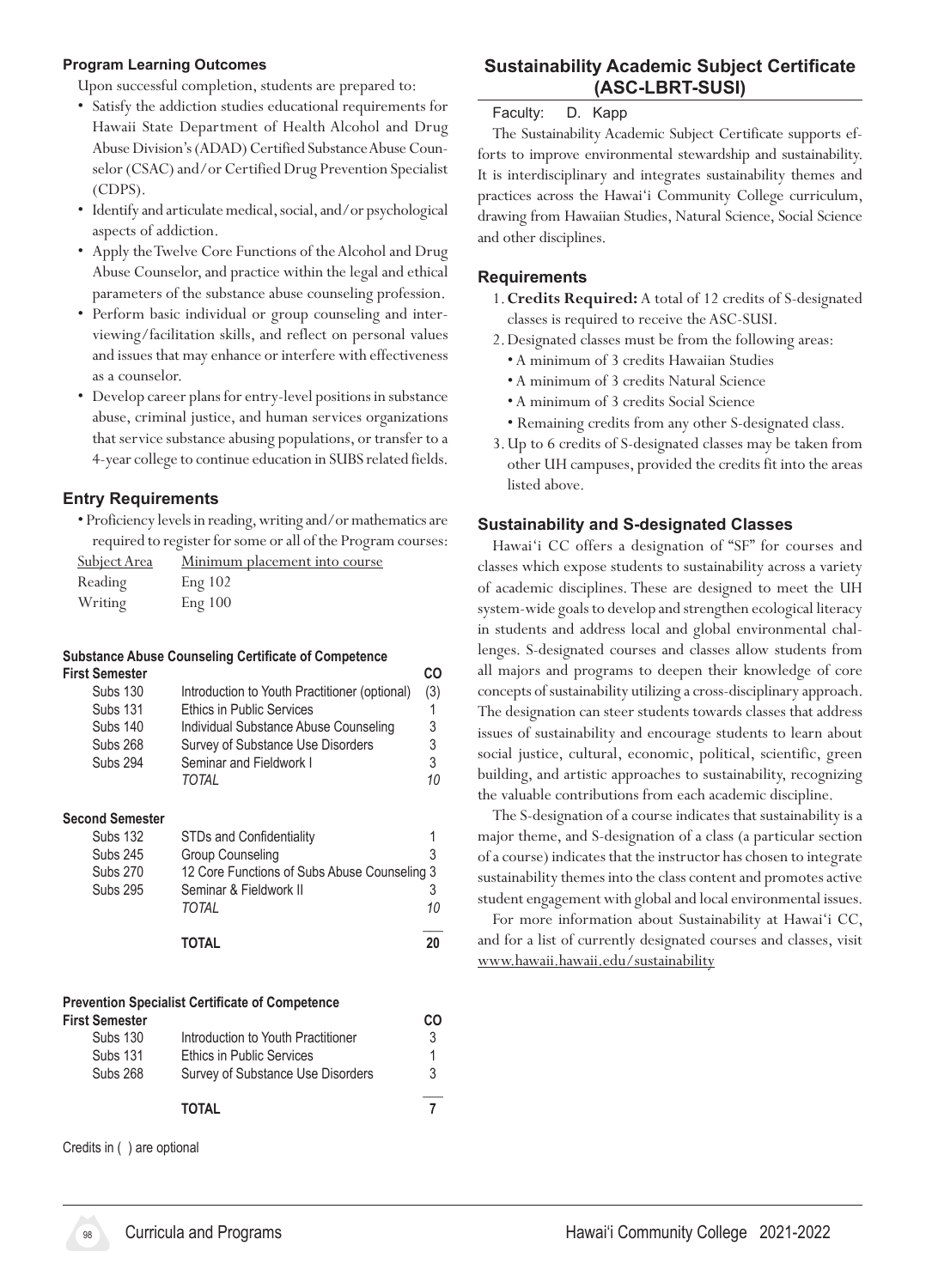### Program Learning Outcomes

Upon successful completion, students are prepared to:

- Satisfy the addiction studies educational requirements for Hawaii State Department of Health Alcohol and Drug Abuse Division's (ADAD) Certified Substance Abuse Counselor (CSAC) and/or Certified Drug Prevention Specialist (CDPS).
- Identify and articulate medical, social, and/or psychological aspects of addiction.
- Apply the Twelve Core Functions of the Alcohol and Drug Abuse Counselor, and practice within the legal and ethical parameters of the substance abuse counseling profession.
- Perform basic individual or group counseling and interviewing/facilitation skills, and reflect on personal values and issues that may enhance or interfere with effectiveness as a counselor.
- Develop career plans for entry-level positions in substance abuse, criminal justice, and human services organizations that service substance abusing populations, or transfer to a 4-year college to continue education in SUBS related fields.

### Entry Requirements

- Proficiency levels in reading, writing and/or mathematics are required to register for some or all of the Program courses:

| Subject Area | Minimum placement into course |
|---|---|
| Reading | Eng 102 |
| Writing | Eng 100 |

#### Substance Abuse Counseling Certificate of Competence

| First Semester | | CO |
|---|---|---|
| Subs 130 | Introduction to Youth Practitioner (optional) | (3) |
| Subs 131 | Ethics in Public Services | 1 |
| Subs 140 | Individual Substance Abuse Counseling | 3 |
| Subs 268 | Survey of Substance Use Disorders | 3 |
| Subs 294 | Seminar and Fieldwork I | 3 |
| | *TOTAL* | *10* |
| **Second Semester** | | |
| Subs 132 | STDs and Confidentiality | 1 |
| Subs 245 | Group Counseling | 3 |
| Subs 270 | 12 Core Functions of Subs Abuse Counseling | 3 |
| Subs 295 | Seminar & Fieldwork II | 3 |
| | *TOTAL* | *10* |
| | **TOTAL** | **20** |

#### Prevention Specialist Certificate of Competence

| First Semester | | CO |
|---|---|---|
| Subs 130 | Introduction to Youth Practitioner | 3 |
| Subs 131 | Ethics in Public Services | 1 |
| Subs 268 | Survey of Substance Use Disorders | 3 |
| | **TOTAL** | **7** |

Credits in ( ) are optional

## Sustainability Academic Subject Certificate (ASC-LBRT-SUSI)

Faculty: D. Kapp

The Sustainability Academic Subject Certificate supports efforts to improve environmental stewardship and sustainability. It is interdisciplinary and integrates sustainability themes and practices across the Hawaiʻi Community College curriculum, drawing from Hawaiian Studies, Natural Science, Social Science and other disciplines.

### Requirements

1. **Credits Required:** A total of 12 credits of S-designated classes is required to receive the ASC-SUSI.
2. Designated classes must be from the following areas:
   - A minimum of 3 credits Hawaiian Studies
   - A minimum of 3 credits Natural Science
   - A minimum of 3 credits Social Science
   - Remaining credits from any other S-designated class.
3. Up to 6 credits of S-designated classes may be taken from other UH campuses, provided the credits fit into the areas listed above.

### Sustainability and S-designated Classes

Hawaiʻi CC offers a designation of "SF" for courses and classes which expose students to sustainability across a variety of academic disciplines. These are designed to meet the UH system-wide goals to develop and strengthen ecological literacy in students and address local and global environmental challenges. S-designated courses and classes allow students from all majors and programs to deepen their knowledge of core concepts of sustainability utilizing a cross-disciplinary approach. The designation can steer students towards classes that address issues of sustainability and encourage students to learn about social justice, cultural, economic, political, scientific, green building, and artistic approaches to sustainability, recognizing the valuable contributions from each academic discipline.

The S-designation of a course indicates that sustainability is a major theme, and S-designation of a class (a particular section of a course) indicates that the instructor has chosen to integrate sustainability themes into the class content and promotes active student engagement with global and local environmental issues.

For more information about Sustainability at Hawaiʻi CC, and for a list of currently designated courses and classes, visit www.hawaii.hawaii.edu/sustainability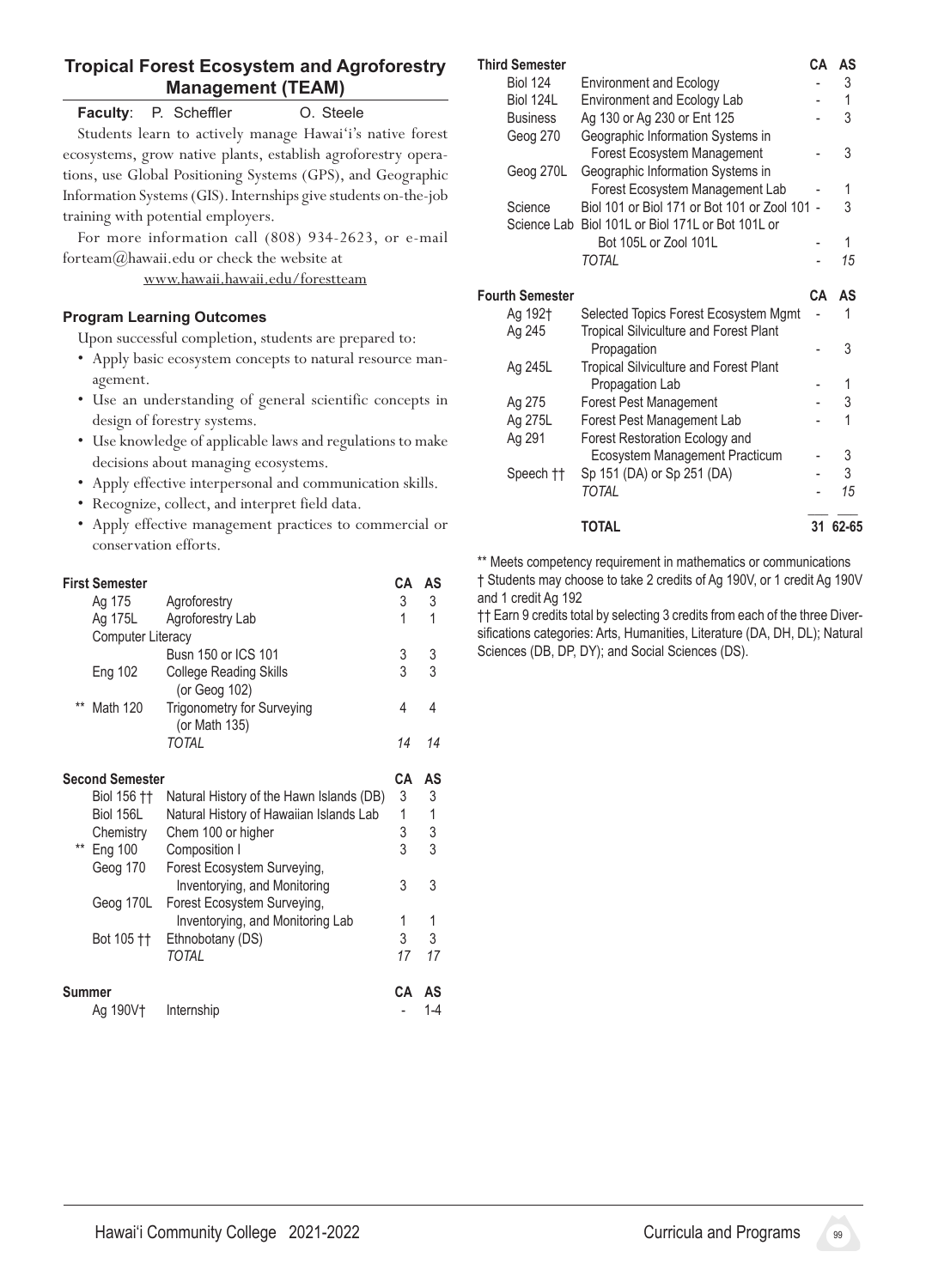## Tropical Forest Ecosystem and Agroforestry Management (TEAM)

**Faculty**: P. Scheffler O. Steele

Students learn to actively manage Hawai'i's native forest ecosystems, grow native plants, establish agroforestry operations, use Global Positioning Systems (GPS), and Geographic Information Systems (GIS). Internships give students on-the-job training with potential employers.

For more information call (808) 934-2623, or e-mail forteam@hawaii.edu or check the website at www.hawaii.hawaii.edu/forestteam

### Program Learning Outcomes

Upon successful completion, students are prepared to:

- Apply basic ecosystem concepts to natural resource management.
- Use an understanding of general scientific concepts in design of forestry systems.
- Use knowledge of applicable laws and regulations to make decisions about managing ecosystems.
- Apply effective interpersonal and communication skills.
- Recognize, collect, and interpret field data.
- Apply effective management practices to commercial or conservation efforts.

| First Semester | | CA | AS |
|---|---|---|---|
| Ag 175 | Agroforestry | 3 | 3 |
| Ag 175L | Agroforestry Lab | 1 | 1 |
| Computer Literacy | | | |
| | Busn 150 or ICS 101 | 3 | 3 |
| Eng 102 | College Reading Skills (or Geog 102) | 3 | 3 |
| ** Math 120 | Trigonometry for Surveying (or Math 135) | 4 | 4 |
| | *TOTAL* | *14* | *14* |

| Second Semester | | CA | AS |
|---|---|---|---|
| Biol 156 †† | Natural History of the Hawn Islands (DB) | 3 | 3 |
| Biol 156L | Natural History of Hawaiian Islands Lab | 1 | 1 |
| Chemistry | Chem 100 or higher | 3 | 3 |
| ** Eng 100 | Composition I | 3 | 3 |
| Geog 170 | Forest Ecosystem Surveying, Inventorying, and Monitoring | 3 | 3 |
| Geog 170L | Forest Ecosystem Surveying, Inventorying, and Monitoring Lab | 1 | 1 |
| Bot 105 †† | Ethnobotany (DS) | 3 | 3 |
| | *TOTAL* | *17* | *17* |

| Summer | | CA | AS |
|---|---|---|---|
| Ag 190V† | Internship | - | 1-4 |

| Third Semester | | CA | AS |
|---|---|---|---|
| Biol 124 | Environment and Ecology | - | 3 |
| Biol 124L | Environment and Ecology Lab | - | 1 |
| Business | Ag 130 or Ag 230 or Ent 125 | - | 3 |
| Geog 270 | Geographic Information Systems in Forest Ecosystem Management | - | 3 |
| Geog 270L | Geographic Information Systems in Forest Ecosystem Management Lab | - | 1 |
| Science | Biol 101 or Biol 171 or Bot 101 or Zool 101 | - | 3 |
| Science Lab | Biol 101L or Biol 171L or Bot 101L or Bot 105L or Zool 101L | - | 1 |
| | *TOTAL* | - | *15* |

| Fourth Semester | | CA | AS |
|---|---|---|---|
| Ag 192† | Selected Topics Forest Ecosystem Mgmt | - | 1 |
| Ag 245 | Tropical Silviculture and Forest Plant Propagation | - | 3 |
| Ag 245L | Tropical Silviculture and Forest Plant Propagation Lab | - | 1 |
| Ag 275 | Forest Pest Management | - | 3 |
| Ag 275L | Forest Pest Management Lab | - | 1 |
| Ag 291 | Forest Restoration Ecology and Ecosystem Management Practicum | - | 3 |
| Speech †† | Sp 151 (DA) or Sp 251 (DA) | - | 3 |
| | *TOTAL* | - | *15* |
| | **TOTAL** | **31** | **62-65** |

** Meets competency requirement in mathematics or communications

† Students may choose to take 2 credits of Ag 190V, or 1 credit Ag 190V and 1 credit Ag 192

†† Earn 9 credits total by selecting 3 credits from each of the three Diversifications categories: Arts, Humanities, Literature (DA, DH, DL); Natural Sciences (DB, DP, DY); and Social Sciences (DS).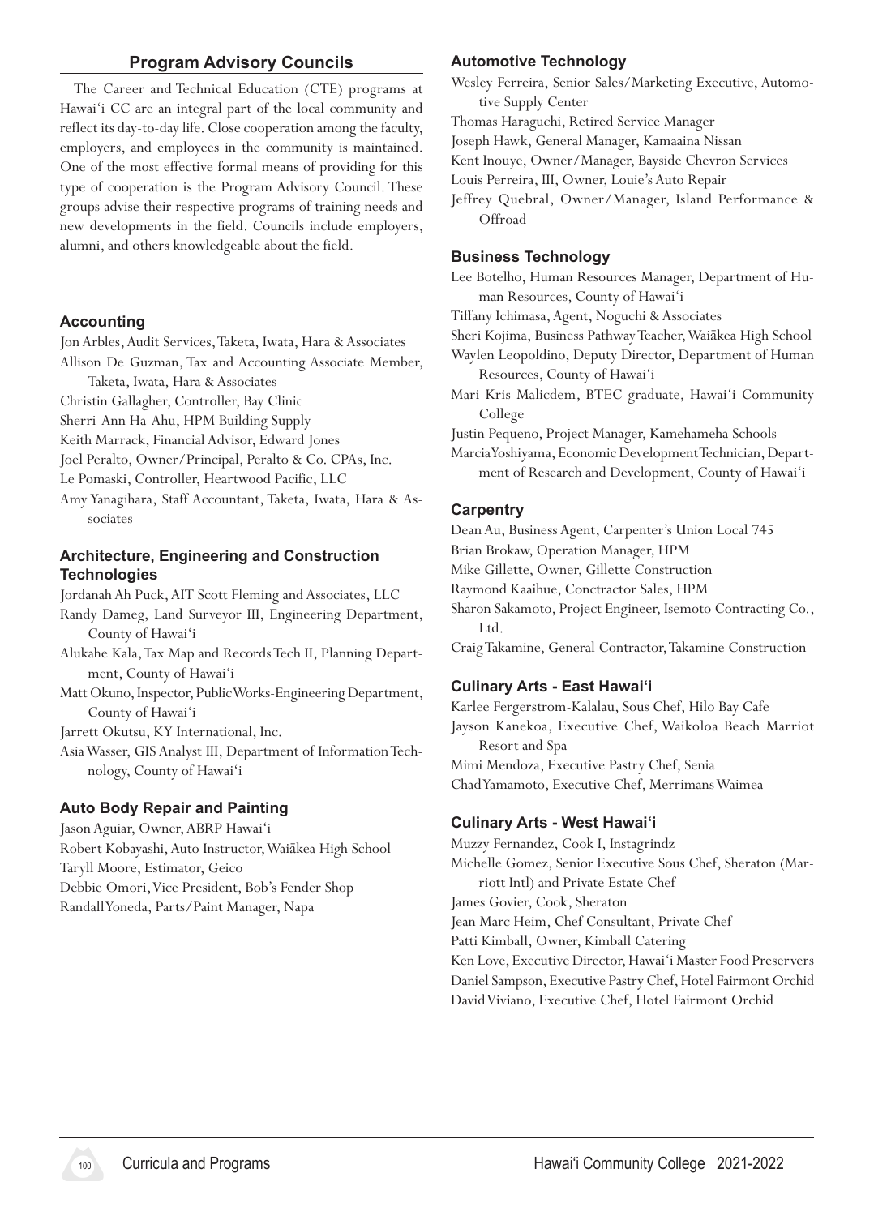## Program Advisory Councils

The Career and Technical Education (CTE) programs at Hawai'i CC are an integral part of the local community and reflect its day-to-day life. Close cooperation among the faculty, employers, and employees in the community is maintained. One of the most effective formal means of providing for this type of cooperation is the Program Advisory Council. These groups advise their respective programs of training needs and new developments in the field. Councils include employers, alumni, and others knowledgeable about the field.

### Accounting

Jon Arbles, Audit Services, Taketa, Iwata, Hara & Associates
Allison De Guzman, Tax and Accounting Associate Member, Taketa, Iwata, Hara & Associates
Christin Gallagher, Controller, Bay Clinic
Sherri-Ann Ha-Ahu, HPM Building Supply
Keith Marrack, Financial Advisor, Edward Jones
Joel Peralto, Owner/Principal, Peralto & Co. CPAs, Inc.
Le Pomaski, Controller, Heartwood Pacific, LLC
Amy Yanagihara, Staff Accountant, Taketa, Iwata, Hara & Associates

### Architecture, Engineering and Construction Technologies

Jordanah Ah Puck, AIT Scott Fleming and Associates, LLC
Randy Dameg, Land Surveyor III, Engineering Department, County of Hawai'i
Alukahe Kala, Tax Map and Records Tech II, Planning Department, County of Hawai'i
Matt Okuno, Inspector, Public Works-Engineering Department, County of Hawai'i
Jarrett Okutsu, KY International, Inc.
Asia Wasser, GIS Analyst III, Department of Information Technology, County of Hawai'i

### Auto Body Repair and Painting

Jason Aguiar, Owner, ABRP Hawai'i
Robert Kobayashi, Auto Instructor, Waiākea High School
Taryll Moore, Estimator, Geico
Debbie Omori, Vice President, Bob's Fender Shop
Randall Yoneda, Parts/Paint Manager, Napa

### Automotive Technology

Wesley Ferreira, Senior Sales/Marketing Executive, Automotive Supply Center
Thomas Haraguchi, Retired Service Manager
Joseph Hawk, General Manager, Kamaaina Nissan
Kent Inouye, Owner/Manager, Bayside Chevron Services
Louis Perreira, III, Owner, Louie's Auto Repair
Jeffrey Quebral, Owner/Manager, Island Performance & Offroad

### Business Technology

Lee Botelho, Human Resources Manager, Department of Human Resources, County of Hawai'i
Tiffany Ichimasa, Agent, Noguchi & Associates
Sheri Kojima, Business Pathway Teacher, Waiākea High School
Waylen Leopoldino, Deputy Director, Department of Human Resources, County of Hawai'i
Mari Kris Malicdem, BTEC graduate, Hawai'i Community College
Justin Pequeno, Project Manager, Kamehameha Schools
Marcia Yoshiyama, Economic Development Technician, Department of Research and Development, County of Hawai'i

### Carpentry

Dean Au, Business Agent, Carpenter's Union Local 745
Brian Brokaw, Operation Manager, HPM
Mike Gillette, Owner, Gillette Construction
Raymond Kaaihue, Conctractor Sales, HPM
Sharon Sakamoto, Project Engineer, Isemoto Contracting Co., Ltd.
Craig Takamine, General Contractor, Takamine Construction

### Culinary Arts - East Hawai'i

Karlee Fergerstrom-Kalalau, Sous Chef, Hilo Bay Cafe
Jayson Kanekoa, Executive Chef, Waikoloa Beach Marriot Resort and Spa
Mimi Mendoza, Executive Pastry Chef, Senia
Chad Yamamoto, Executive Chef, Merrimans Waimea

### Culinary Arts - West Hawai'i

Muzzy Fernandez, Cook I, Instagrindz
Michelle Gomez, Senior Executive Sous Chef, Sheraton (Marriott Intl) and Private Estate Chef
James Govier, Cook, Sheraton
Jean Marc Heim, Chef Consultant, Private Chef
Patti Kimball, Owner, Kimball Catering
Ken Love, Executive Director, Hawai'i Master Food Preservers
Daniel Sampson, Executive Pastry Chef, Hotel Fairmont Orchid
David Viviano, Executive Chef, Hotel Fairmont Orchid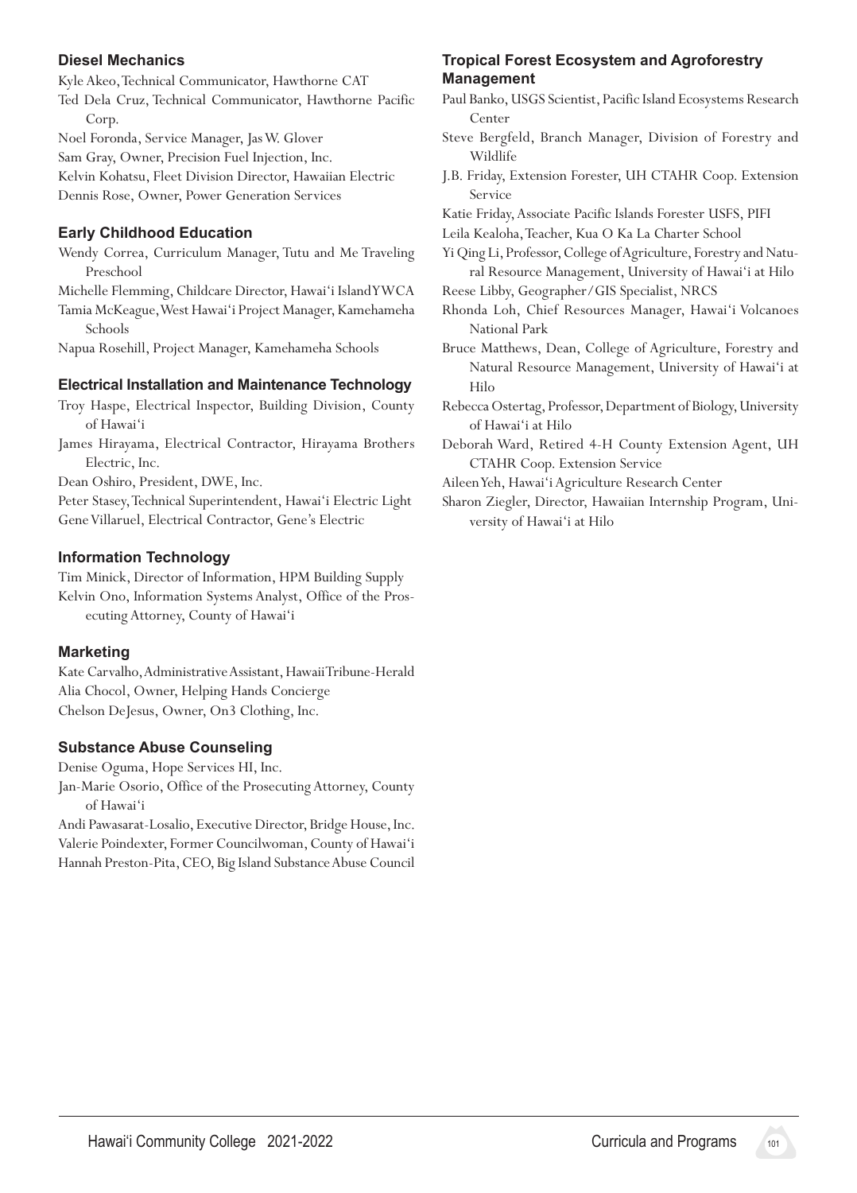### Diesel Mechanics

Kyle Akeo, Technical Communicator, Hawthorne CAT

Ted Dela Cruz, Technical Communicator, Hawthorne Pacific Corp.

Noel Foronda, Service Manager, Jas W. Glover

Sam Gray, Owner, Precision Fuel Injection, Inc.

Kelvin Kohatsu, Fleet Division Director, Hawaiian Electric

Dennis Rose, Owner, Power Generation Services

### Early Childhood Education

Wendy Correa, Curriculum Manager, Tutu and Me Traveling Preschool

Michelle Flemming, Childcare Director, Hawaiʻi Island YWCA

Tamia McKeague, West Hawaiʻi Project Manager, Kamehameha Schools

Napua Rosehill, Project Manager, Kamehameha Schools

### Electrical Installation and Maintenance Technology

Troy Haspe, Electrical Inspector, Building Division, County of Hawaiʻi

James Hirayama, Electrical Contractor, Hirayama Brothers Electric, Inc.

Dean Oshiro, President, DWE, Inc.

Peter Stasey, Technical Superintendent, Hawaiʻi Electric Light

Gene Villaruel, Electrical Contractor, Gene's Electric

### Information Technology

Tim Minick, Director of Information, HPM Building Supply

Kelvin Ono, Information Systems Analyst, Office of the Prosecuting Attorney, County of Hawaiʻi

### Marketing

Kate Carvalho, Administrative Assistant, Hawaii Tribune-Herald

Alia Chocol, Owner, Helping Hands Concierge

Chelson DeJesus, Owner, On3 Clothing, Inc.

### Substance Abuse Counseling

Denise Oguma, Hope Services HI, Inc.

Jan-Marie Osorio, Office of the Prosecuting Attorney, County of Hawaiʻi

Andi Pawasarat-Losalio, Executive Director, Bridge House, Inc.

Valerie Poindexter, Former Councilwoman, County of Hawaiʻi

Hannah Preston-Pita, CEO, Big Island Substance Abuse Council

### Tropical Forest Ecosystem and Agroforestry Management

Paul Banko, USGS Scientist, Pacific Island Ecosystems Research Center

Steve Bergfeld, Branch Manager, Division of Forestry and Wildlife

J.B. Friday, Extension Forester, UH CTAHR Coop. Extension Service

Katie Friday, Associate Pacific Islands Forester USFS, PIFI

Leila Kealoha, Teacher, Kua O Ka La Charter School

Yi Qing Li, Professor, College of Agriculture, Forestry and Natural Resource Management, University of Hawaiʻi at Hilo

Reese Libby, Geographer/GIS Specialist, NRCS

Rhonda Loh, Chief Resources Manager, Hawaiʻi Volcanoes National Park

Bruce Matthews, Dean, College of Agriculture, Forestry and Natural Resource Management, University of Hawaiʻi at Hilo

Rebecca Ostertag, Professor, Department of Biology, University of Hawaiʻi at Hilo

Deborah Ward, Retired 4-H County Extension Agent, UH CTAHR Coop. Extension Service

Aileen Yeh, Hawaiʻi Agriculture Research Center

Sharon Ziegler, Director, Hawaiian Internship Program, University of Hawaiʻi at Hilo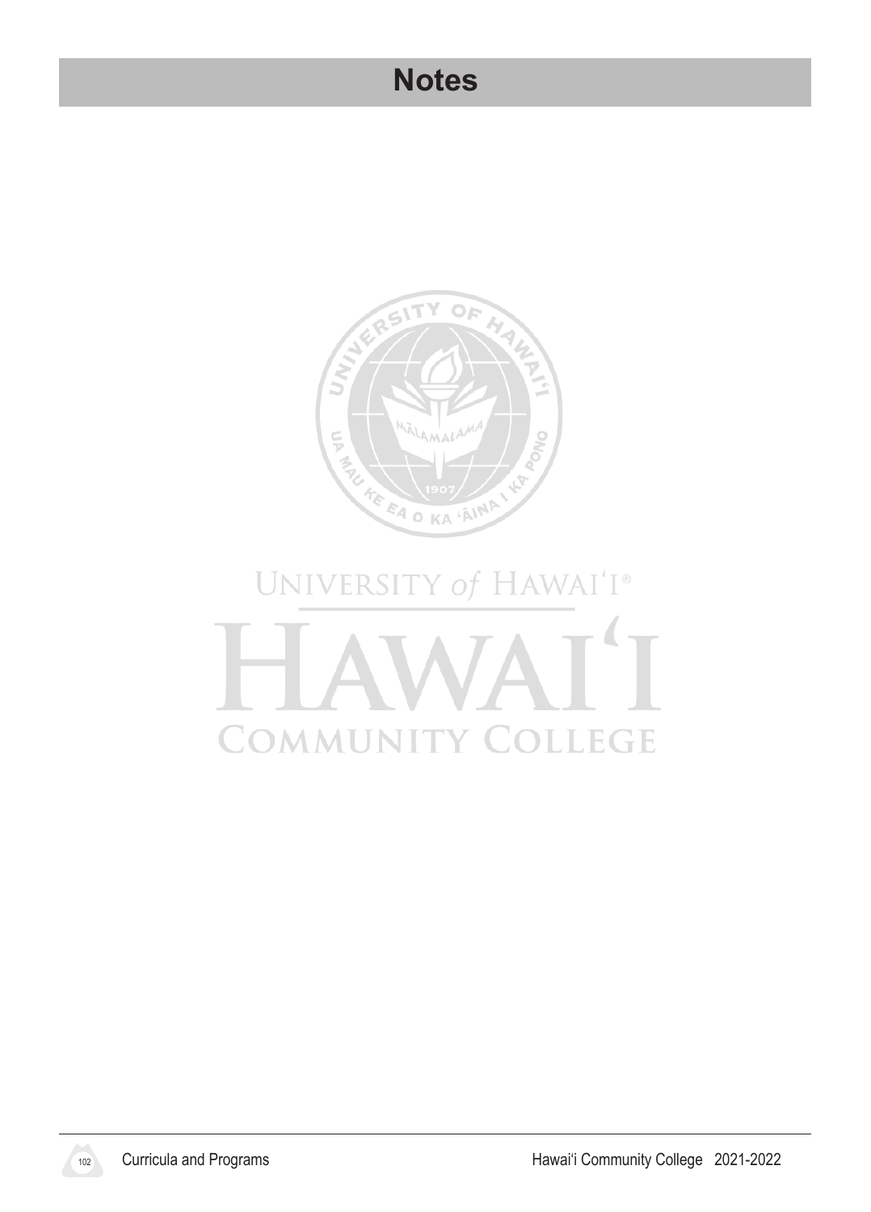# Notes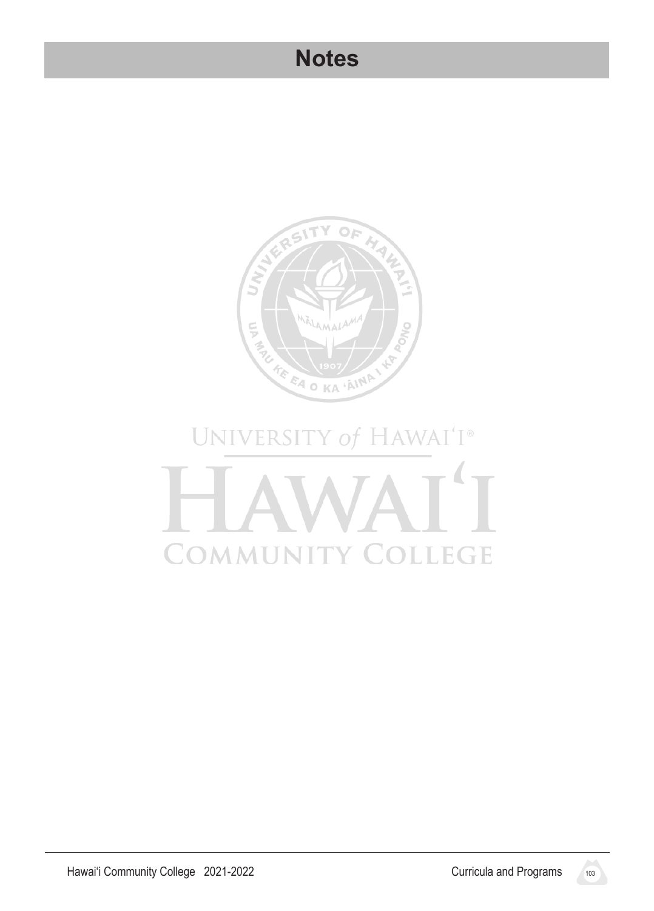# Notes